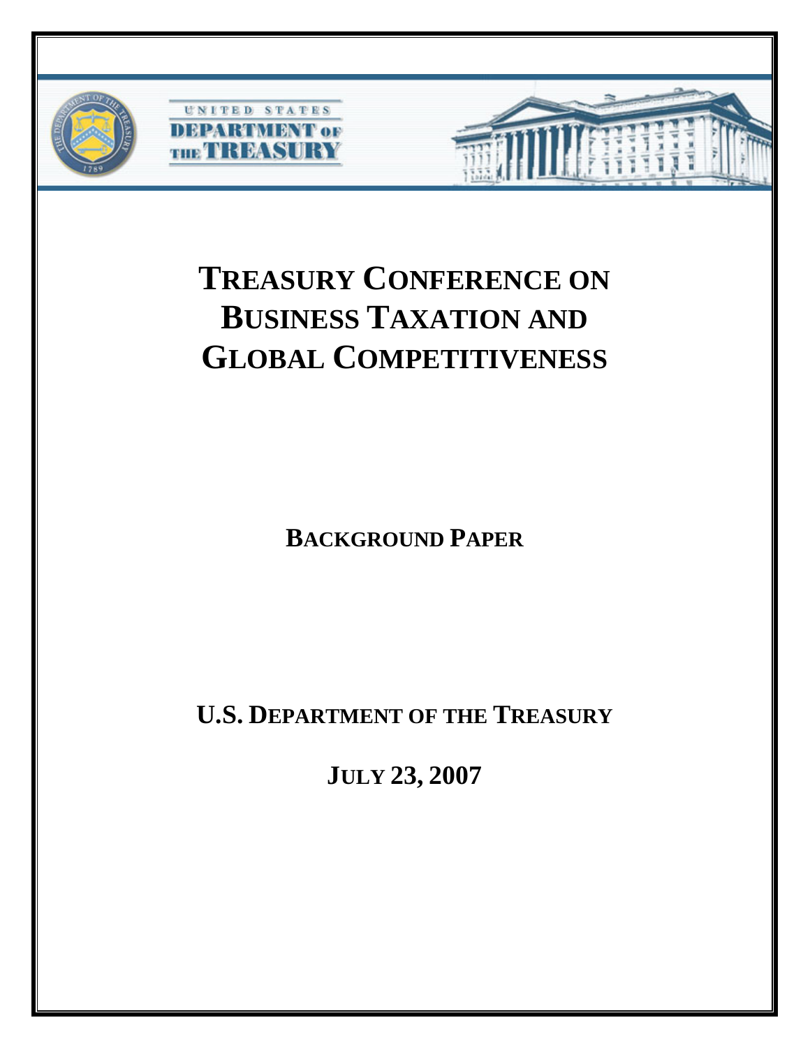UNITED STATES
DEPARTMENT OF THE TREASURY

# TREASURY CONFERENCE ON BUSINESS TAXATION AND GLOBAL COMPETITIVENESS

## BACKGROUND PAPER

**U.S. DEPARTMENT OF THE TREASURY**

**JULY 23, 2007**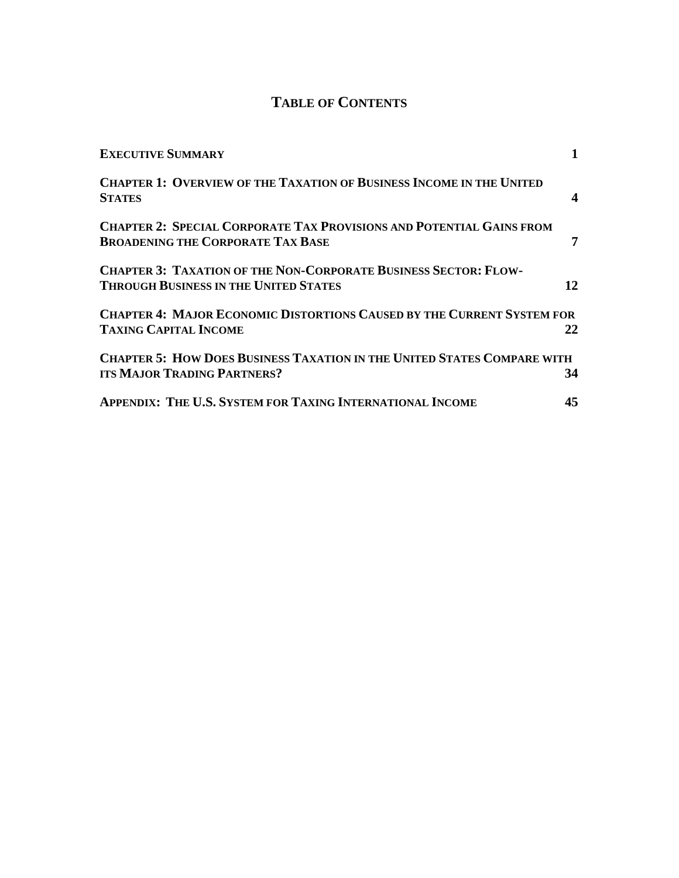# TABLE OF CONTENTS

| | |
|---|---|
| **EXECUTIVE SUMMARY** | **1** |
| **CHAPTER 1: OVERVIEW OF THE TAXATION OF BUSINESS INCOME IN THE UNITED STATES** | **4** |
| **CHAPTER 2: SPECIAL CORPORATE TAX PROVISIONS AND POTENTIAL GAINS FROM BROADENING THE CORPORATE TAX BASE** | **7** |
| **CHAPTER 3: TAXATION OF THE NON-CORPORATE BUSINESS SECTOR: FLOW-THROUGH BUSINESS IN THE UNITED STATES** | **12** |
| **CHAPTER 4: MAJOR ECONOMIC DISTORTIONS CAUSED BY THE CURRENT SYSTEM FOR TAXING CAPITAL INCOME** | **22** |
| **CHAPTER 5: HOW DOES BUSINESS TAXATION IN THE UNITED STATES COMPARE WITH ITS MAJOR TRADING PARTNERS?** | **34** |
| **APPENDIX: THE U.S. SYSTEM FOR TAXING INTERNATIONAL INCOME** | **45** |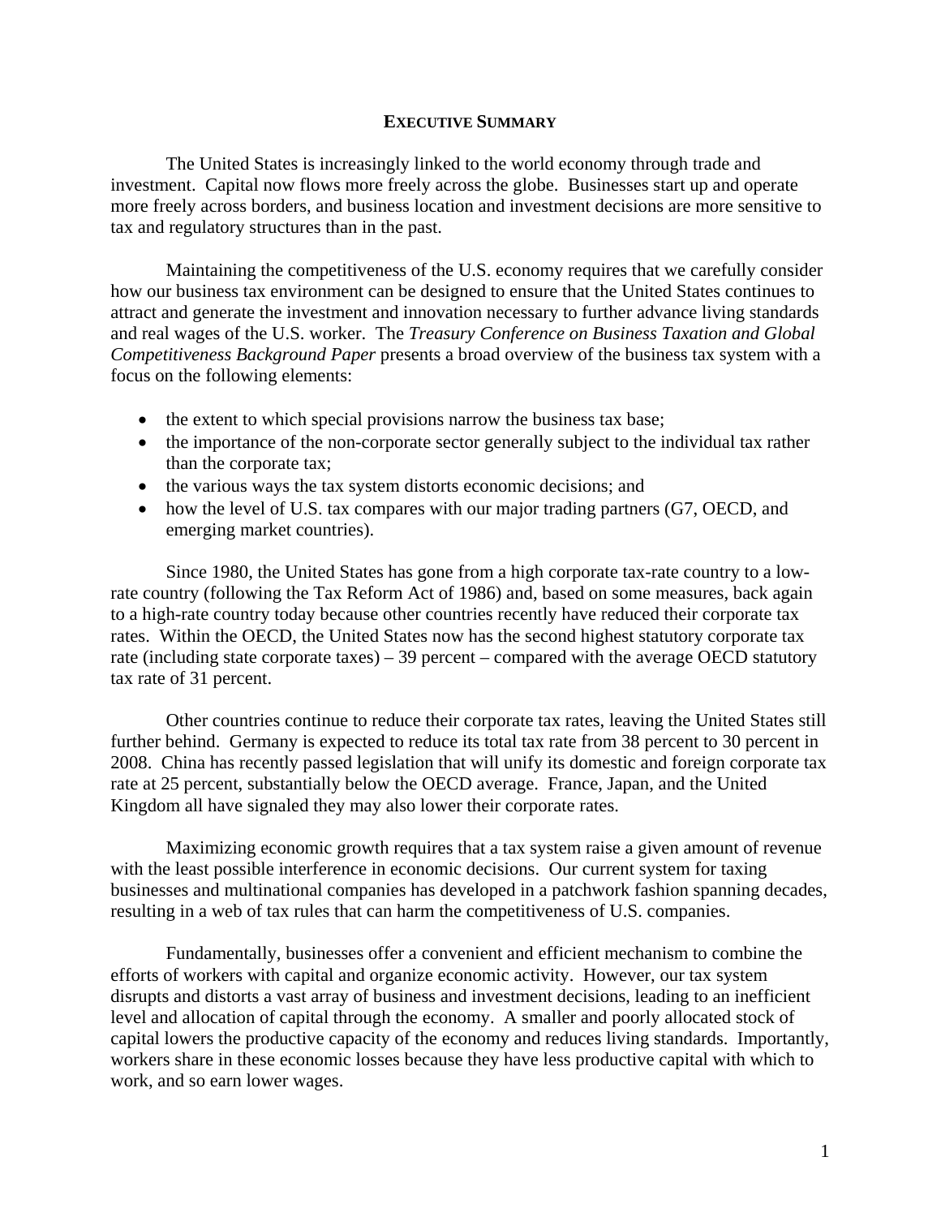## EXECUTIVE SUMMARY

The United States is increasingly linked to the world economy through trade and investment. Capital now flows more freely across the globe. Businesses start up and operate more freely across borders, and business location and investment decisions are more sensitive to tax and regulatory structures than in the past.

Maintaining the competitiveness of the U.S. economy requires that we carefully consider how our business tax environment can be designed to ensure that the United States continues to attract and generate the investment and innovation necessary to further advance living standards and real wages of the U.S. worker. The *Treasury Conference on Business Taxation and Global Competitiveness Background Paper* presents a broad overview of the business tax system with a focus on the following elements:

- the extent to which special provisions narrow the business tax base;
- the importance of the non-corporate sector generally subject to the individual tax rather than the corporate tax;
- the various ways the tax system distorts economic decisions; and
- how the level of U.S. tax compares with our major trading partners (G7, OECD, and emerging market countries).

Since 1980, the United States has gone from a high corporate tax-rate country to a low-rate country (following the Tax Reform Act of 1986) and, based on some measures, back again to a high-rate country today because other countries recently have reduced their corporate tax rates. Within the OECD, the United States now has the second highest statutory corporate tax rate (including state corporate taxes) – 39 percent – compared with the average OECD statutory tax rate of 31 percent.

Other countries continue to reduce their corporate tax rates, leaving the United States still further behind. Germany is expected to reduce its total tax rate from 38 percent to 30 percent in 2008. China has recently passed legislation that will unify its domestic and foreign corporate tax rate at 25 percent, substantially below the OECD average. France, Japan, and the United Kingdom all have signaled they may also lower their corporate rates.

Maximizing economic growth requires that a tax system raise a given amount of revenue with the least possible interference in economic decisions. Our current system for taxing businesses and multinational companies has developed in a patchwork fashion spanning decades, resulting in a web of tax rules that can harm the competitiveness of U.S. companies.

Fundamentally, businesses offer a convenient and efficient mechanism to combine the efforts of workers with capital and organize economic activity. However, our tax system disrupts and distorts a vast array of business and investment decisions, leading to an inefficient level and allocation of capital through the economy. A smaller and poorly allocated stock of capital lowers the productive capacity of the economy and reduces living standards. Importantly, workers share in these economic losses because they have less productive capital with which to work, and so earn lower wages.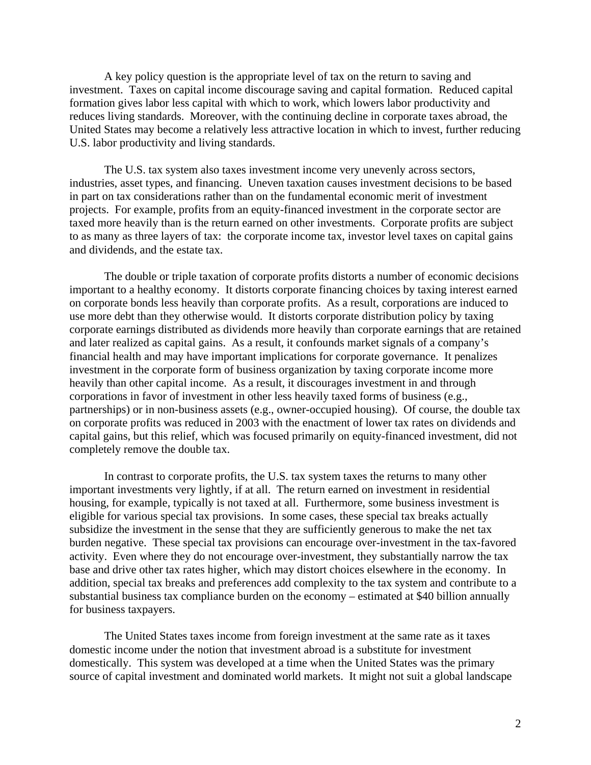A key policy question is the appropriate level of tax on the return to saving and investment. Taxes on capital income discourage saving and capital formation. Reduced capital formation gives labor less capital with which to work, which lowers labor productivity and reduces living standards. Moreover, with the continuing decline in corporate taxes abroad, the United States may become a relatively less attractive location in which to invest, further reducing U.S. labor productivity and living standards.

The U.S. tax system also taxes investment income very unevenly across sectors, industries, asset types, and financing. Uneven taxation causes investment decisions to be based in part on tax considerations rather than on the fundamental economic merit of investment projects. For example, profits from an equity-financed investment in the corporate sector are taxed more heavily than is the return earned on other investments. Corporate profits are subject to as many as three layers of tax: the corporate income tax, investor level taxes on capital gains and dividends, and the estate tax.

The double or triple taxation of corporate profits distorts a number of economic decisions important to a healthy economy. It distorts corporate financing choices by taxing interest earned on corporate bonds less heavily than corporate profits. As a result, corporations are induced to use more debt than they otherwise would. It distorts corporate distribution policy by taxing corporate earnings distributed as dividends more heavily than corporate earnings that are retained and later realized as capital gains. As a result, it confounds market signals of a company's financial health and may have important implications for corporate governance. It penalizes investment in the corporate form of business organization by taxing corporate income more heavily than other capital income. As a result, it discourages investment in and through corporations in favor of investment in other less heavily taxed forms of business (e.g., partnerships) or in non-business assets (e.g., owner-occupied housing). Of course, the double tax on corporate profits was reduced in 2003 with the enactment of lower tax rates on dividends and capital gains, but this relief, which was focused primarily on equity-financed investment, did not completely remove the double tax.

In contrast to corporate profits, the U.S. tax system taxes the returns to many other important investments very lightly, if at all. The return earned on investment in residential housing, for example, typically is not taxed at all. Furthermore, some business investment is eligible for various special tax provisions. In some cases, these special tax breaks actually subsidize the investment in the sense that they are sufficiently generous to make the net tax burden negative. These special tax provisions can encourage over-investment in the tax-favored activity. Even where they do not encourage over-investment, they substantially narrow the tax base and drive other tax rates higher, which may distort choices elsewhere in the economy. In addition, special tax breaks and preferences add complexity to the tax system and contribute to a substantial business tax compliance burden on the economy – estimated at $40 billion annually for business taxpayers.

The United States taxes income from foreign investment at the same rate as it taxes domestic income under the notion that investment abroad is a substitute for investment domestically. This system was developed at a time when the United States was the primary source of capital investment and dominated world markets. It might not suit a global landscape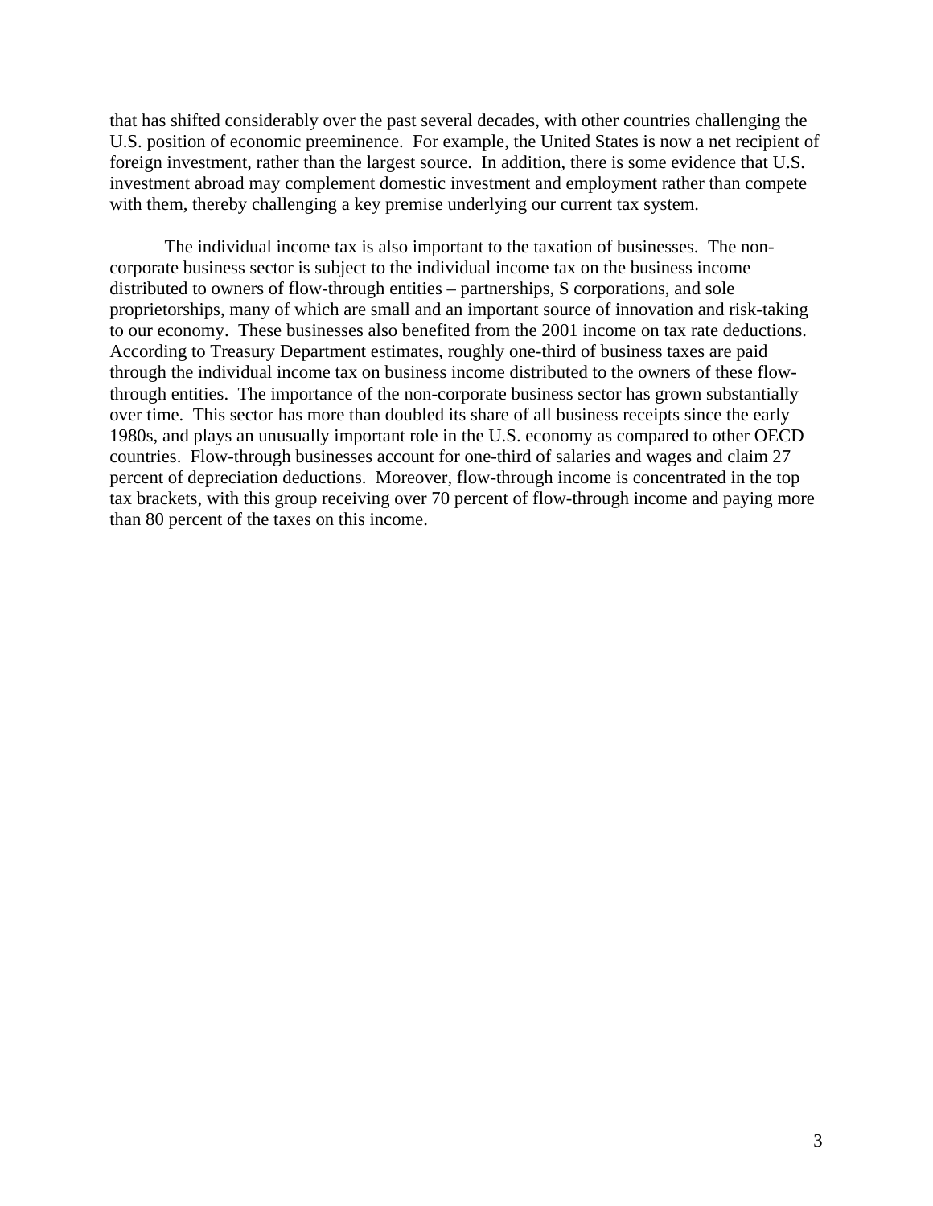that has shifted considerably over the past several decades, with other countries challenging the U.S. position of economic preeminence. For example, the United States is now a net recipient of foreign investment, rather than the largest source. In addition, there is some evidence that U.S. investment abroad may complement domestic investment and employment rather than compete with them, thereby challenging a key premise underlying our current tax system.

The individual income tax is also important to the taxation of businesses. The non-corporate business sector is subject to the individual income tax on the business income distributed to owners of flow-through entities – partnerships, S corporations, and sole proprietorships, many of which are small and an important source of innovation and risk-taking to our economy. These businesses also benefited from the 2001 income on tax rate deductions. According to Treasury Department estimates, roughly one-third of business taxes are paid through the individual income tax on business income distributed to the owners of these flow-through entities. The importance of the non-corporate business sector has grown substantially over time. This sector has more than doubled its share of all business receipts since the early 1980s, and plays an unusually important role in the U.S. economy as compared to other OECD countries. Flow-through businesses account for one-third of salaries and wages and claim 27 percent of depreciation deductions. Moreover, flow-through income is concentrated in the top tax brackets, with this group receiving over 70 percent of flow-through income and paying more than 80 percent of the taxes on this income.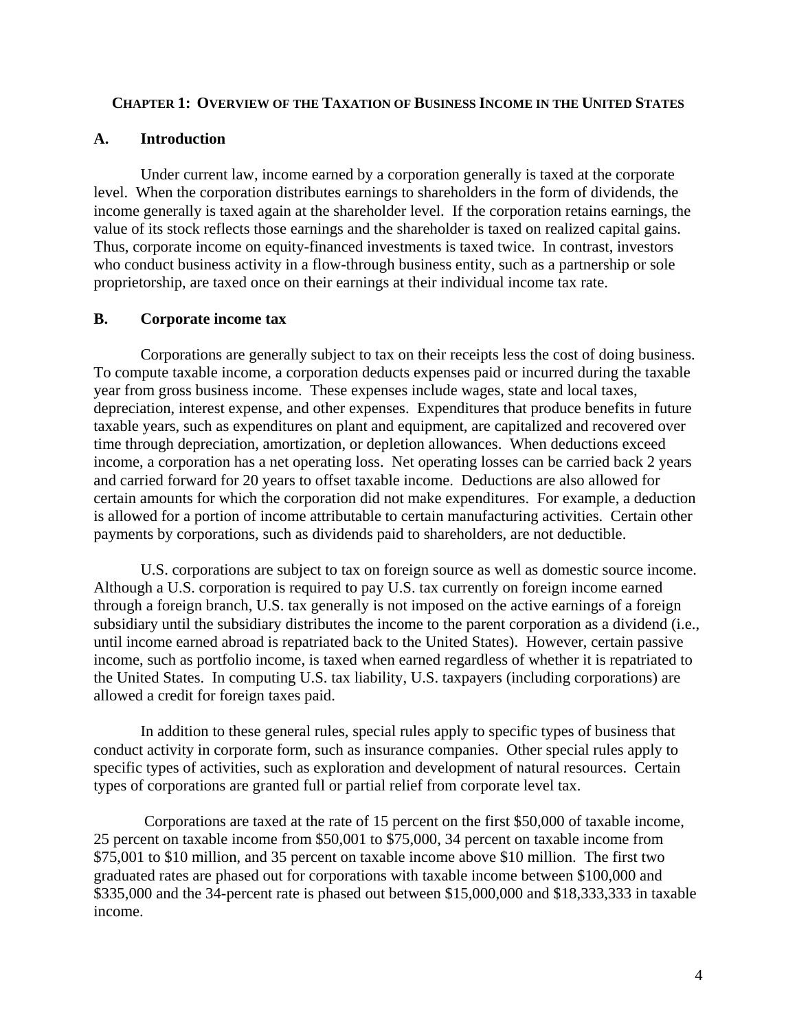# CHAPTER 1: OVERVIEW OF THE TAXATION OF BUSINESS INCOME IN THE UNITED STATES

## A. Introduction

Under current law, income earned by a corporation generally is taxed at the corporate level. When the corporation distributes earnings to shareholders in the form of dividends, the income generally is taxed again at the shareholder level. If the corporation retains earnings, the value of its stock reflects those earnings and the shareholder is taxed on realized capital gains. Thus, corporate income on equity-financed investments is taxed twice. In contrast, investors who conduct business activity in a flow-through business entity, such as a partnership or sole proprietorship, are taxed once on their earnings at their individual income tax rate.

## B. Corporate income tax

Corporations are generally subject to tax on their receipts less the cost of doing business. To compute taxable income, a corporation deducts expenses paid or incurred during the taxable year from gross business income. These expenses include wages, state and local taxes, depreciation, interest expense, and other expenses. Expenditures that produce benefits in future taxable years, such as expenditures on plant and equipment, are capitalized and recovered over time through depreciation, amortization, or depletion allowances. When deductions exceed income, a corporation has a net operating loss. Net operating losses can be carried back 2 years and carried forward for 20 years to offset taxable income. Deductions are also allowed for certain amounts for which the corporation did not make expenditures. For example, a deduction is allowed for a portion of income attributable to certain manufacturing activities. Certain other payments by corporations, such as dividends paid to shareholders, are not deductible.

U.S. corporations are subject to tax on foreign source as well as domestic source income. Although a U.S. corporation is required to pay U.S. tax currently on foreign income earned through a foreign branch, U.S. tax generally is not imposed on the active earnings of a foreign subsidiary until the subsidiary distributes the income to the parent corporation as a dividend (i.e., until income earned abroad is repatriated back to the United States). However, certain passive income, such as portfolio income, is taxed when earned regardless of whether it is repatriated to the United States. In computing U.S. tax liability, U.S. taxpayers (including corporations) are allowed a credit for foreign taxes paid.

In addition to these general rules, special rules apply to specific types of business that conduct activity in corporate form, such as insurance companies. Other special rules apply to specific types of activities, such as exploration and development of natural resources. Certain types of corporations are granted full or partial relief from corporate level tax.

Corporations are taxed at the rate of 15 percent on the first $50,000 of taxable income, 25 percent on taxable income from $50,001 to $75,000, 34 percent on taxable income from $75,001 to $10 million, and 35 percent on taxable income above $10 million. The first two graduated rates are phased out for corporations with taxable income between $100,000 and $335,000 and the 34-percent rate is phased out between $15,000,000 and $18,333,333 in taxable income.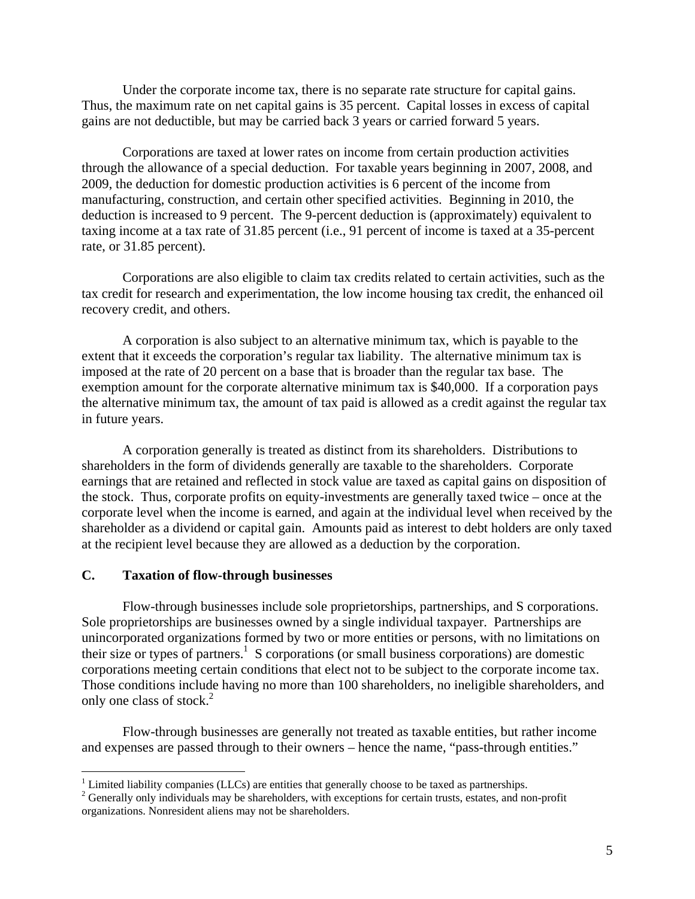Under the corporate income tax, there is no separate rate structure for capital gains. Thus, the maximum rate on net capital gains is 35 percent. Capital losses in excess of capital gains are not deductible, but may be carried back 3 years or carried forward 5 years.

Corporations are taxed at lower rates on income from certain production activities through the allowance of a special deduction. For taxable years beginning in 2007, 2008, and 2009, the deduction for domestic production activities is 6 percent of the income from manufacturing, construction, and certain other specified activities. Beginning in 2010, the deduction is increased to 9 percent. The 9-percent deduction is (approximately) equivalent to taxing income at a tax rate of 31.85 percent (i.e., 91 percent of income is taxed at a 35-percent rate, or 31.85 percent).

Corporations are also eligible to claim tax credits related to certain activities, such as the tax credit for research and experimentation, the low income housing tax credit, the enhanced oil recovery credit, and others.

A corporation is also subject to an alternative minimum tax, which is payable to the extent that it exceeds the corporation's regular tax liability. The alternative minimum tax is imposed at the rate of 20 percent on a base that is broader than the regular tax base. The exemption amount for the corporate alternative minimum tax is $40,000. If a corporation pays the alternative minimum tax, the amount of tax paid is allowed as a credit against the regular tax in future years.

A corporation generally is treated as distinct from its shareholders. Distributions to shareholders in the form of dividends generally are taxable to the shareholders. Corporate earnings that are retained and reflected in stock value are taxed as capital gains on disposition of the stock. Thus, corporate profits on equity-investments are generally taxed twice – once at the corporate level when the income is earned, and again at the individual level when received by the shareholder as a dividend or capital gain. Amounts paid as interest to debt holders are only taxed at the recipient level because they are allowed as a deduction by the corporation.

## C. Taxation of flow-through businesses

Flow-through businesses include sole proprietorships, partnerships, and S corporations. Sole proprietorships are businesses owned by a single individual taxpayer. Partnerships are unincorporated organizations formed by two or more entities or persons, with no limitations on their size or types of partners.[1] S corporations (or small business corporations) are domestic corporations meeting certain conditions that elect not to be subject to the corporate income tax. Those conditions include having no more than 100 shareholders, no ineligible shareholders, and only one class of stock.[2]

Flow-through businesses are generally not treated as taxable entities, but rather income and expenses are passed through to their owners – hence the name, "pass-through entities."

[1] Limited liability companies (LLCs) are entities that generally choose to be taxed as partnerships.

[2] Generally only individuals may be shareholders, with exceptions for certain trusts, estates, and non-profit organizations. Nonresident aliens may not be shareholders.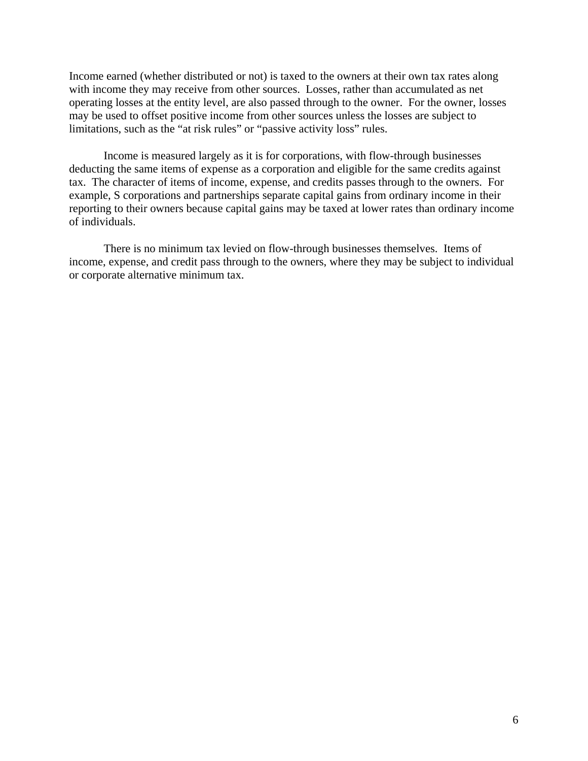Income earned (whether distributed or not) is taxed to the owners at their own tax rates along with income they may receive from other sources. Losses, rather than accumulated as net operating losses at the entity level, are also passed through to the owner. For the owner, losses may be used to offset positive income from other sources unless the losses are subject to limitations, such as the "at risk rules" or "passive activity loss" rules.

Income is measured largely as it is for corporations, with flow-through businesses deducting the same items of expense as a corporation and eligible for the same credits against tax. The character of items of income, expense, and credits passes through to the owners. For example, S corporations and partnerships separate capital gains from ordinary income in their reporting to their owners because capital gains may be taxed at lower rates than ordinary income of individuals.

There is no minimum tax levied on flow-through businesses themselves. Items of income, expense, and credit pass through to the owners, where they may be subject to individual or corporate alternative minimum tax.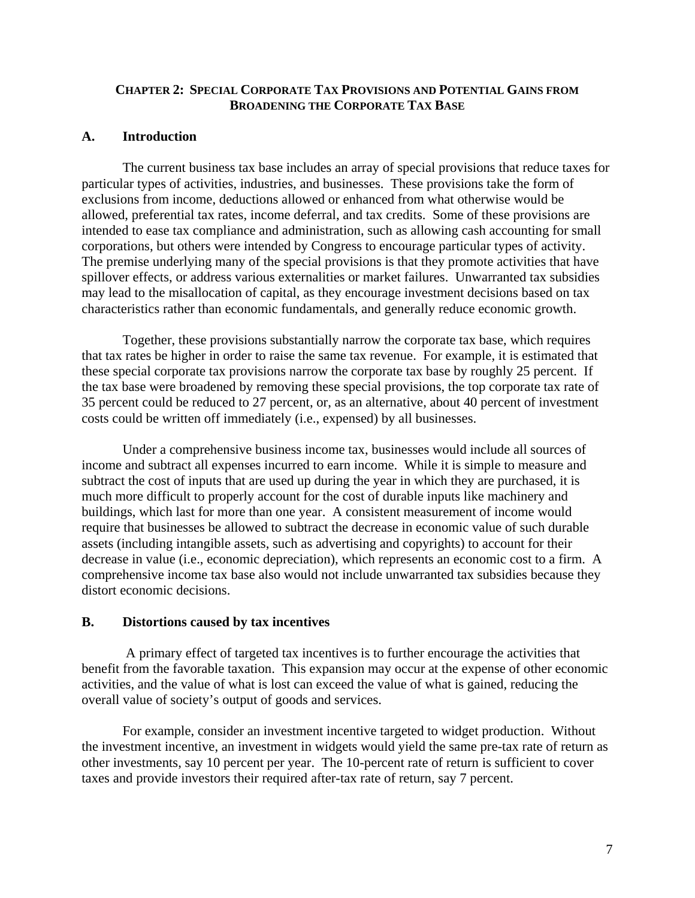## CHAPTER 2: SPECIAL CORPORATE TAX PROVISIONS AND POTENTIAL GAINS FROM BROADENING THE CORPORATE TAX BASE

### A. Introduction

The current business tax base includes an array of special provisions that reduce taxes for particular types of activities, industries, and businesses. These provisions take the form of exclusions from income, deductions allowed or enhanced from what otherwise would be allowed, preferential tax rates, income deferral, and tax credits. Some of these provisions are intended to ease tax compliance and administration, such as allowing cash accounting for small corporations, but others were intended by Congress to encourage particular types of activity. The premise underlying many of the special provisions is that they promote activities that have spillover effects, or address various externalities or market failures. Unwarranted tax subsidies may lead to the misallocation of capital, as they encourage investment decisions based on tax characteristics rather than economic fundamentals, and generally reduce economic growth.

Together, these provisions substantially narrow the corporate tax base, which requires that tax rates be higher in order to raise the same tax revenue. For example, it is estimated that these special corporate tax provisions narrow the corporate tax base by roughly 25 percent. If the tax base were broadened by removing these special provisions, the top corporate tax rate of 35 percent could be reduced to 27 percent, or, as an alternative, about 40 percent of investment costs could be written off immediately (i.e., expensed) by all businesses.

Under a comprehensive business income tax, businesses would include all sources of income and subtract all expenses incurred to earn income. While it is simple to measure and subtract the cost of inputs that are used up during the year in which they are purchased, it is much more difficult to properly account for the cost of durable inputs like machinery and buildings, which last for more than one year. A consistent measurement of income would require that businesses be allowed to subtract the decrease in economic value of such durable assets (including intangible assets, such as advertising and copyrights) to account for their decrease in value (i.e., economic depreciation), which represents an economic cost to a firm. A comprehensive income tax base also would not include unwarranted tax subsidies because they distort economic decisions.

### B. Distortions caused by tax incentives

A primary effect of targeted tax incentives is to further encourage the activities that benefit from the favorable taxation. This expansion may occur at the expense of other economic activities, and the value of what is lost can exceed the value of what is gained, reducing the overall value of society's output of goods and services.

For example, consider an investment incentive targeted to widget production. Without the investment incentive, an investment in widgets would yield the same pre-tax rate of return as other investments, say 10 percent per year. The 10-percent rate of return is sufficient to cover taxes and provide investors their required after-tax rate of return, say 7 percent.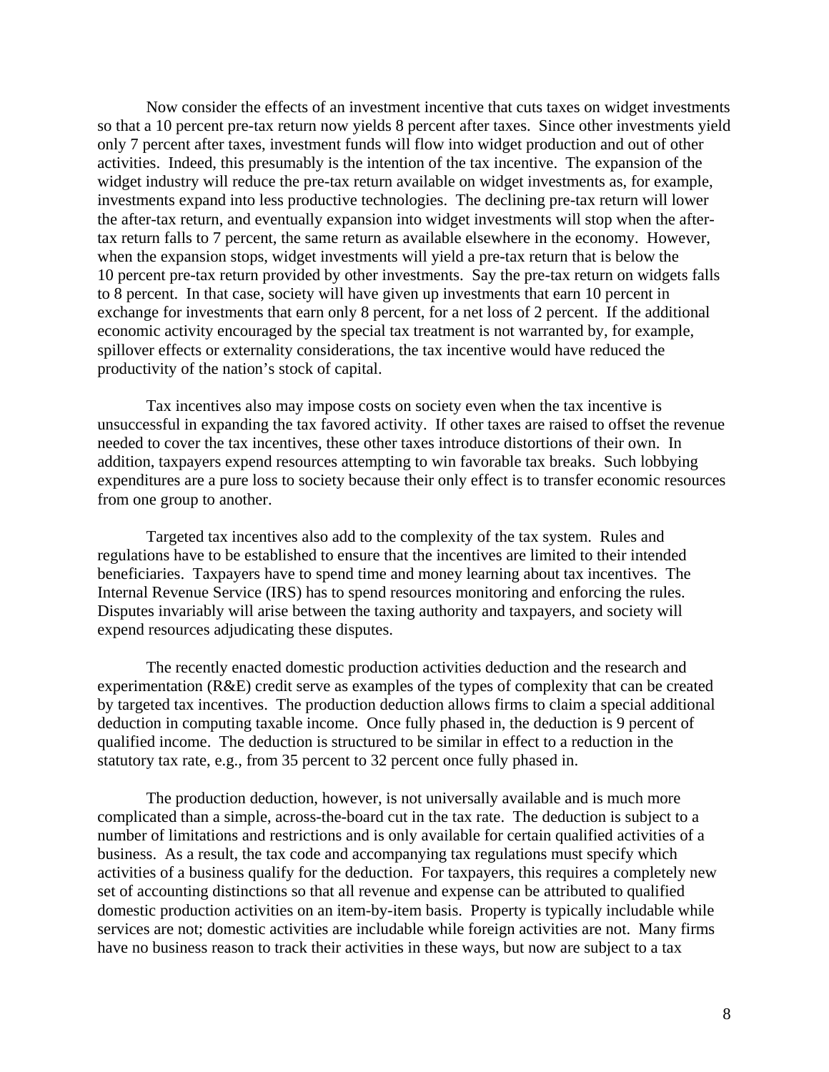Now consider the effects of an investment incentive that cuts taxes on widget investments so that a 10 percent pre-tax return now yields 8 percent after taxes. Since other investments yield only 7 percent after taxes, investment funds will flow into widget production and out of other activities. Indeed, this presumably is the intention of the tax incentive. The expansion of the widget industry will reduce the pre-tax return available on widget investments as, for example, investments expand into less productive technologies. The declining pre-tax return will lower the after-tax return, and eventually expansion into widget investments will stop when the after-tax return falls to 7 percent, the same return as available elsewhere in the economy. However, when the expansion stops, widget investments will yield a pre-tax return that is below the 10 percent pre-tax return provided by other investments. Say the pre-tax return on widgets falls to 8 percent. In that case, society will have given up investments that earn 10 percent in exchange for investments that earn only 8 percent, for a net loss of 2 percent. If the additional economic activity encouraged by the special tax treatment is not warranted by, for example, spillover effects or externality considerations, the tax incentive would have reduced the productivity of the nation's stock of capital.

Tax incentives also may impose costs on society even when the tax incentive is unsuccessful in expanding the tax favored activity. If other taxes are raised to offset the revenue needed to cover the tax incentives, these other taxes introduce distortions of their own. In addition, taxpayers expend resources attempting to win favorable tax breaks. Such lobbying expenditures are a pure loss to society because their only effect is to transfer economic resources from one group to another.

Targeted tax incentives also add to the complexity of the tax system. Rules and regulations have to be established to ensure that the incentives are limited to their intended beneficiaries. Taxpayers have to spend time and money learning about tax incentives. The Internal Revenue Service (IRS) has to spend resources monitoring and enforcing the rules. Disputes invariably will arise between the taxing authority and taxpayers, and society will expend resources adjudicating these disputes.

The recently enacted domestic production activities deduction and the research and experimentation (R&E) credit serve as examples of the types of complexity that can be created by targeted tax incentives. The production deduction allows firms to claim a special additional deduction in computing taxable income. Once fully phased in, the deduction is 9 percent of qualified income. The deduction is structured to be similar in effect to a reduction in the statutory tax rate, e.g., from 35 percent to 32 percent once fully phased in.

The production deduction, however, is not universally available and is much more complicated than a simple, across-the-board cut in the tax rate. The deduction is subject to a number of limitations and restrictions and is only available for certain qualified activities of a business. As a result, the tax code and accompanying tax regulations must specify which activities of a business qualify for the deduction. For taxpayers, this requires a completely new set of accounting distinctions so that all revenue and expense can be attributed to qualified domestic production activities on an item-by-item basis. Property is typically includable while services are not; domestic activities are includable while foreign activities are not. Many firms have no business reason to track their activities in these ways, but now are subject to a tax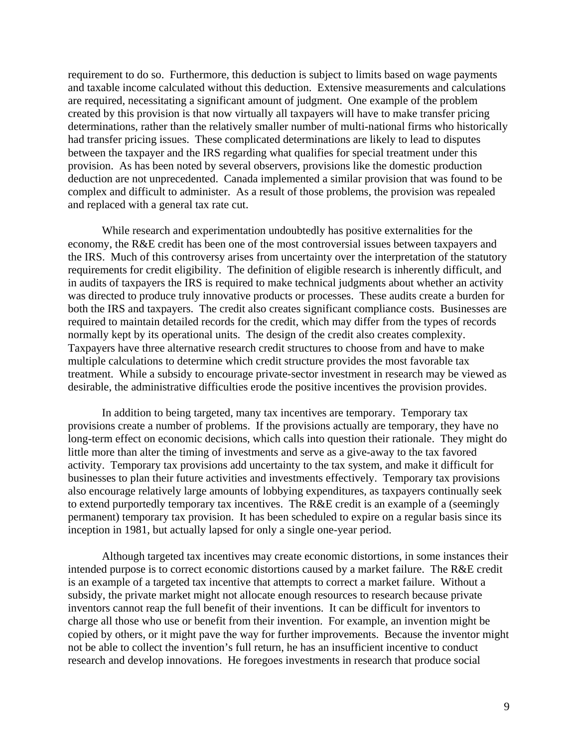requirement to do so. Furthermore, this deduction is subject to limits based on wage payments and taxable income calculated without this deduction. Extensive measurements and calculations are required, necessitating a significant amount of judgment. One example of the problem created by this provision is that now virtually all taxpayers will have to make transfer pricing determinations, rather than the relatively smaller number of multi-national firms who historically had transfer pricing issues. These complicated determinations are likely to lead to disputes between the taxpayer and the IRS regarding what qualifies for special treatment under this provision. As has been noted by several observers, provisions like the domestic production deduction are not unprecedented. Canada implemented a similar provision that was found to be complex and difficult to administer. As a result of those problems, the provision was repealed and replaced with a general tax rate cut.

While research and experimentation undoubtedly has positive externalities for the economy, the R&E credit has been one of the most controversial issues between taxpayers and the IRS. Much of this controversy arises from uncertainty over the interpretation of the statutory requirements for credit eligibility. The definition of eligible research is inherently difficult, and in audits of taxpayers the IRS is required to make technical judgments about whether an activity was directed to produce truly innovative products or processes. These audits create a burden for both the IRS and taxpayers. The credit also creates significant compliance costs. Businesses are required to maintain detailed records for the credit, which may differ from the types of records normally kept by its operational units. The design of the credit also creates complexity. Taxpayers have three alternative research credit structures to choose from and have to make multiple calculations to determine which credit structure provides the most favorable tax treatment. While a subsidy to encourage private-sector investment in research may be viewed as desirable, the administrative difficulties erode the positive incentives the provision provides.

In addition to being targeted, many tax incentives are temporary. Temporary tax provisions create a number of problems. If the provisions actually are temporary, they have no long-term effect on economic decisions, which calls into question their rationale. They might do little more than alter the timing of investments and serve as a give-away to the tax favored activity. Temporary tax provisions add uncertainty to the tax system, and make it difficult for businesses to plan their future activities and investments effectively. Temporary tax provisions also encourage relatively large amounts of lobbying expenditures, as taxpayers continually seek to extend purportedly temporary tax incentives. The R&E credit is an example of a (seemingly permanent) temporary tax provision. It has been scheduled to expire on a regular basis since its inception in 1981, but actually lapsed for only a single one-year period.

Although targeted tax incentives may create economic distortions, in some instances their intended purpose is to correct economic distortions caused by a market failure. The R&E credit is an example of a targeted tax incentive that attempts to correct a market failure. Without a subsidy, the private market might not allocate enough resources to research because private inventors cannot reap the full benefit of their inventions. It can be difficult for inventors to charge all those who use or benefit from their invention. For example, an invention might be copied by others, or it might pave the way for further improvements. Because the inventor might not be able to collect the invention's full return, he has an insufficient incentive to conduct research and develop innovations. He foregoes investments in research that produce social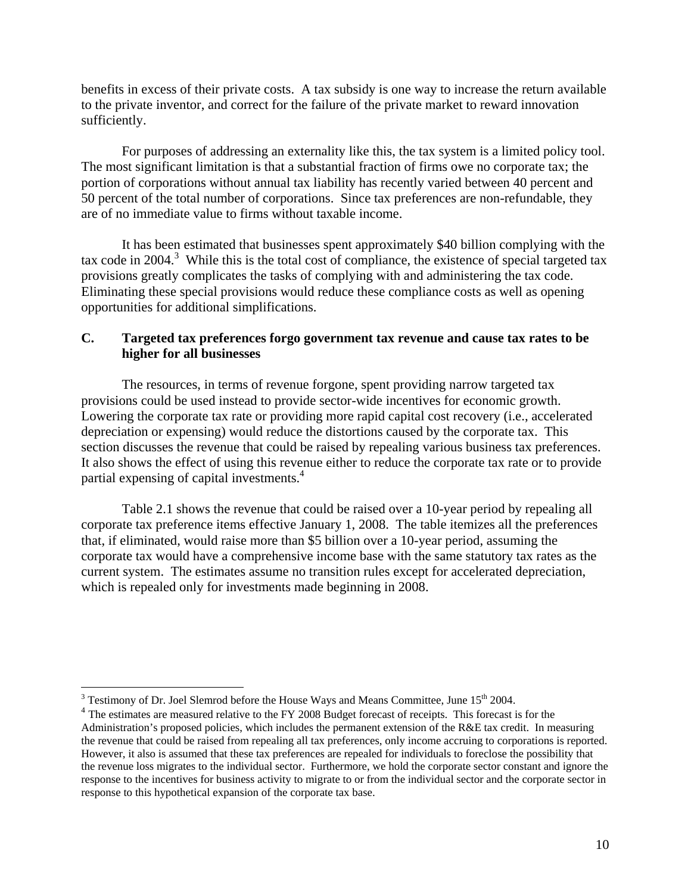benefits in excess of their private costs. A tax subsidy is one way to increase the return available to the private inventor, and correct for the failure of the private market to reward innovation sufficiently.

For purposes of addressing an externality like this, the tax system is a limited policy tool. The most significant limitation is that a substantial fraction of firms owe no corporate tax; the portion of corporations without annual tax liability has recently varied between 40 percent and 50 percent of the total number of corporations. Since tax preferences are non-refundable, they are of no immediate value to firms without taxable income.

It has been estimated that businesses spent approximately $40 billion complying with the tax code in 2004.[3] While this is the total cost of compliance, the existence of special targeted tax provisions greatly complicates the tasks of complying with and administering the tax code. Eliminating these special provisions would reduce these compliance costs as well as opening opportunities for additional simplifications.

### C. Targeted tax preferences forgo government tax revenue and cause tax rates to be higher for all businesses

The resources, in terms of revenue forgone, spent providing narrow targeted tax provisions could be used instead to provide sector-wide incentives for economic growth. Lowering the corporate tax rate or providing more rapid capital cost recovery (i.e., accelerated depreciation or expensing) would reduce the distortions caused by the corporate tax. This section discusses the revenue that could be raised by repealing various business tax preferences. It also shows the effect of using this revenue either to reduce the corporate tax rate or to provide partial expensing of capital investments.[4]

Table 2.1 shows the revenue that could be raised over a 10-year period by repealing all corporate tax preference items effective January 1, 2008. The table itemizes all the preferences that, if eliminated, would raise more than $5 billion over a 10-year period, assuming the corporate tax would have a comprehensive income base with the same statutory tax rates as the current system. The estimates assume no transition rules except for accelerated depreciation, which is repealed only for investments made beginning in 2008.

---

[3] Testimony of Dr. Joel Slemrod before the House Ways and Means Committee, June 15th 2004.

[4] The estimates are measured relative to the FY 2008 Budget forecast of receipts. This forecast is for the Administration's proposed policies, which includes the permanent extension of the R&E tax credit. In measuring the revenue that could be raised from repealing all tax preferences, only income accruing to corporations is reported. However, it also is assumed that these tax preferences are repealed for individuals to foreclose the possibility that the revenue loss migrates to the individual sector. Furthermore, we hold the corporate sector constant and ignore the response to the incentives for business activity to migrate to or from the individual sector and the corporate sector in response to this hypothetical expansion of the corporate tax base.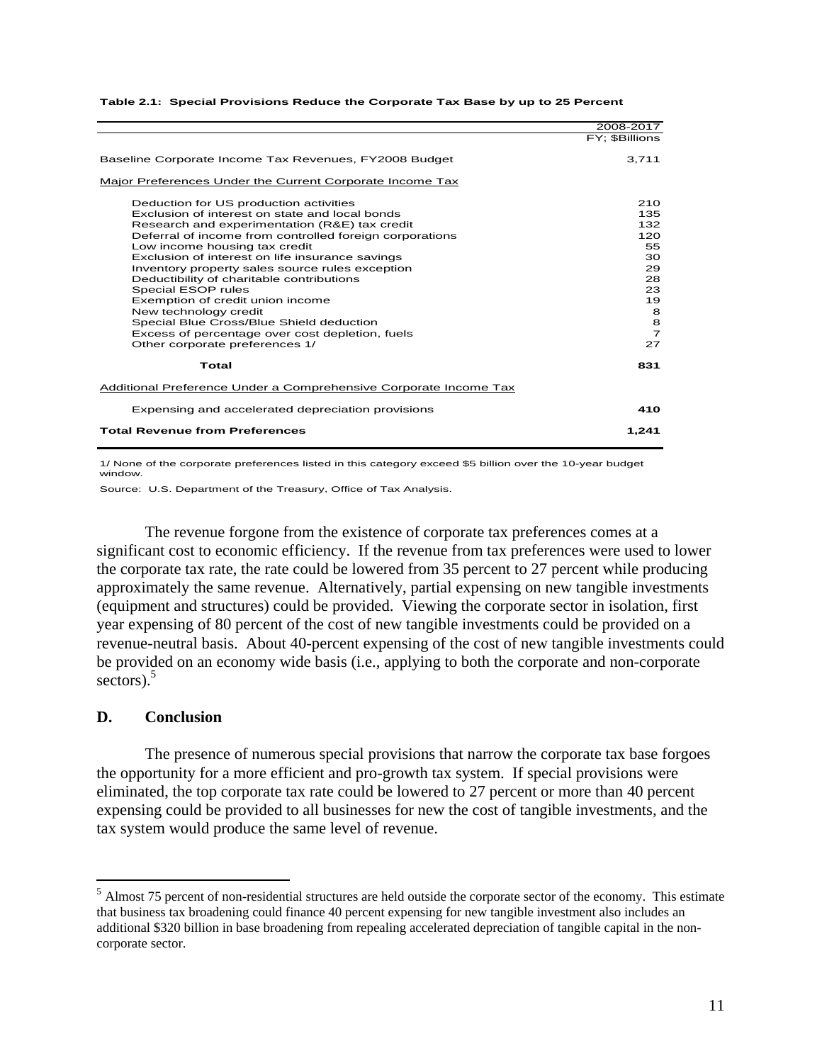**Table 2.1: Special Provisions Reduce the Corporate Tax Base by up to 25 Percent**

| | 2008-2017 FY; $Billions |
|---|---|
| Baseline Corporate Income Tax Revenues, FY2008 Budget | 3,711 |
| Major Preferences Under the Current Corporate Income Tax | |
| Deduction for US production activities | 210 |
| Exclusion of interest on state and local bonds | 135 |
| Research and experimentation (R&E) tax credit | 132 |
| Deferral of income from controlled foreign corporations | 120 |
| Low income housing tax credit | 55 |
| Exclusion of interest on life insurance savings | 30 |
| Inventory property sales source rules exception | 29 |
| Deductibility of charitable contributions | 28 |
| Special ESOP rules | 23 |
| Exemption of credit union income | 19 |
| New technology credit | 8 |
| Special Blue Cross/Blue Shield deduction | 8 |
| Excess of percentage over cost depletion, fuels | 7 |
| Other corporate preferences 1/ | 27 |
| **Total** | **831** |
| Additional Preference Under a Comprehensive Corporate Income Tax | |
| Expensing and accelerated depreciation provisions | **410** |
| **Total Revenue from Preferences** | **1,241** |

1/ None of the corporate preferences listed in this category exceed $5 billion over the 10-year budget window.

Source: U.S. Department of the Treasury, Office of Tax Analysis.

The revenue forgone from the existence of corporate tax preferences comes at a significant cost to economic efficiency. If the revenue from tax preferences were used to lower the corporate tax rate, the rate could be lowered from 35 percent to 27 percent while producing approximately the same revenue. Alternatively, partial expensing on new tangible investments (equipment and structures) could be provided. Viewing the corporate sector in isolation, first year expensing of 80 percent of the cost of new tangible investments could be provided on a revenue-neutral basis. About 40-percent expensing of the cost of new tangible investments could be provided on an economy wide basis (i.e., applying to both the corporate and non-corporate sectors).[5]

## D. Conclusion

The presence of numerous special provisions that narrow the corporate tax base forgoes the opportunity for a more efficient and pro-growth tax system. If special provisions were eliminated, the top corporate tax rate could be lowered to 27 percent or more than 40 percent expensing could be provided to all businesses for new the cost of tangible investments, and the tax system would produce the same level of revenue.

[5] Almost 75 percent of non-residential structures are held outside the corporate sector of the economy. This estimate that business tax broadening could finance 40 percent expensing for new tangible investment also includes an additional $320 billion in base broadening from repealing accelerated depreciation of tangible capital in the non-corporate sector.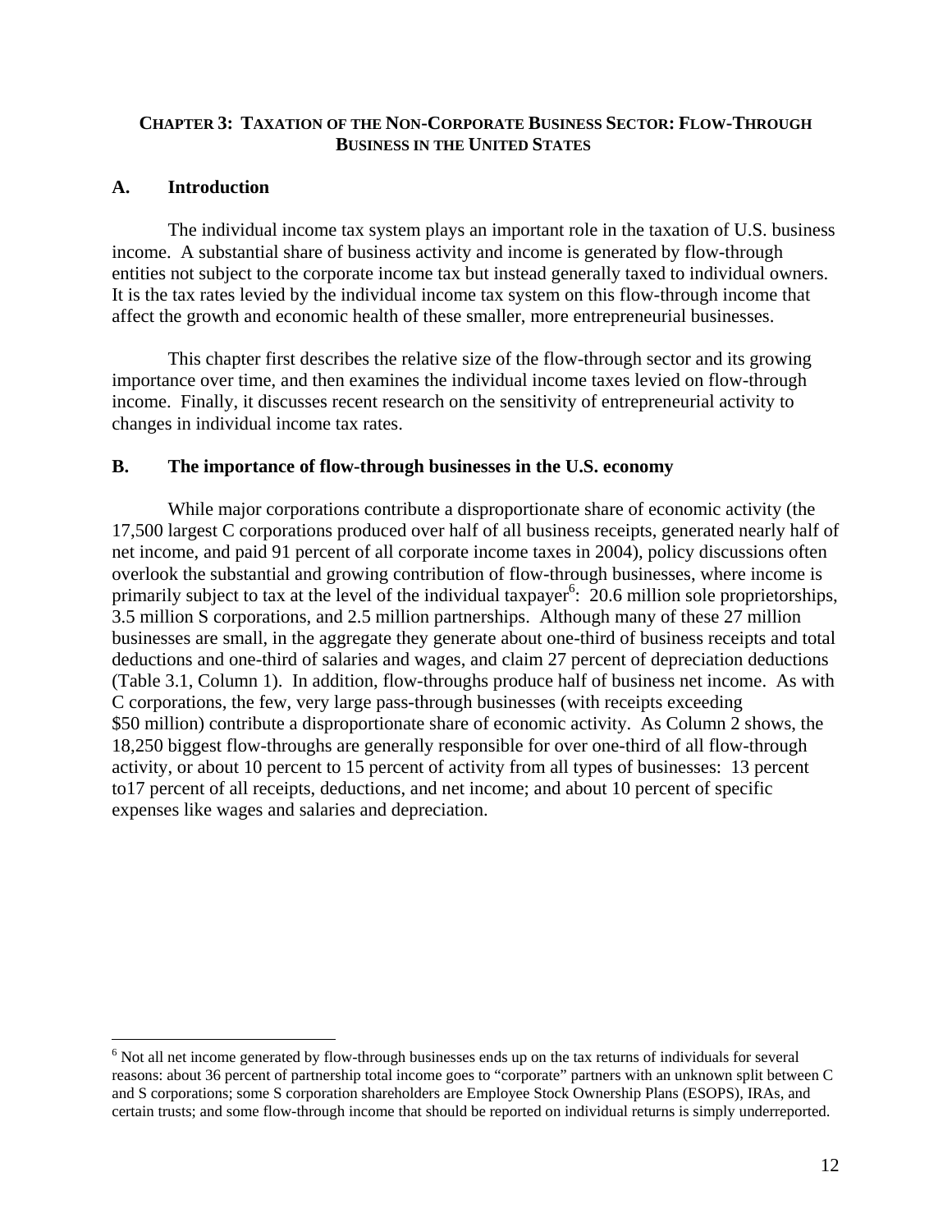## CHAPTER 3: TAXATION OF THE NON-CORPORATE BUSINESS SECTOR: FLOW-THROUGH BUSINESS IN THE UNITED STATES

### A. Introduction

The individual income tax system plays an important role in the taxation of U.S. business income. A substantial share of business activity and income is generated by flow-through entities not subject to the corporate income tax but instead generally taxed to individual owners. It is the tax rates levied by the individual income tax system on this flow-through income that affect the growth and economic health of these smaller, more entrepreneurial businesses.

This chapter first describes the relative size of the flow-through sector and its growing importance over time, and then examines the individual income taxes levied on flow-through income. Finally, it discusses recent research on the sensitivity of entrepreneurial activity to changes in individual income tax rates.

### B. The importance of flow-through businesses in the U.S. economy

While major corporations contribute a disproportionate share of economic activity (the 17,500 largest C corporations produced over half of all business receipts, generated nearly half of net income, and paid 91 percent of all corporate income taxes in 2004), policy discussions often overlook the substantial and growing contribution of flow-through businesses, where income is primarily subject to tax at the level of the individual taxpayer[6]: 20.6 million sole proprietorships, 3.5 million S corporations, and 2.5 million partnerships. Although many of these 27 million businesses are small, in the aggregate they generate about one-third of business receipts and total deductions and one-third of salaries and wages, and claim 27 percent of depreciation deductions (Table 3.1, Column 1). In addition, flow-throughs produce half of business net income. As with C corporations, the few, very large pass-through businesses (with receipts exceeding $50 million) contribute a disproportionate share of economic activity. As Column 2 shows, the 18,250 biggest flow-throughs are generally responsible for over one-third of all flow-through activity, or about 10 percent to 15 percent of activity from all types of businesses: 13 percent to17 percent of all receipts, deductions, and net income; and about 10 percent of specific expenses like wages and salaries and depreciation.

---

[6] Not all net income generated by flow-through businesses ends up on the tax returns of individuals for several reasons: about 36 percent of partnership total income goes to "corporate" partners with an unknown split between C and S corporations; some S corporation shareholders are Employee Stock Ownership Plans (ESOPS), IRAs, and certain trusts; and some flow-through income that should be reported on individual returns is simply underreported.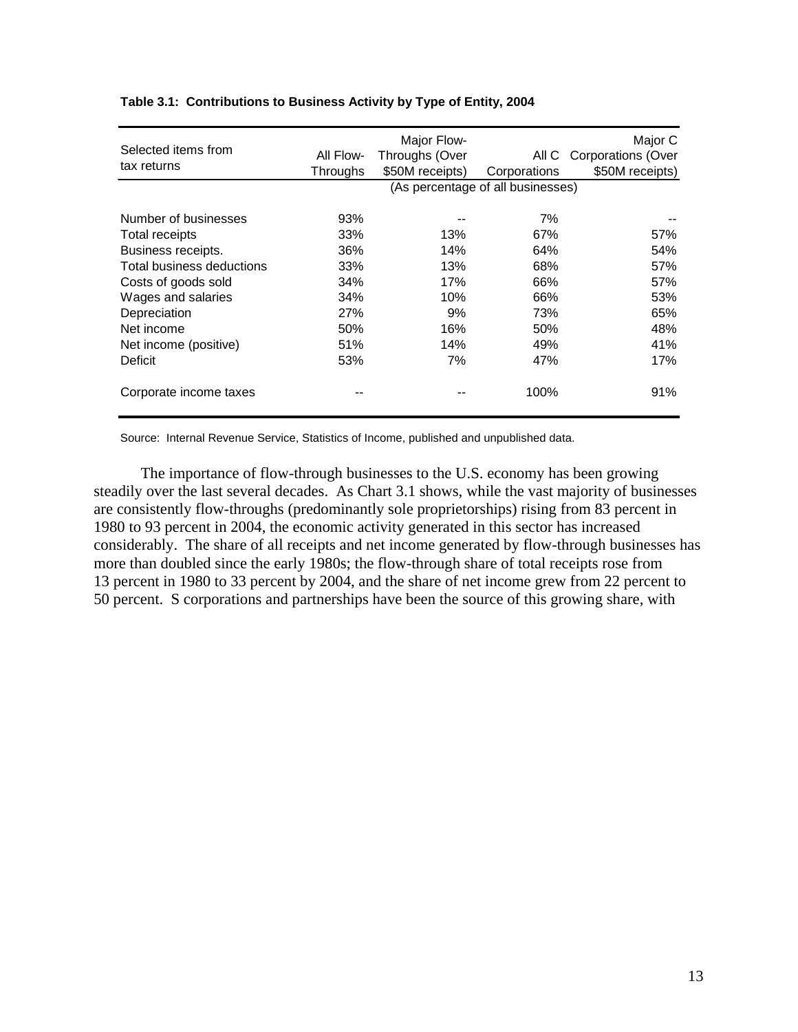**Table 3.1: Contributions to Business Activity by Type of Entity, 2004**

| Selected items from tax returns | All Flow-Throughs | Major Flow-Throughs (Over $50M receipts) | All C Corporations | Major C Corporations (Over $50M receipts) |
|---|---|---|---|---|
| | (As percentage of all businesses) | | | |
| Number of businesses | 93% | -- | 7% | -- |
| Total receipts | 33% | 13% | 67% | 57% |
| Business receipts. | 36% | 14% | 64% | 54% |
| Total business deductions | 33% | 13% | 68% | 57% |
| Costs of goods sold | 34% | 17% | 66% | 57% |
| Wages and salaries | 34% | 10% | 66% | 53% |
| Depreciation | 27% | 9% | 73% | 65% |
| Net income | 50% | 16% | 50% | 48% |
| Net income (positive) | 51% | 14% | 49% | 41% |
| Deficit | 53% | 7% | 47% | 17% |
| Corporate income taxes | -- | -- | 100% | 91% |

Source: Internal Revenue Service, Statistics of Income, published and unpublished data.

The importance of flow-through businesses to the U.S. economy has been growing steadily over the last several decades. As Chart 3.1 shows, while the vast majority of businesses are consistently flow-throughs (predominantly sole proprietorships) rising from 83 percent in 1980 to 93 percent in 2004, the economic activity generated in this sector has increased considerably. The share of all receipts and net income generated by flow-through businesses has more than doubled since the early 1980s; the flow-through share of total receipts rose from 13 percent in 1980 to 33 percent by 2004, and the share of net income grew from 22 percent to 50 percent. S corporations and partnerships have been the source of this growing share, with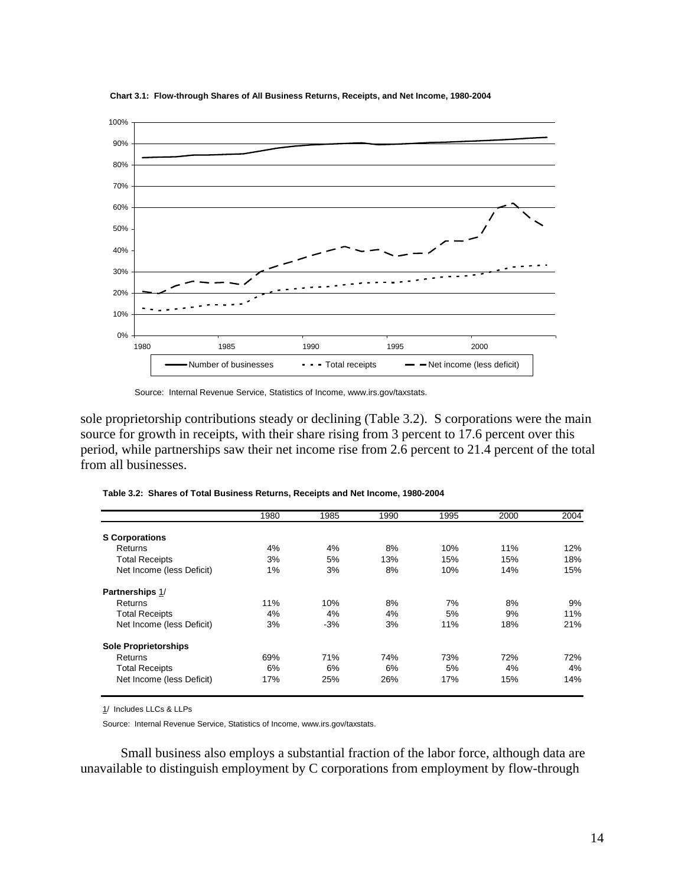**Chart 3.1: Flow-through Shares of All Business Returns, Receipts, and Net Income, 1980-2004**

Source: Internal Revenue Service, Statistics of Income, www.irs.gov/taxstats.

sole proprietorship contributions steady or declining (Table 3.2). S corporations were the main source for growth in receipts, with their share rising from 3 percent to 17.6 percent over this period, while partnerships saw their net income rise from 2.6 percent to 21.4 percent of the total from all businesses.

**Table 3.2: Shares of Total Business Returns, Receipts and Net Income, 1980-2004**

| | 1980 | 1985 | 1990 | 1995 | 2000 | 2004 |
|---|---|---|---|---|---|---|
| **S Corporations** | | | | | | |
| Returns | 4% | 4% | 8% | 10% | 11% | 12% |
| Total Receipts | 3% | 5% | 13% | 15% | 15% | 18% |
| Net Income (less Deficit) | 1% | 3% | 8% | 10% | 14% | 15% |
| **Partnerships** 1/ | | | | | | |
| Returns | 11% | 10% | 8% | 7% | 8% | 9% |
| Total Receipts | 4% | 4% | 4% | 5% | 9% | 11% |
| Net Income (less Deficit) | 3% | -3% | 3% | 11% | 18% | 21% |
| **Sole Proprietorships** | | | | | | |
| Returns | 69% | 71% | 74% | 73% | 72% | 72% |
| Total Receipts | 6% | 6% | 6% | 5% | 4% | 4% |
| Net Income (less Deficit) | 17% | 25% | 26% | 17% | 15% | 14% |

1/ Includes LLCs & LLPs

Source: Internal Revenue Service, Statistics of Income, www.irs.gov/taxstats.

Small business also employs a substantial fraction of the labor force, although data are unavailable to distinguish employment by C corporations from employment by flow-through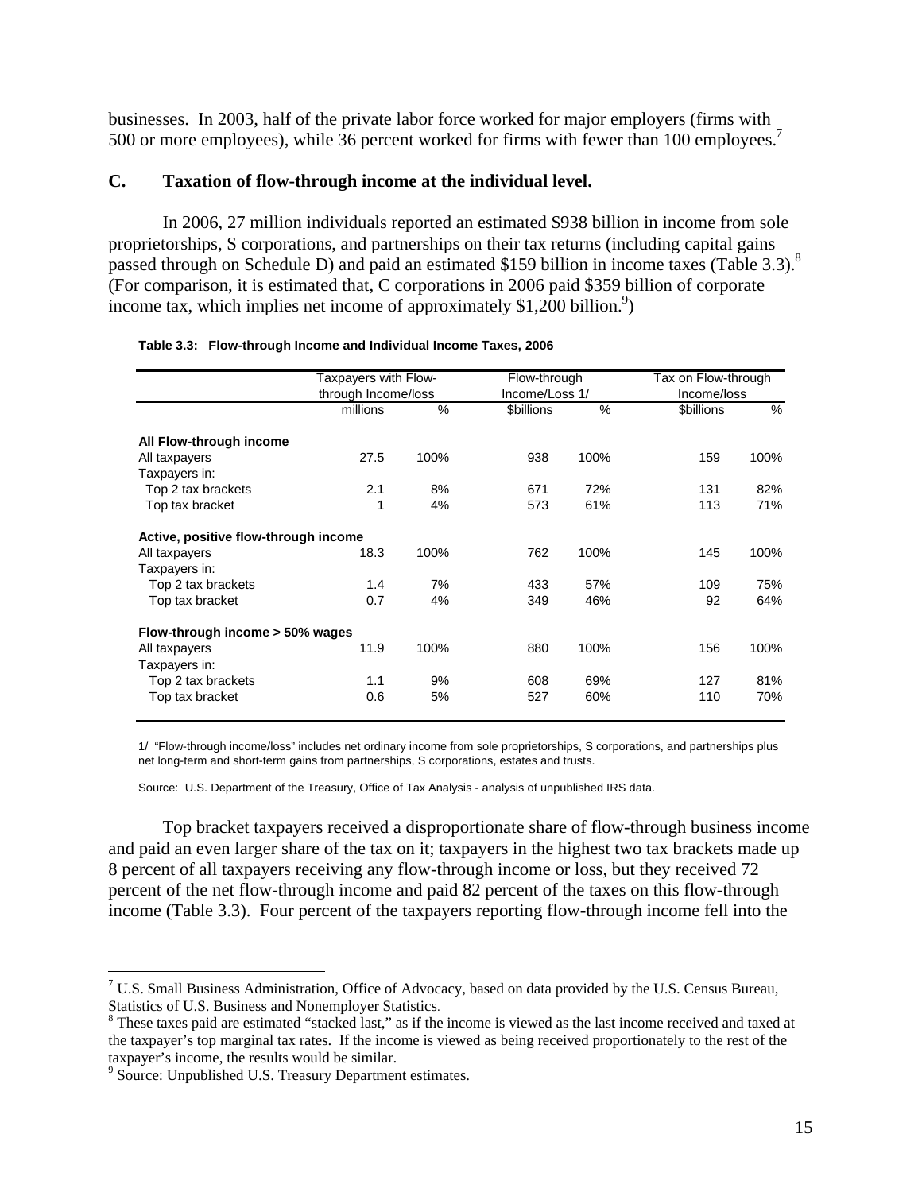businesses. In 2003, half of the private labor force worked for major employers (firms with 500 or more employees), while 36 percent worked for firms with fewer than 100 employees.[7]

### C. Taxation of flow-through income at the individual level.

In 2006, 27 million individuals reported an estimated $938 billion in income from sole proprietorships, S corporations, and partnerships on their tax returns (including capital gains passed through on Schedule D) and paid an estimated $159 billion in income taxes (Table 3.3).[8] (For comparison, it is estimated that, C corporations in 2006 paid $359 billion of corporate income tax, which implies net income of approximately $1,200 billion.[9])

**Table 3.3: Flow-through Income and Individual Income Taxes, 2006**

| | Taxpayers with Flow-through Income/loss | | Flow-through Income/Loss 1/ | | Tax on Flow-through Income/loss | |
|---|---|---|---|---|---|---|
| | millions | % | $billions | % | $billions | % |
| **All Flow-through income** | | | | | | |
| All taxpayers | 27.5 | 100% | 938 | 100% | 159 | 100% |
| Taxpayers in: | | | | | | |
| Top 2 tax brackets | 2.1 | 8% | 671 | 72% | 131 | 82% |
| Top tax bracket | 1 | 4% | 573 | 61% | 113 | 71% |
| **Active, positive flow-through income** | | | | | | |
| All taxpayers | 18.3 | 100% | 762 | 100% | 145 | 100% |
| Taxpayers in: | | | | | | |
| Top 2 tax brackets | 1.4 | 7% | 433 | 57% | 109 | 75% |
| Top tax bracket | 0.7 | 4% | 349 | 46% | 92 | 64% |
| **Flow-through income > 50% wages** | | | | | | |
| All taxpayers | 11.9 | 100% | 880 | 100% | 156 | 100% |
| Taxpayers in: | | | | | | |
| Top 2 tax brackets | 1.1 | 9% | 608 | 69% | 127 | 81% |
| Top tax bracket | 0.6 | 5% | 527 | 60% | 110 | 70% |

1/ "Flow-through income/loss" includes net ordinary income from sole proprietorships, S corporations, and partnerships plus net long-term and short-term gains from partnerships, S corporations, estates and trusts.

Source: U.S. Department of the Treasury, Office of Tax Analysis - analysis of unpublished IRS data.

Top bracket taxpayers received a disproportionate share of flow-through business income and paid an even larger share of the tax on it; taxpayers in the highest two tax brackets made up 8 percent of all taxpayers receiving any flow-through income or loss, but they received 72 percent of the net flow-through income and paid 82 percent of the taxes on this flow-through income (Table 3.3). Four percent of the taxpayers reporting flow-through income fell into the

---

[7] U.S. Small Business Administration, Office of Advocacy, based on data provided by the U.S. Census Bureau, Statistics of U.S. Business and Nonemployer Statistics.

[8] These taxes paid are estimated "stacked last," as if the income is viewed as the last income received and taxed at the taxpayer's top marginal tax rates. If the income is viewed as being received proportionately to the rest of the taxpayer's income, the results would be similar.

[9] Source: Unpublished U.S. Treasury Department estimates.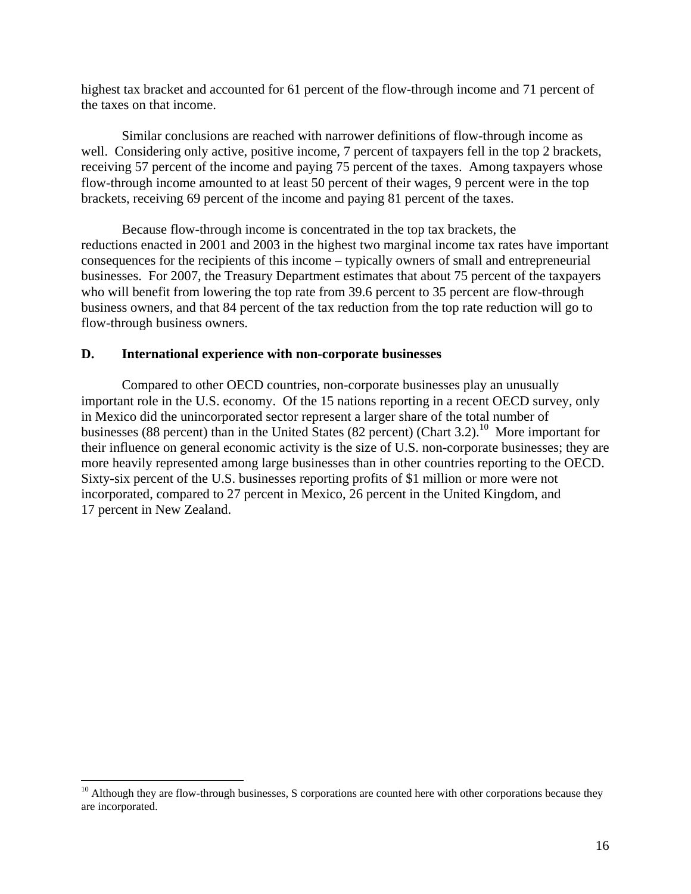highest tax bracket and accounted for 61 percent of the flow-through income and 71 percent of the taxes on that income.

Similar conclusions are reached with narrower definitions of flow-through income as well. Considering only active, positive income, 7 percent of taxpayers fell in the top 2 brackets, receiving 57 percent of the income and paying 75 percent of the taxes. Among taxpayers whose flow-through income amounted to at least 50 percent of their wages, 9 percent were in the top brackets, receiving 69 percent of the income and paying 81 percent of the taxes.

Because flow-through income is concentrated in the top tax brackets, the reductions enacted in 2001 and 2003 in the highest two marginal income tax rates have important consequences for the recipients of this income – typically owners of small and entrepreneurial businesses. For 2007, the Treasury Department estimates that about 75 percent of the taxpayers who will benefit from lowering the top rate from 39.6 percent to 35 percent are flow-through business owners, and that 84 percent of the tax reduction from the top rate reduction will go to flow-through business owners.

### D. International experience with non-corporate businesses

Compared to other OECD countries, non-corporate businesses play an unusually important role in the U.S. economy. Of the 15 nations reporting in a recent OECD survey, only in Mexico did the unincorporated sector represent a larger share of the total number of businesses (88 percent) than in the United States (82 percent) (Chart 3.2).[10] More important for their influence on general economic activity is the size of U.S. non-corporate businesses; they are more heavily represented among large businesses than in other countries reporting to the OECD. Sixty-six percent of the U.S. businesses reporting profits of $1 million or more were not incorporated, compared to 27 percent in Mexico, 26 percent in the United Kingdom, and 17 percent in New Zealand.

[10] Although they are flow-through businesses, S corporations are counted here with other corporations because they are incorporated.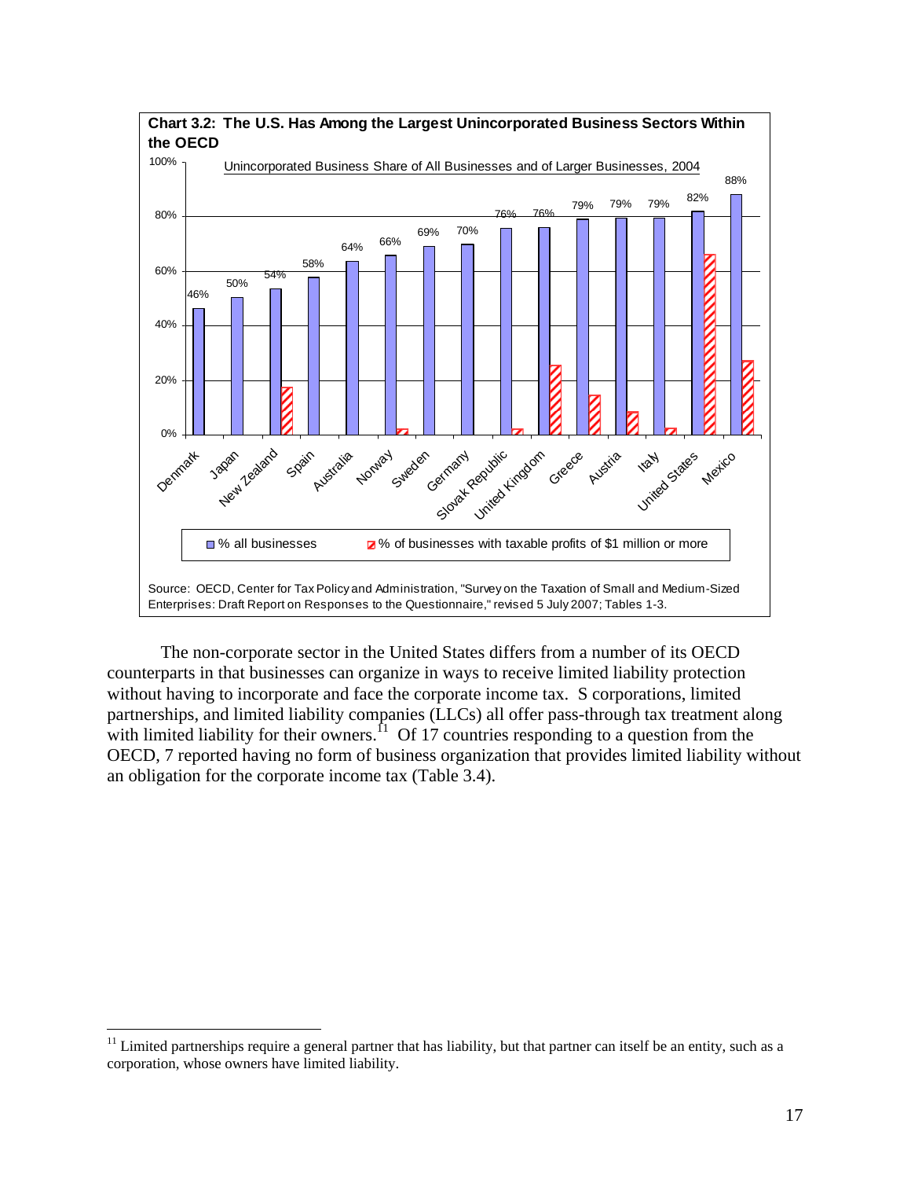**Chart 3.2: The U.S. Has Among the Largest Unincorporated Business Sectors Within the OECD**

Unincorporated Business Share of All Businesses and of Larger Businesses, 2004

| Country | % all businesses |
|---|---|
| Denmark | 46% |
| Japan | 50% |
| New Zealand | 54% |
| Spain | 58% |
| Australia | 64% |
| Norway | 66% |
| Sweden | 69% |
| Germany | 70% |
| Slovak Republic | 76% |
| United Kingdom | 76% |
| Greece | 79% |
| Austria | 79% |
| Italy | 79% |
| United States | 82% |
| Mexico | 88% |

Legend: % all businesses; % of businesses with taxable profits of $1 million or more

Source: OECD, Center for Tax Policy and Administration, "Survey on the Taxation of Small and Medium-Sized Enterprises: Draft Report on Responses to the Questionnaire," revised 5 July 2007; Tables 1-3.

The non-corporate sector in the United States differs from a number of its OECD counterparts in that businesses can organize in ways to receive limited liability protection without having to incorporate and face the corporate income tax. S corporations, limited partnerships, and limited liability companies (LLCs) all offer pass-through tax treatment along with limited liability for their owners.[11] Of 17 countries responding to a question from the OECD, 7 reported having no form of business organization that provides limited liability without an obligation for the corporate income tax (Table 3.4).

[11] Limited partnerships require a general partner that has liability, but that partner can itself be an entity, such as a corporation, whose owners have limited liability.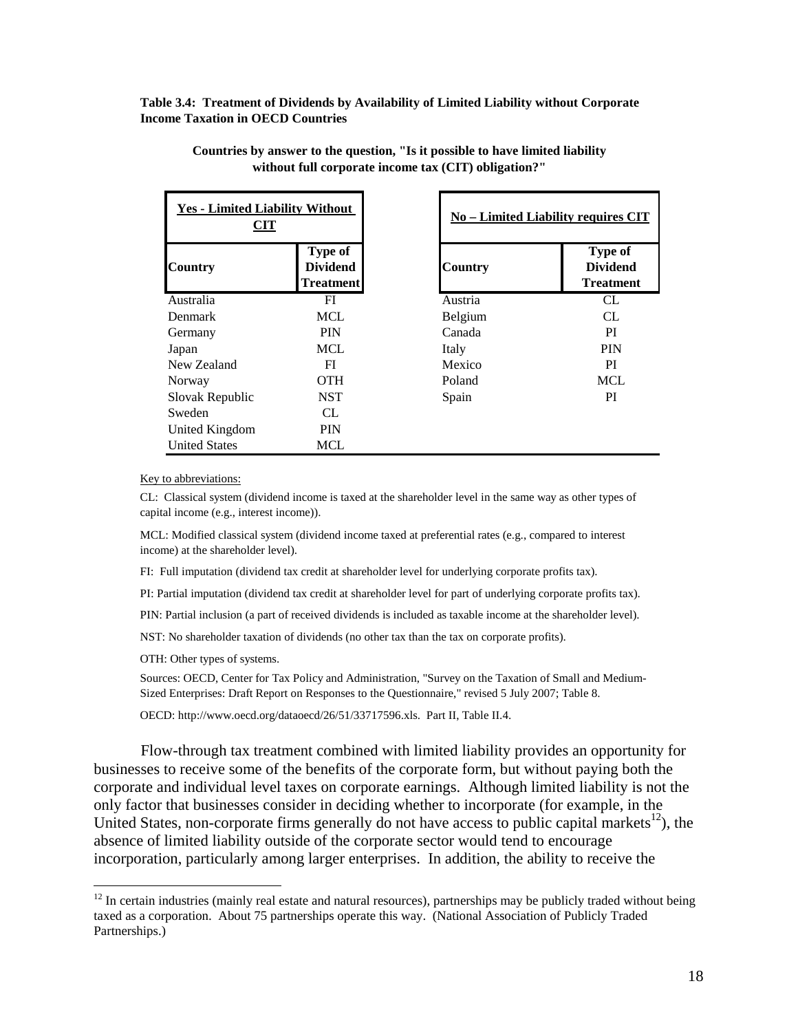**Table 3.4: Treatment of Dividends by Availability of Limited Liability without Corporate Income Taxation in OECD Countries**

**Countries by answer to the question, "Is it possible to have limited liability without full corporate income tax (CIT) obligation?"**

| Yes - Limited Liability Without CIT | | | No – Limited Liability requires CIT | |
|---|---|---|---|---|
| **Country** | **Type of Dividend Treatment** | | **Country** | **Type of Dividend Treatment** |
| Australia | FI | | Austria | CL |
| Denmark | MCL | | Belgium | CL |
| Germany | PIN | | Canada | PI |
| Japan | MCL | | Italy | PIN |
| New Zealand | FI | | Mexico | PI |
| Norway | OTH | | Poland | MCL |
| Slovak Republic | NST | | Spain | PI |
| Sweden | CL | | | |
| United Kingdom | PIN | | | |
| United States | MCL | | | |

Key to abbreviations:

CL: Classical system (dividend income is taxed at the shareholder level in the same way as other types of capital income (e.g., interest income)).

MCL: Modified classical system (dividend income taxed at preferential rates (e.g., compared to interest income) at the shareholder level).

FI: Full imputation (dividend tax credit at shareholder level for underlying corporate profits tax).

PI: Partial imputation (dividend tax credit at shareholder level for part of underlying corporate profits tax).

PIN: Partial inclusion (a part of received dividends is included as taxable income at the shareholder level).

NST: No shareholder taxation of dividends (no other tax than the tax on corporate profits).

OTH: Other types of systems.

Sources: OECD, Center for Tax Policy and Administration, "Survey on the Taxation of Small and Medium-Sized Enterprises: Draft Report on Responses to the Questionnaire," revised 5 July 2007; Table 8.

OECD: http://www.oecd.org/dataoecd/26/51/33717596.xls. Part II, Table II.4.

Flow-through tax treatment combined with limited liability provides an opportunity for businesses to receive some of the benefits of the corporate form, but without paying both the corporate and individual level taxes on corporate earnings. Although limited liability is not the only factor that businesses consider in deciding whether to incorporate (for example, in the United States, non-corporate firms generally do not have access to public capital markets[12]), the absence of limited liability outside of the corporate sector would tend to encourage incorporation, particularly among larger enterprises. In addition, the ability to receive the

[12] In certain industries (mainly real estate and natural resources), partnerships may be publicly traded without being taxed as a corporation. About 75 partnerships operate this way. (National Association of Publicly Traded Partnerships.)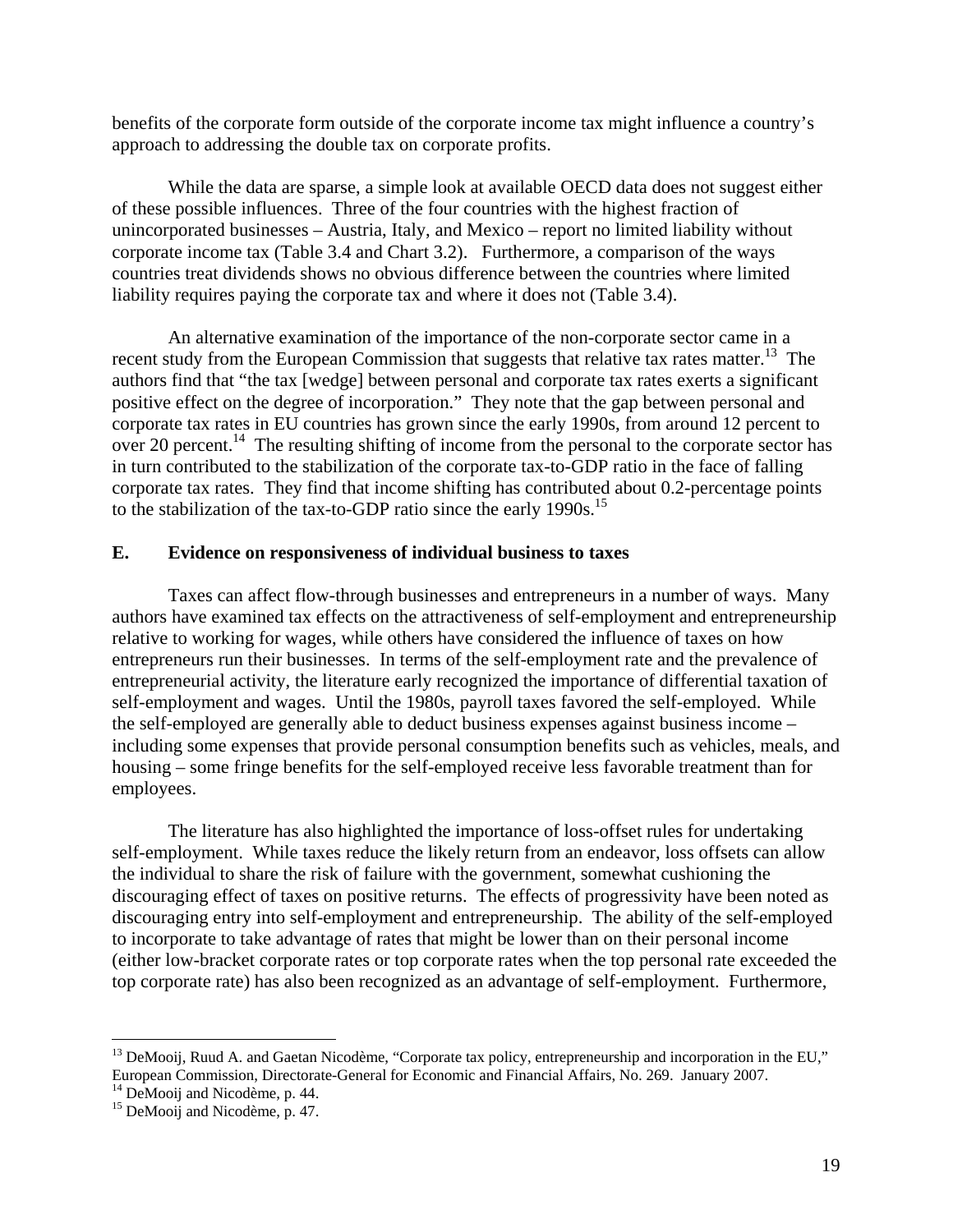benefits of the corporate form outside of the corporate income tax might influence a country's approach to addressing the double tax on corporate profits.

While the data are sparse, a simple look at available OECD data does not suggest either of these possible influences. Three of the four countries with the highest fraction of unincorporated businesses – Austria, Italy, and Mexico – report no limited liability without corporate income tax (Table 3.4 and Chart 3.2). Furthermore, a comparison of the ways countries treat dividends shows no obvious difference between the countries where limited liability requires paying the corporate tax and where it does not (Table 3.4).

An alternative examination of the importance of the non-corporate sector came in a recent study from the European Commission that suggests that relative tax rates matter.[13] The authors find that "the tax [wedge] between personal and corporate tax rates exerts a significant positive effect on the degree of incorporation." They note that the gap between personal and corporate tax rates in EU countries has grown since the early 1990s, from around 12 percent to over 20 percent.[14] The resulting shifting of income from the personal to the corporate sector has in turn contributed to the stabilization of the corporate tax-to-GDP ratio in the face of falling corporate tax rates. They find that income shifting has contributed about 0.2-percentage points to the stabilization of the tax-to-GDP ratio since the early 1990s.[15]

## E. Evidence on responsiveness of individual business to taxes

Taxes can affect flow-through businesses and entrepreneurs in a number of ways. Many authors have examined tax effects on the attractiveness of self-employment and entrepreneurship relative to working for wages, while others have considered the influence of taxes on how entrepreneurs run their businesses. In terms of the self-employment rate and the prevalence of entrepreneurial activity, the literature early recognized the importance of differential taxation of self-employment and wages. Until the 1980s, payroll taxes favored the self-employed. While the self-employed are generally able to deduct business expenses against business income – including some expenses that provide personal consumption benefits such as vehicles, meals, and housing – some fringe benefits for the self-employed receive less favorable treatment than for employees.

The literature has also highlighted the importance of loss-offset rules for undertaking self-employment. While taxes reduce the likely return from an endeavor, loss offsets can allow the individual to share the risk of failure with the government, somewhat cushioning the discouraging effect of taxes on positive returns. The effects of progressivity have been noted as discouraging entry into self-employment and entrepreneurship. The ability of the self-employed to incorporate to take advantage of rates that might be lower than on their personal income (either low-bracket corporate rates or top corporate rates when the top personal rate exceeded the top corporate rate) has also been recognized as an advantage of self-employment. Furthermore,

---

[13] DeMooij, Ruud A. and Gaetan Nicodème, "Corporate tax policy, entrepreneurship and incorporation in the EU," European Commission, Directorate-General for Economic and Financial Affairs, No. 269. January 2007.

[14] DeMooij and Nicodème, p. 44.

[15] DeMooij and Nicodème, p. 47.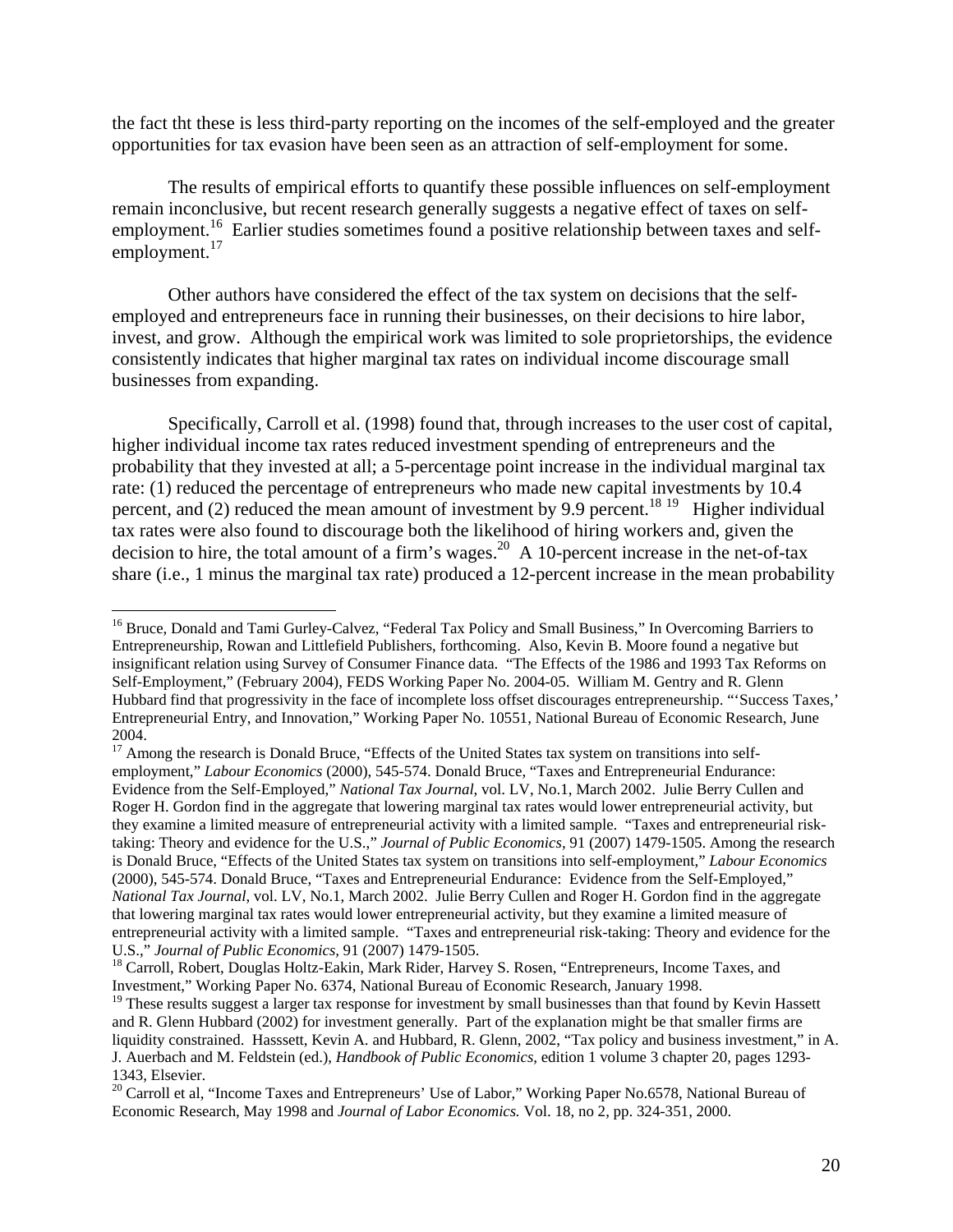the fact tht these is less third-party reporting on the incomes of the self-employed and the greater opportunities for tax evasion have been seen as an attraction of self-employment for some.

The results of empirical efforts to quantify these possible influences on self-employment remain inconclusive, but recent research generally suggests a negative effect of taxes on self-employment.[16] Earlier studies sometimes found a positive relationship between taxes and self-employment.[17]

Other authors have considered the effect of the tax system on decisions that the self-employed and entrepreneurs face in running their businesses, on their decisions to hire labor, invest, and grow. Although the empirical work was limited to sole proprietorships, the evidence consistently indicates that higher marginal tax rates on individual income discourage small businesses from expanding.

Specifically, Carroll et al. (1998) found that, through increases to the user cost of capital, higher individual income tax rates reduced investment spending of entrepreneurs and the probability that they invested at all; a 5-percentage point increase in the individual marginal tax rate: (1) reduced the percentage of entrepreneurs who made new capital investments by 10.4 percent, and (2) reduced the mean amount of investment by 9.9 percent.[18] [19] Higher individual tax rates were also found to discourage both the likelihood of hiring workers and, given the decision to hire, the total amount of a firm's wages.[20] A 10-percent increase in the net-of-tax share (i.e., 1 minus the marginal tax rate) produced a 12-percent increase in the mean probability

---

[16] Bruce, Donald and Tami Gurley-Calvez, "Federal Tax Policy and Small Business," In Overcoming Barriers to Entrepreneurship, Rowan and Littlefield Publishers, forthcoming. Also, Kevin B. Moore found a negative but insignificant relation using Survey of Consumer Finance data. "The Effects of the 1986 and 1993 Tax Reforms on Self-Employment," (February 2004), FEDS Working Paper No. 2004-05. William M. Gentry and R. Glenn Hubbard find that progressivity in the face of incomplete loss offset discourages entrepreneurship. "'Success Taxes,' Entrepreneurial Entry, and Innovation," Working Paper No. 10551, National Bureau of Economic Research, June 2004.

[17] Among the research is Donald Bruce, "Effects of the United States tax system on transitions into self-employment," *Labour Economics* (2000), 545-574. Donald Bruce, "Taxes and Entrepreneurial Endurance: Evidence from the Self-Employed," *National Tax Journal*, vol. LV, No.1, March 2002. Julie Berry Cullen and Roger H. Gordon find in the aggregate that lowering marginal tax rates would lower entrepreneurial activity, but they examine a limited measure of entrepreneurial activity with a limited sample. "Taxes and entrepreneurial risk-taking: Theory and evidence for the U.S.," *Journal of Public Economics*, 91 (2007) 1479-1505. Among the research is Donald Bruce, "Effects of the United States tax system on transitions into self-employment," *Labour Economics* (2000), 545-574. Donald Bruce, "Taxes and Entrepreneurial Endurance: Evidence from the Self-Employed," *National Tax Journal*, vol. LV, No.1, March 2002. Julie Berry Cullen and Roger H. Gordon find in the aggregate that lowering marginal tax rates would lower entrepreneurial activity, but they examine a limited measure of entrepreneurial activity with a limited sample. "Taxes and entrepreneurial risk-taking: Theory and evidence for the U.S.," *Journal of Public Economics*, 91 (2007) 1479-1505.

[18] Carroll, Robert, Douglas Holtz-Eakin, Mark Rider, Harvey S. Rosen, "Entrepreneurs, Income Taxes, and Investment," Working Paper No. 6374, National Bureau of Economic Research, January 1998.

[19] These results suggest a larger tax response for investment by small businesses than that found by Kevin Hassett and R. Glenn Hubbard (2002) for investment generally. Part of the explanation might be that smaller firms are liquidity constrained. Hasssett, Kevin A. and Hubbard, R. Glenn, 2002, "Tax policy and business investment," in A. J. Auerbach and M. Feldstein (ed.), *Handbook of Public Economics*, edition 1 volume 3 chapter 20, pages 1293-1343, Elsevier.

[20] Carroll et al, "Income Taxes and Entrepreneurs' Use of Labor," Working Paper No.6578, National Bureau of Economic Research, May 1998 and *Journal of Labor Economics.* Vol. 18, no 2, pp. 324-351, 2000.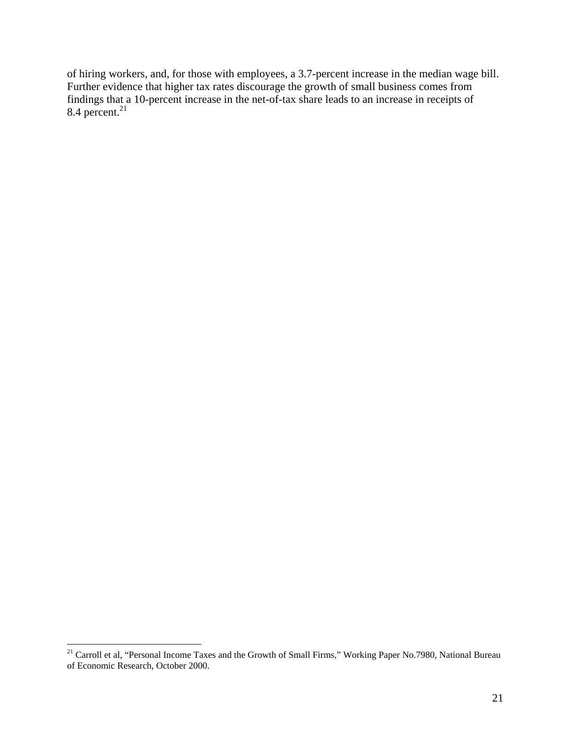of hiring workers, and, for those with employees, a 3.7-percent increase in the median wage bill. Further evidence that higher tax rates discourage the growth of small business comes from findings that a 10-percent increase in the net-of-tax share leads to an increase in receipts of 8.4 percent.[21]

[21] Carroll et al, "Personal Income Taxes and the Growth of Small Firms," Working Paper No.7980, National Bureau of Economic Research, October 2000.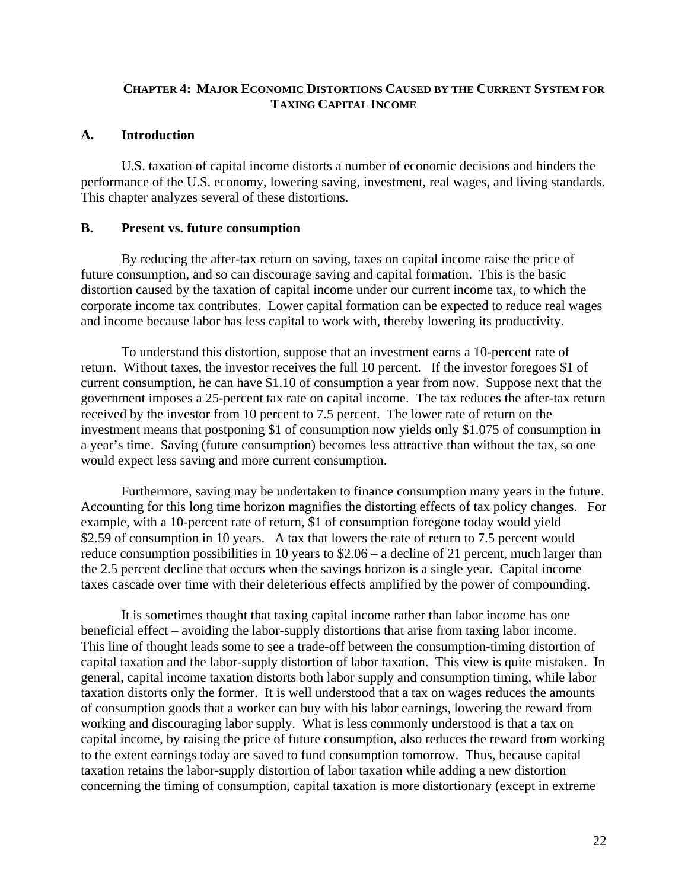## CHAPTER 4: MAJOR ECONOMIC DISTORTIONS CAUSED BY THE CURRENT SYSTEM FOR TAXING CAPITAL INCOME

### A. Introduction

U.S. taxation of capital income distorts a number of economic decisions and hinders the performance of the U.S. economy, lowering saving, investment, real wages, and living standards. This chapter analyzes several of these distortions.

### B. Present vs. future consumption

By reducing the after-tax return on saving, taxes on capital income raise the price of future consumption, and so can discourage saving and capital formation. This is the basic distortion caused by the taxation of capital income under our current income tax, to which the corporate income tax contributes. Lower capital formation can be expected to reduce real wages and income because labor has less capital to work with, thereby lowering its productivity.

To understand this distortion, suppose that an investment earns a 10-percent rate of return. Without taxes, the investor receives the full 10 percent. If the investor foregoes $1 of current consumption, he can have $1.10 of consumption a year from now. Suppose next that the government imposes a 25-percent tax rate on capital income. The tax reduces the after-tax return received by the investor from 10 percent to 7.5 percent. The lower rate of return on the investment means that postponing $1 of consumption now yields only $1.075 of consumption in a year's time. Saving (future consumption) becomes less attractive than without the tax, so one would expect less saving and more current consumption.

Furthermore, saving may be undertaken to finance consumption many years in the future. Accounting for this long time horizon magnifies the distorting effects of tax policy changes. For example, with a 10-percent rate of return, $1 of consumption foregone today would yield $2.59 of consumption in 10 years. A tax that lowers the rate of return to 7.5 percent would reduce consumption possibilities in 10 years to $2.06 – a decline of 21 percent, much larger than the 2.5 percent decline that occurs when the savings horizon is a single year. Capital income taxes cascade over time with their deleterious effects amplified by the power of compounding.

It is sometimes thought that taxing capital income rather than labor income has one beneficial effect – avoiding the labor-supply distortions that arise from taxing labor income. This line of thought leads some to see a trade-off between the consumption-timing distortion of capital taxation and the labor-supply distortion of labor taxation. This view is quite mistaken. In general, capital income taxation distorts both labor supply and consumption timing, while labor taxation distorts only the former. It is well understood that a tax on wages reduces the amounts of consumption goods that a worker can buy with his labor earnings, lowering the reward from working and discouraging labor supply. What is less commonly understood is that a tax on capital income, by raising the price of future consumption, also reduces the reward from working to the extent earnings today are saved to fund consumption tomorrow. Thus, because capital taxation retains the labor-supply distortion of labor taxation while adding a new distortion concerning the timing of consumption, capital taxation is more distortionary (except in extreme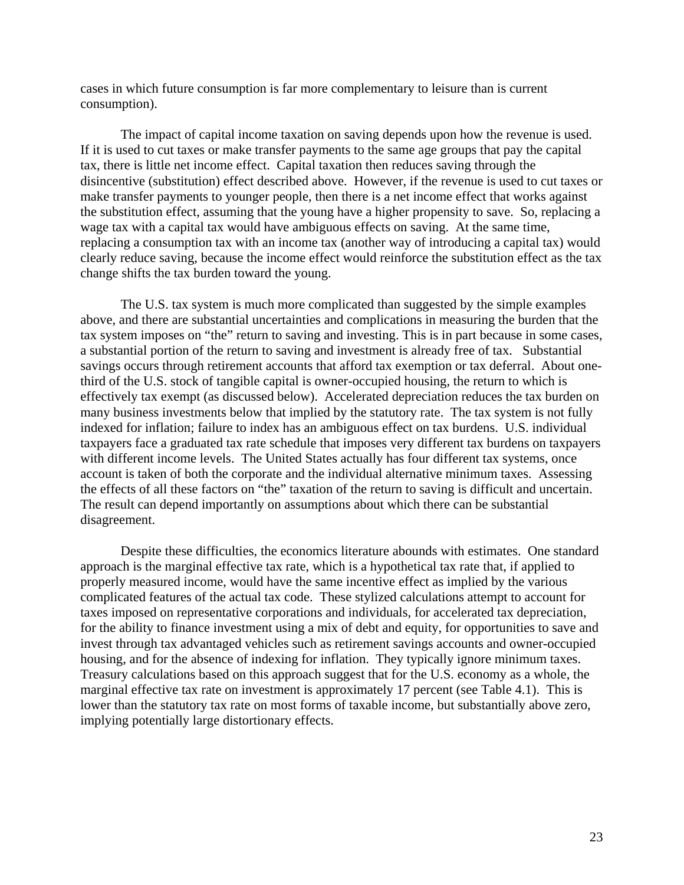cases in which future consumption is far more complementary to leisure than is current consumption).

The impact of capital income taxation on saving depends upon how the revenue is used. If it is used to cut taxes or make transfer payments to the same age groups that pay the capital tax, there is little net income effect. Capital taxation then reduces saving through the disincentive (substitution) effect described above. However, if the revenue is used to cut taxes or make transfer payments to younger people, then there is a net income effect that works against the substitution effect, assuming that the young have a higher propensity to save. So, replacing a wage tax with a capital tax would have ambiguous effects on saving. At the same time, replacing a consumption tax with an income tax (another way of introducing a capital tax) would clearly reduce saving, because the income effect would reinforce the substitution effect as the tax change shifts the tax burden toward the young.

The U.S. tax system is much more complicated than suggested by the simple examples above, and there are substantial uncertainties and complications in measuring the burden that the tax system imposes on "the" return to saving and investing. This is in part because in some cases, a substantial portion of the return to saving and investment is already free of tax. Substantial savings occurs through retirement accounts that afford tax exemption or tax deferral. About one-third of the U.S. stock of tangible capital is owner-occupied housing, the return to which is effectively tax exempt (as discussed below). Accelerated depreciation reduces the tax burden on many business investments below that implied by the statutory rate. The tax system is not fully indexed for inflation; failure to index has an ambiguous effect on tax burdens. U.S. individual taxpayers face a graduated tax rate schedule that imposes very different tax burdens on taxpayers with different income levels. The United States actually has four different tax systems, once account is taken of both the corporate and the individual alternative minimum taxes. Assessing the effects of all these factors on "the" taxation of the return to saving is difficult and uncertain. The result can depend importantly on assumptions about which there can be substantial disagreement.

Despite these difficulties, the economics literature abounds with estimates. One standard approach is the marginal effective tax rate, which is a hypothetical tax rate that, if applied to properly measured income, would have the same incentive effect as implied by the various complicated features of the actual tax code. These stylized calculations attempt to account for taxes imposed on representative corporations and individuals, for accelerated tax depreciation, for the ability to finance investment using a mix of debt and equity, for opportunities to save and invest through tax advantaged vehicles such as retirement savings accounts and owner-occupied housing, and for the absence of indexing for inflation. They typically ignore minimum taxes. Treasury calculations based on this approach suggest that for the U.S. economy as a whole, the marginal effective tax rate on investment is approximately 17 percent (see Table 4.1). This is lower than the statutory tax rate on most forms of taxable income, but substantially above zero, implying potentially large distortionary effects.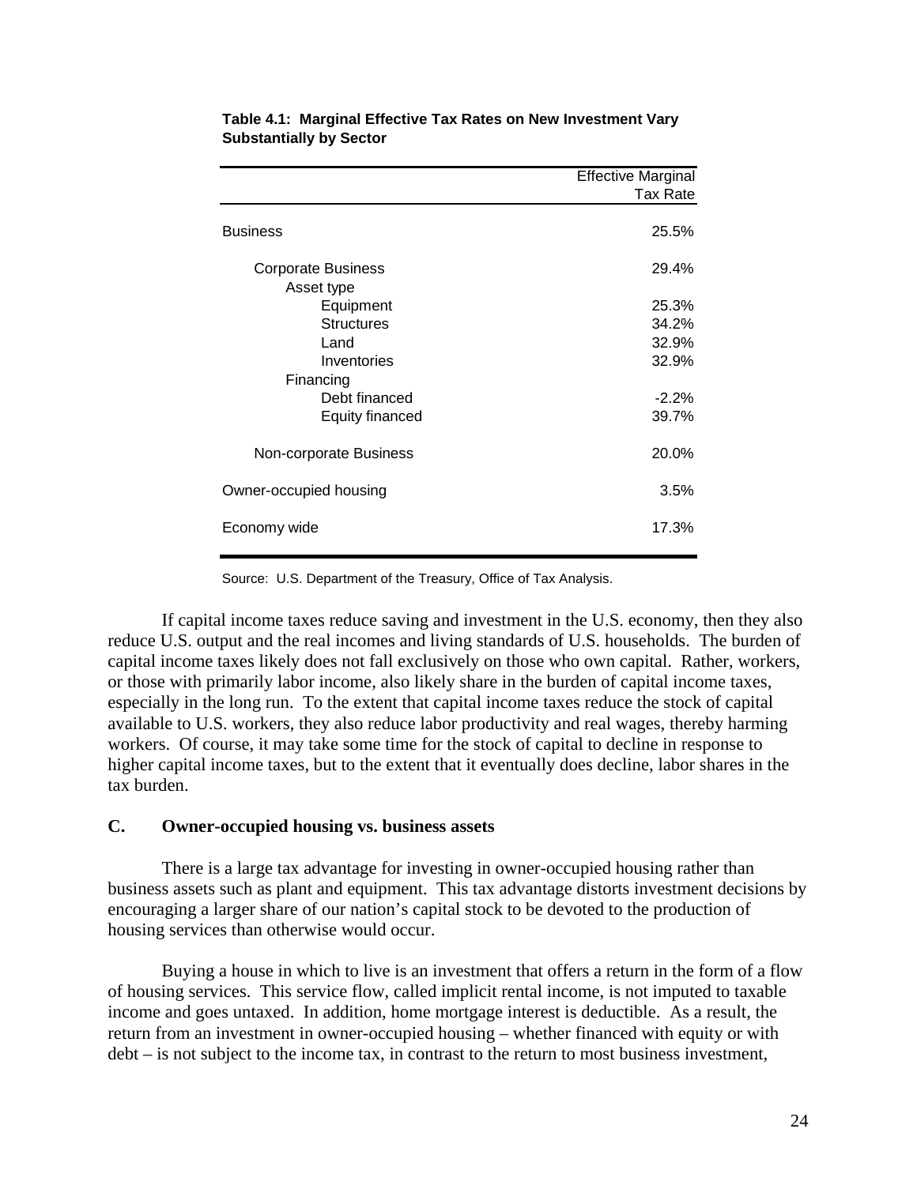**Table 4.1: Marginal Effective Tax Rates on New Investment Vary Substantially by Sector**

| | Effective Marginal Tax Rate |
|---|---|
| Business | 25.5% |
| Corporate Business | 29.4% |
| Asset type | |
| Equipment | 25.3% |
| Structures | 34.2% |
| Land | 32.9% |
| Inventories | 32.9% |
| Financing | |
| Debt financed | -2.2% |
| Equity financed | 39.7% |
| Non-corporate Business | 20.0% |
| Owner-occupied housing | 3.5% |
| Economy wide | 17.3% |

Source: U.S. Department of the Treasury, Office of Tax Analysis.

If capital income taxes reduce saving and investment in the U.S. economy, then they also reduce U.S. output and the real incomes and living standards of U.S. households. The burden of capital income taxes likely does not fall exclusively on those who own capital. Rather, workers, or those with primarily labor income, also likely share in the burden of capital income taxes, especially in the long run. To the extent that capital income taxes reduce the stock of capital available to U.S. workers, they also reduce labor productivity and real wages, thereby harming workers. Of course, it may take some time for the stock of capital to decline in response to higher capital income taxes, but to the extent that it eventually does decline, labor shares in the tax burden.

### C. Owner-occupied housing vs. business assets

There is a large tax advantage for investing in owner-occupied housing rather than business assets such as plant and equipment. This tax advantage distorts investment decisions by encouraging a larger share of our nation's capital stock to be devoted to the production of housing services than otherwise would occur.

Buying a house in which to live is an investment that offers a return in the form of a flow of housing services. This service flow, called implicit rental income, is not imputed to taxable income and goes untaxed. In addition, home mortgage interest is deductible. As a result, the return from an investment in owner-occupied housing – whether financed with equity or with debt – is not subject to the income tax, in contrast to the return to most business investment,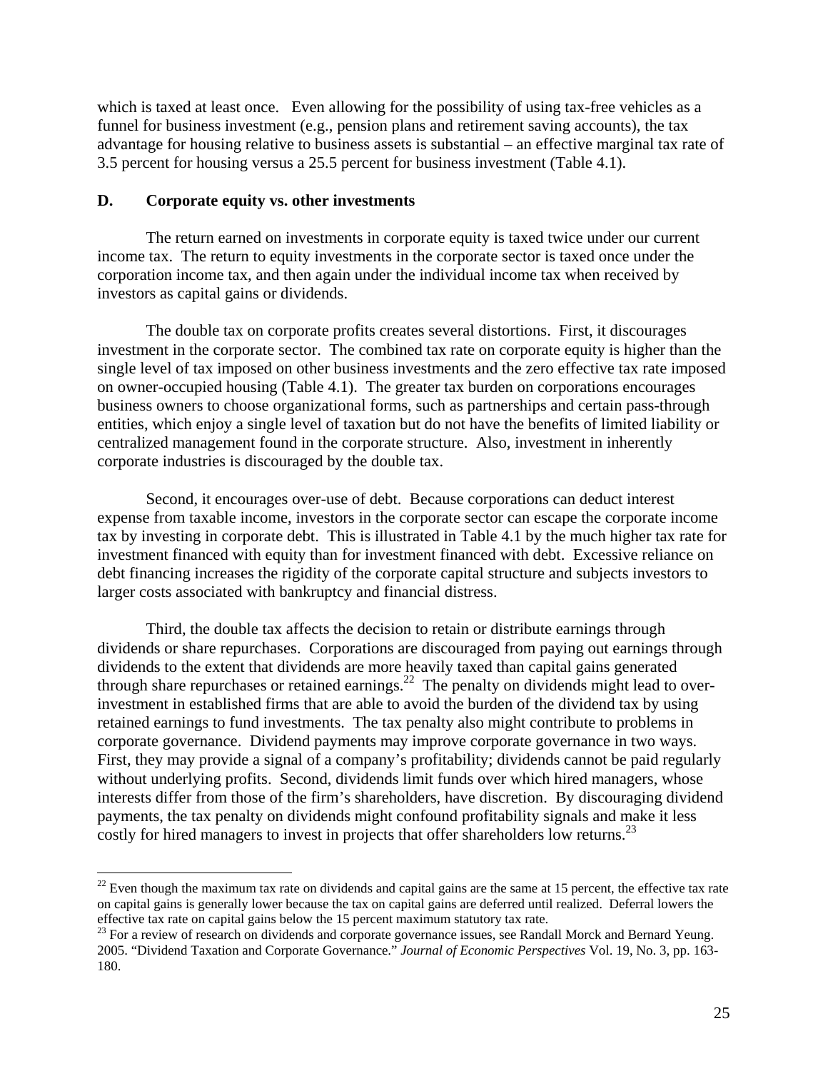which is taxed at least once. Even allowing for the possibility of using tax-free vehicles as a funnel for business investment (e.g., pension plans and retirement saving accounts), the tax advantage for housing relative to business assets is substantial – an effective marginal tax rate of 3.5 percent for housing versus a 25.5 percent for business investment (Table 4.1).

### D. Corporate equity vs. other investments

The return earned on investments in corporate equity is taxed twice under our current income tax. The return to equity investments in the corporate sector is taxed once under the corporation income tax, and then again under the individual income tax when received by investors as capital gains or dividends.

The double tax on corporate profits creates several distortions. First, it discourages investment in the corporate sector. The combined tax rate on corporate equity is higher than the single level of tax imposed on other business investments and the zero effective tax rate imposed on owner-occupied housing (Table 4.1). The greater tax burden on corporations encourages business owners to choose organizational forms, such as partnerships and certain pass-through entities, which enjoy a single level of taxation but do not have the benefits of limited liability or centralized management found in the corporate structure. Also, investment in inherently corporate industries is discouraged by the double tax.

Second, it encourages over-use of debt. Because corporations can deduct interest expense from taxable income, investors in the corporate sector can escape the corporate income tax by investing in corporate debt. This is illustrated in Table 4.1 by the much higher tax rate for investment financed with equity than for investment financed with debt. Excessive reliance on debt financing increases the rigidity of the corporate capital structure and subjects investors to larger costs associated with bankruptcy and financial distress.

Third, the double tax affects the decision to retain or distribute earnings through dividends or share repurchases. Corporations are discouraged from paying out earnings through dividends to the extent that dividends are more heavily taxed than capital gains generated through share repurchases or retained earnings.[22] The penalty on dividends might lead to over-investment in established firms that are able to avoid the burden of the dividend tax by using retained earnings to fund investments. The tax penalty also might contribute to problems in corporate governance. Dividend payments may improve corporate governance in two ways. First, they may provide a signal of a company's profitability; dividends cannot be paid regularly without underlying profits. Second, dividends limit funds over which hired managers, whose interests differ from those of the firm's shareholders, have discretion. By discouraging dividend payments, the tax penalty on dividends might confound profitability signals and make it less costly for hired managers to invest in projects that offer shareholders low returns.[23]

---

[22] Even though the maximum tax rate on dividends and capital gains are the same at 15 percent, the effective tax rate on capital gains is generally lower because the tax on capital gains are deferred until realized. Deferral lowers the effective tax rate on capital gains below the 15 percent maximum statutory tax rate.

[23] For a review of research on dividends and corporate governance issues, see Randall Morck and Bernard Yeung. 2005. "Dividend Taxation and Corporate Governance." *Journal of Economic Perspectives* Vol. 19, No. 3, pp. 163-180.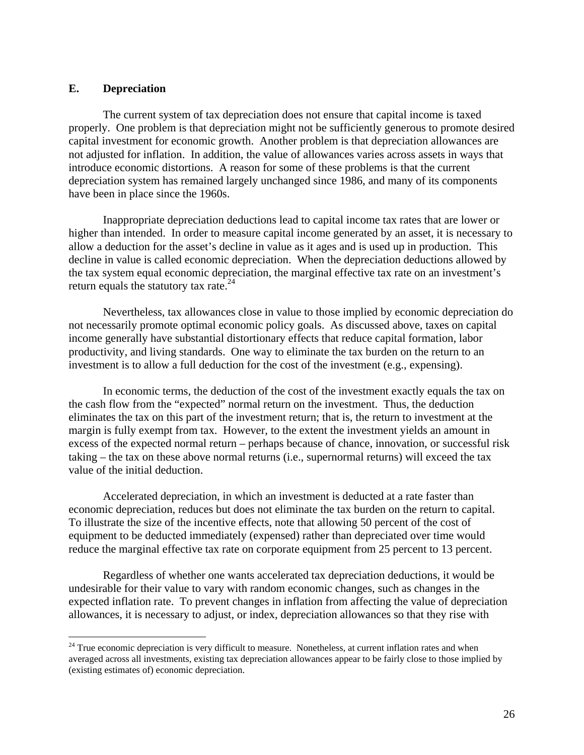## E. Depreciation

The current system of tax depreciation does not ensure that capital income is taxed properly. One problem is that depreciation might not be sufficiently generous to promote desired capital investment for economic growth. Another problem is that depreciation allowances are not adjusted for inflation. In addition, the value of allowances varies across assets in ways that introduce economic distortions. A reason for some of these problems is that the current depreciation system has remained largely unchanged since 1986, and many of its components have been in place since the 1960s.

Inappropriate depreciation deductions lead to capital income tax rates that are lower or higher than intended. In order to measure capital income generated by an asset, it is necessary to allow a deduction for the asset's decline in value as it ages and is used up in production. This decline in value is called economic depreciation. When the depreciation deductions allowed by the tax system equal economic depreciation, the marginal effective tax rate on an investment's return equals the statutory tax rate.[24]

Nevertheless, tax allowances close in value to those implied by economic depreciation do not necessarily promote optimal economic policy goals. As discussed above, taxes on capital income generally have substantial distortionary effects that reduce capital formation, labor productivity, and living standards. One way to eliminate the tax burden on the return to an investment is to allow a full deduction for the cost of the investment (e.g., expensing).

In economic terms, the deduction of the cost of the investment exactly equals the tax on the cash flow from the "expected" normal return on the investment. Thus, the deduction eliminates the tax on this part of the investment return; that is, the return to investment at the margin is fully exempt from tax. However, to the extent the investment yields an amount in excess of the expected normal return – perhaps because of chance, innovation, or successful risk taking – the tax on these above normal returns (i.e., supernormal returns) will exceed the tax value of the initial deduction.

Accelerated depreciation, in which an investment is deducted at a rate faster than economic depreciation, reduces but does not eliminate the tax burden on the return to capital. To illustrate the size of the incentive effects, note that allowing 50 percent of the cost of equipment to be deducted immediately (expensed) rather than depreciated over time would reduce the marginal effective tax rate on corporate equipment from 25 percent to 13 percent.

Regardless of whether one wants accelerated tax depreciation deductions, it would be undesirable for their value to vary with random economic changes, such as changes in the expected inflation rate. To prevent changes in inflation from affecting the value of depreciation allowances, it is necessary to adjust, or index, depreciation allowances so that they rise with

[24] True economic depreciation is very difficult to measure. Nonetheless, at current inflation rates and when averaged across all investments, existing tax depreciation allowances appear to be fairly close to those implied by (existing estimates of) economic depreciation.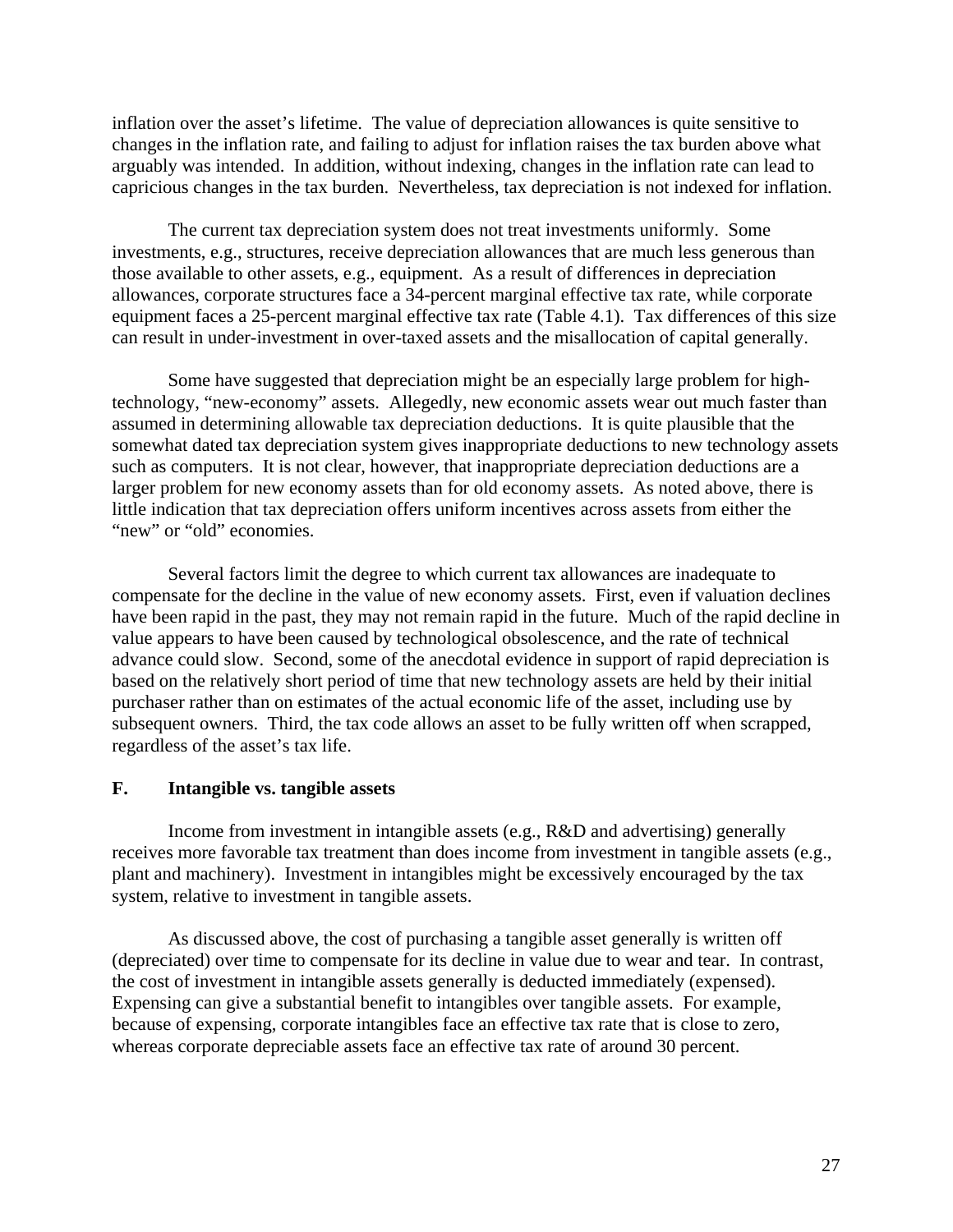inflation over the asset's lifetime. The value of depreciation allowances is quite sensitive to changes in the inflation rate, and failing to adjust for inflation raises the tax burden above what arguably was intended. In addition, without indexing, changes in the inflation rate can lead to capricious changes in the tax burden. Nevertheless, tax depreciation is not indexed for inflation.

The current tax depreciation system does not treat investments uniformly. Some investments, e.g., structures, receive depreciation allowances that are much less generous than those available to other assets, e.g., equipment. As a result of differences in depreciation allowances, corporate structures face a 34-percent marginal effective tax rate, while corporate equipment faces a 25-percent marginal effective tax rate (Table 4.1). Tax differences of this size can result in under-investment in over-taxed assets and the misallocation of capital generally.

Some have suggested that depreciation might be an especially large problem for high-technology, "new-economy" assets. Allegedly, new economic assets wear out much faster than assumed in determining allowable tax depreciation deductions. It is quite plausible that the somewhat dated tax depreciation system gives inappropriate deductions to new technology assets such as computers. It is not clear, however, that inappropriate depreciation deductions are a larger problem for new economy assets than for old economy assets. As noted above, there is little indication that tax depreciation offers uniform incentives across assets from either the "new" or "old" economies.

Several factors limit the degree to which current tax allowances are inadequate to compensate for the decline in the value of new economy assets. First, even if valuation declines have been rapid in the past, they may not remain rapid in the future. Much of the rapid decline in value appears to have been caused by technological obsolescence, and the rate of technical advance could slow. Second, some of the anecdotal evidence in support of rapid depreciation is based on the relatively short period of time that new technology assets are held by their initial purchaser rather than on estimates of the actual economic life of the asset, including use by subsequent owners. Third, the tax code allows an asset to be fully written off when scrapped, regardless of the asset's tax life.

### F. Intangible vs. tangible assets

Income from investment in intangible assets (e.g., R&D and advertising) generally receives more favorable tax treatment than does income from investment in tangible assets (e.g., plant and machinery). Investment in intangibles might be excessively encouraged by the tax system, relative to investment in tangible assets.

As discussed above, the cost of purchasing a tangible asset generally is written off (depreciated) over time to compensate for its decline in value due to wear and tear. In contrast, the cost of investment in intangible assets generally is deducted immediately (expensed). Expensing can give a substantial benefit to intangibles over tangible assets. For example, because of expensing, corporate intangibles face an effective tax rate that is close to zero, whereas corporate depreciable assets face an effective tax rate of around 30 percent.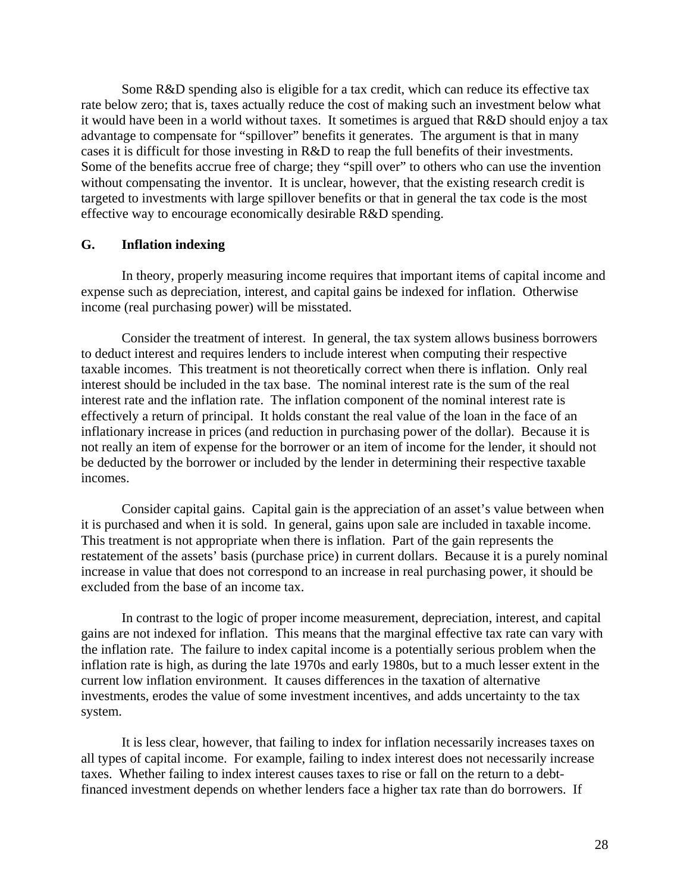Some R&D spending also is eligible for a tax credit, which can reduce its effective tax rate below zero; that is, taxes actually reduce the cost of making such an investment below what it would have been in a world without taxes. It sometimes is argued that R&D should enjoy a tax advantage to compensate for "spillover" benefits it generates. The argument is that in many cases it is difficult for those investing in R&D to reap the full benefits of their investments. Some of the benefits accrue free of charge; they "spill over" to others who can use the invention without compensating the inventor. It is unclear, however, that the existing research credit is targeted to investments with large spillover benefits or that in general the tax code is the most effective way to encourage economically desirable R&D spending.

## G. Inflation indexing

In theory, properly measuring income requires that important items of capital income and expense such as depreciation, interest, and capital gains be indexed for inflation. Otherwise income (real purchasing power) will be misstated.

Consider the treatment of interest. In general, the tax system allows business borrowers to deduct interest and requires lenders to include interest when computing their respective taxable incomes. This treatment is not theoretically correct when there is inflation. Only real interest should be included in the tax base. The nominal interest rate is the sum of the real interest rate and the inflation rate. The inflation component of the nominal interest rate is effectively a return of principal. It holds constant the real value of the loan in the face of an inflationary increase in prices (and reduction in purchasing power of the dollar). Because it is not really an item of expense for the borrower or an item of income for the lender, it should not be deducted by the borrower or included by the lender in determining their respective taxable incomes.

Consider capital gains. Capital gain is the appreciation of an asset's value between when it is purchased and when it is sold. In general, gains upon sale are included in taxable income. This treatment is not appropriate when there is inflation. Part of the gain represents the restatement of the assets' basis (purchase price) in current dollars. Because it is a purely nominal increase in value that does not correspond to an increase in real purchasing power, it should be excluded from the base of an income tax.

In contrast to the logic of proper income measurement, depreciation, interest, and capital gains are not indexed for inflation. This means that the marginal effective tax rate can vary with the inflation rate. The failure to index capital income is a potentially serious problem when the inflation rate is high, as during the late 1970s and early 1980s, but to a much lesser extent in the current low inflation environment. It causes differences in the taxation of alternative investments, erodes the value of some investment incentives, and adds uncertainty to the tax system.

It is less clear, however, that failing to index for inflation necessarily increases taxes on all types of capital income. For example, failing to index interest does not necessarily increase taxes. Whether failing to index interest causes taxes to rise or fall on the return to a debt-financed investment depends on whether lenders face a higher tax rate than do borrowers. If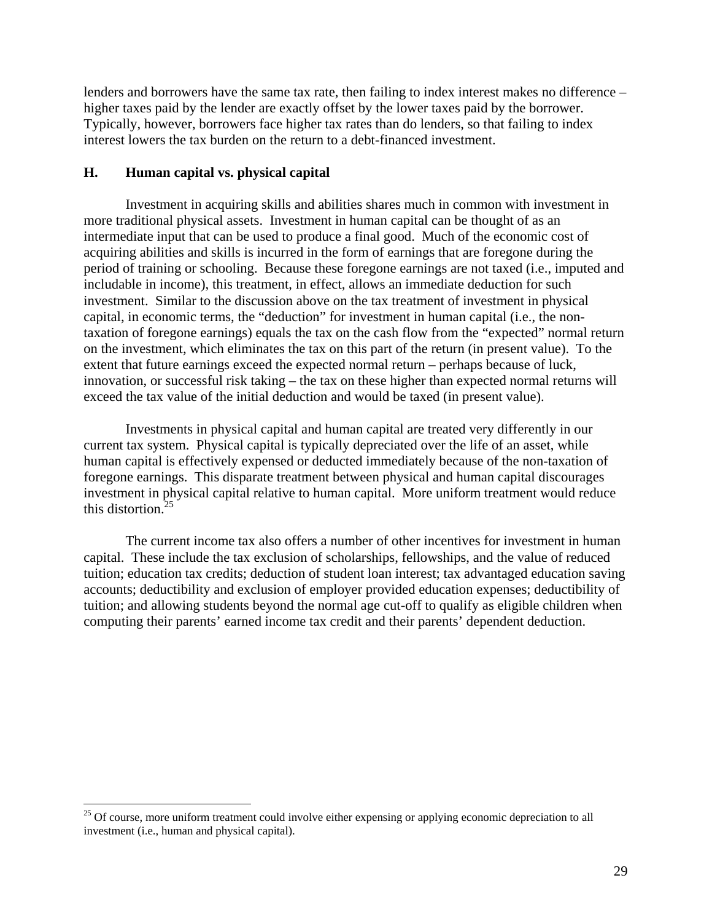lenders and borrowers have the same tax rate, then failing to index interest makes no difference – higher taxes paid by the lender are exactly offset by the lower taxes paid by the borrower. Typically, however, borrowers face higher tax rates than do lenders, so that failing to index interest lowers the tax burden on the return to a debt-financed investment.

### H. Human capital vs. physical capital

Investment in acquiring skills and abilities shares much in common with investment in more traditional physical assets. Investment in human capital can be thought of as an intermediate input that can be used to produce a final good. Much of the economic cost of acquiring abilities and skills is incurred in the form of earnings that are foregone during the period of training or schooling. Because these foregone earnings are not taxed (i.e., imputed and includable in income), this treatment, in effect, allows an immediate deduction for such investment. Similar to the discussion above on the tax treatment of investment in physical capital, in economic terms, the "deduction" for investment in human capital (i.e., the non-taxation of foregone earnings) equals the tax on the cash flow from the "expected" normal return on the investment, which eliminates the tax on this part of the return (in present value). To the extent that future earnings exceed the expected normal return – perhaps because of luck, innovation, or successful risk taking – the tax on these higher than expected normal returns will exceed the tax value of the initial deduction and would be taxed (in present value).

Investments in physical capital and human capital are treated very differently in our current tax system. Physical capital is typically depreciated over the life of an asset, while human capital is effectively expensed or deducted immediately because of the non-taxation of foregone earnings. This disparate treatment between physical and human capital discourages investment in physical capital relative to human capital. More uniform treatment would reduce this distortion.[25]

The current income tax also offers a number of other incentives for investment in human capital. These include the tax exclusion of scholarships, fellowships, and the value of reduced tuition; education tax credits; deduction of student loan interest; tax advantaged education saving accounts; deductibility and exclusion of employer provided education expenses; deductibility of tuition; and allowing students beyond the normal age cut-off to qualify as eligible children when computing their parents' earned income tax credit and their parents' dependent deduction.

---

[25] Of course, more uniform treatment could involve either expensing or applying economic depreciation to all investment (i.e., human and physical capital).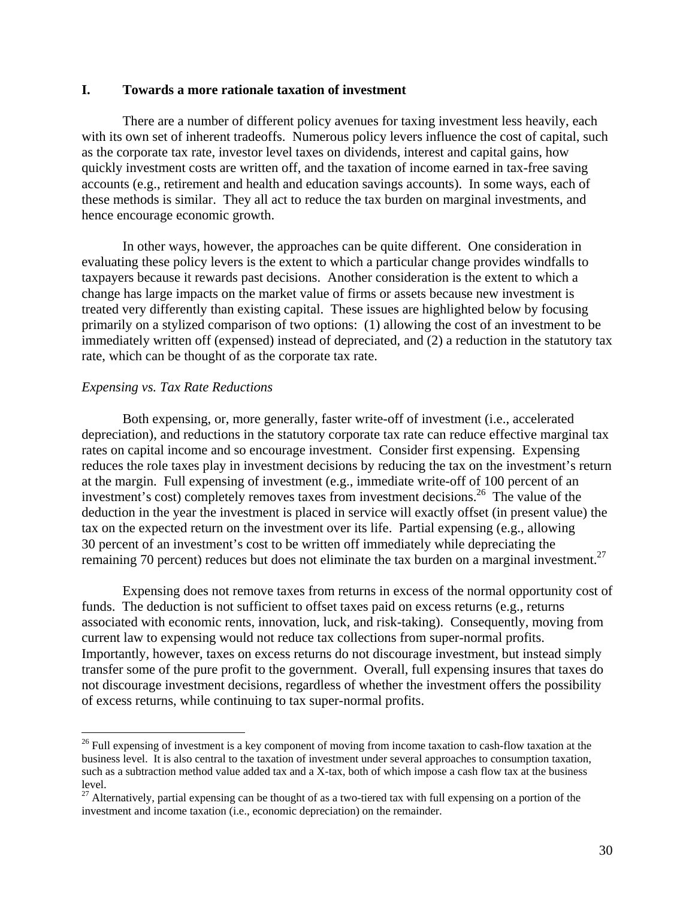## I. Towards a more rationale taxation of investment

There are a number of different policy avenues for taxing investment less heavily, each with its own set of inherent tradeoffs. Numerous policy levers influence the cost of capital, such as the corporate tax rate, investor level taxes on dividends, interest and capital gains, how quickly investment costs are written off, and the taxation of income earned in tax-free saving accounts (e.g., retirement and health and education savings accounts). In some ways, each of these methods is similar. They all act to reduce the tax burden on marginal investments, and hence encourage economic growth.

In other ways, however, the approaches can be quite different. One consideration in evaluating these policy levers is the extent to which a particular change provides windfalls to taxpayers because it rewards past decisions. Another consideration is the extent to which a change has large impacts on the market value of firms or assets because new investment is treated very differently than existing capital. These issues are highlighted below by focusing primarily on a stylized comparison of two options: (1) allowing the cost of an investment to be immediately written off (expensed) instead of depreciated, and (2) a reduction in the statutory tax rate, which can be thought of as the corporate tax rate.

### *Expensing vs. Tax Rate Reductions*

Both expensing, or, more generally, faster write-off of investment (i.e., accelerated depreciation), and reductions in the statutory corporate tax rate can reduce effective marginal tax rates on capital income and so encourage investment. Consider first expensing. Expensing reduces the role taxes play in investment decisions by reducing the tax on the investment's return at the margin. Full expensing of investment (e.g., immediate write-off of 100 percent of an investment's cost) completely removes taxes from investment decisions.[26] The value of the deduction in the year the investment is placed in service will exactly offset (in present value) the tax on the expected return on the investment over its life. Partial expensing (e.g., allowing 30 percent of an investment's cost to be written off immediately while depreciating the remaining 70 percent) reduces but does not eliminate the tax burden on a marginal investment.[27]

Expensing does not remove taxes from returns in excess of the normal opportunity cost of funds. The deduction is not sufficient to offset taxes paid on excess returns (e.g., returns associated with economic rents, innovation, luck, and risk-taking). Consequently, moving from current law to expensing would not reduce tax collections from super-normal profits. Importantly, however, taxes on excess returns do not discourage investment, but instead simply transfer some of the pure profit to the government. Overall, full expensing insures that taxes do not discourage investment decisions, regardless of whether the investment offers the possibility of excess returns, while continuing to tax super-normal profits.

---

[26] Full expensing of investment is a key component of moving from income taxation to cash-flow taxation at the business level. It is also central to the taxation of investment under several approaches to consumption taxation, such as a subtraction method value added tax and a X-tax, both of which impose a cash flow tax at the business level.

[27] Alternatively, partial expensing can be thought of as a two-tiered tax with full expensing on a portion of the investment and income taxation (i.e., economic depreciation) on the remainder.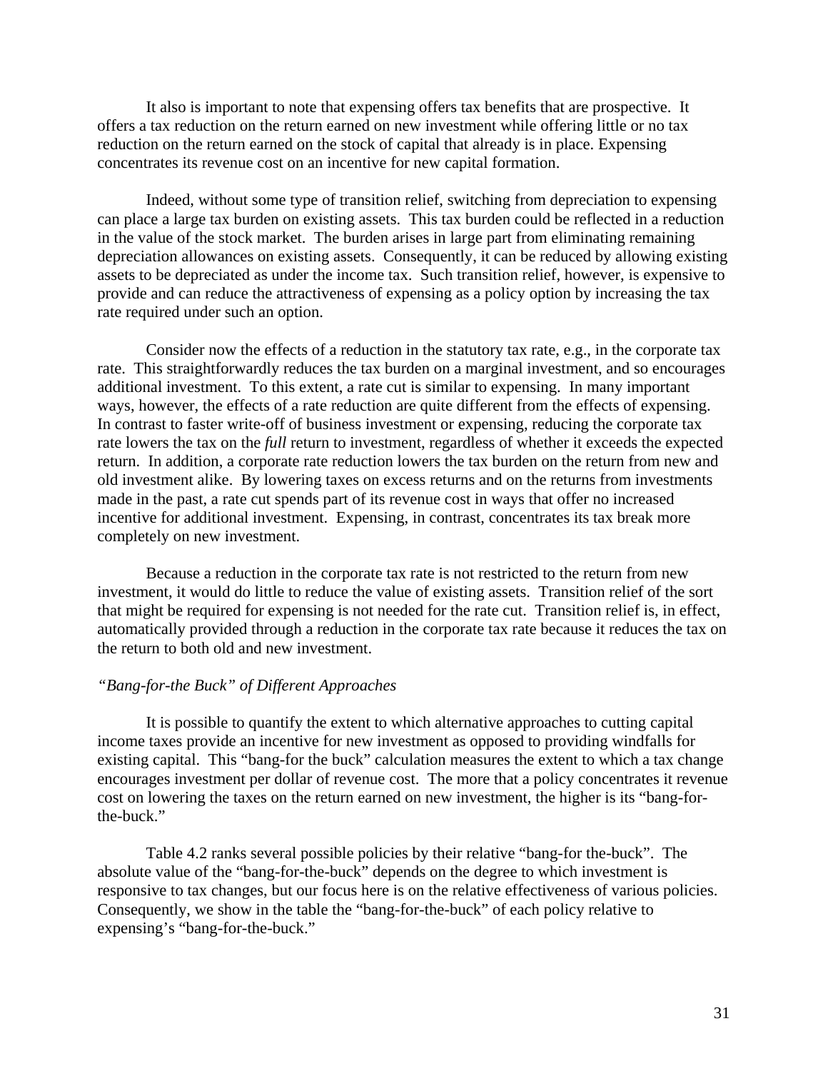It also is important to note that expensing offers tax benefits that are prospective. It offers a tax reduction on the return earned on new investment while offering little or no tax reduction on the return earned on the stock of capital that already is in place. Expensing concentrates its revenue cost on an incentive for new capital formation.

Indeed, without some type of transition relief, switching from depreciation to expensing can place a large tax burden on existing assets. This tax burden could be reflected in a reduction in the value of the stock market. The burden arises in large part from eliminating remaining depreciation allowances on existing assets. Consequently, it can be reduced by allowing existing assets to be depreciated as under the income tax. Such transition relief, however, is expensive to provide and can reduce the attractiveness of expensing as a policy option by increasing the tax rate required under such an option.

Consider now the effects of a reduction in the statutory tax rate, e.g., in the corporate tax rate. This straightforwardly reduces the tax burden on a marginal investment, and so encourages additional investment. To this extent, a rate cut is similar to expensing. In many important ways, however, the effects of a rate reduction are quite different from the effects of expensing. In contrast to faster write-off of business investment or expensing, reducing the corporate tax rate lowers the tax on the *full* return to investment, regardless of whether it exceeds the expected return. In addition, a corporate rate reduction lowers the tax burden on the return from new and old investment alike. By lowering taxes on excess returns and on the returns from investments made in the past, a rate cut spends part of its revenue cost in ways that offer no increased incentive for additional investment. Expensing, in contrast, concentrates its tax break more completely on new investment.

Because a reduction in the corporate tax rate is not restricted to the return from new investment, it would do little to reduce the value of existing assets. Transition relief of the sort that might be required for expensing is not needed for the rate cut. Transition relief is, in effect, automatically provided through a reduction in the corporate tax rate because it reduces the tax on the return to both old and new investment.

*"Bang-for-the Buck" of Different Approaches*

It is possible to quantify the extent to which alternative approaches to cutting capital income taxes provide an incentive for new investment as opposed to providing windfalls for existing capital. This "bang-for the buck" calculation measures the extent to which a tax change encourages investment per dollar of revenue cost. The more that a policy concentrates it revenue cost on lowering the taxes on the return earned on new investment, the higher is its "bang-for-the-buck."

Table 4.2 ranks several possible policies by their relative "bang-for the-buck". The absolute value of the "bang-for-the-buck" depends on the degree to which investment is responsive to tax changes, but our focus here is on the relative effectiveness of various policies. Consequently, we show in the table the "bang-for-the-buck" of each policy relative to expensing's "bang-for-the-buck."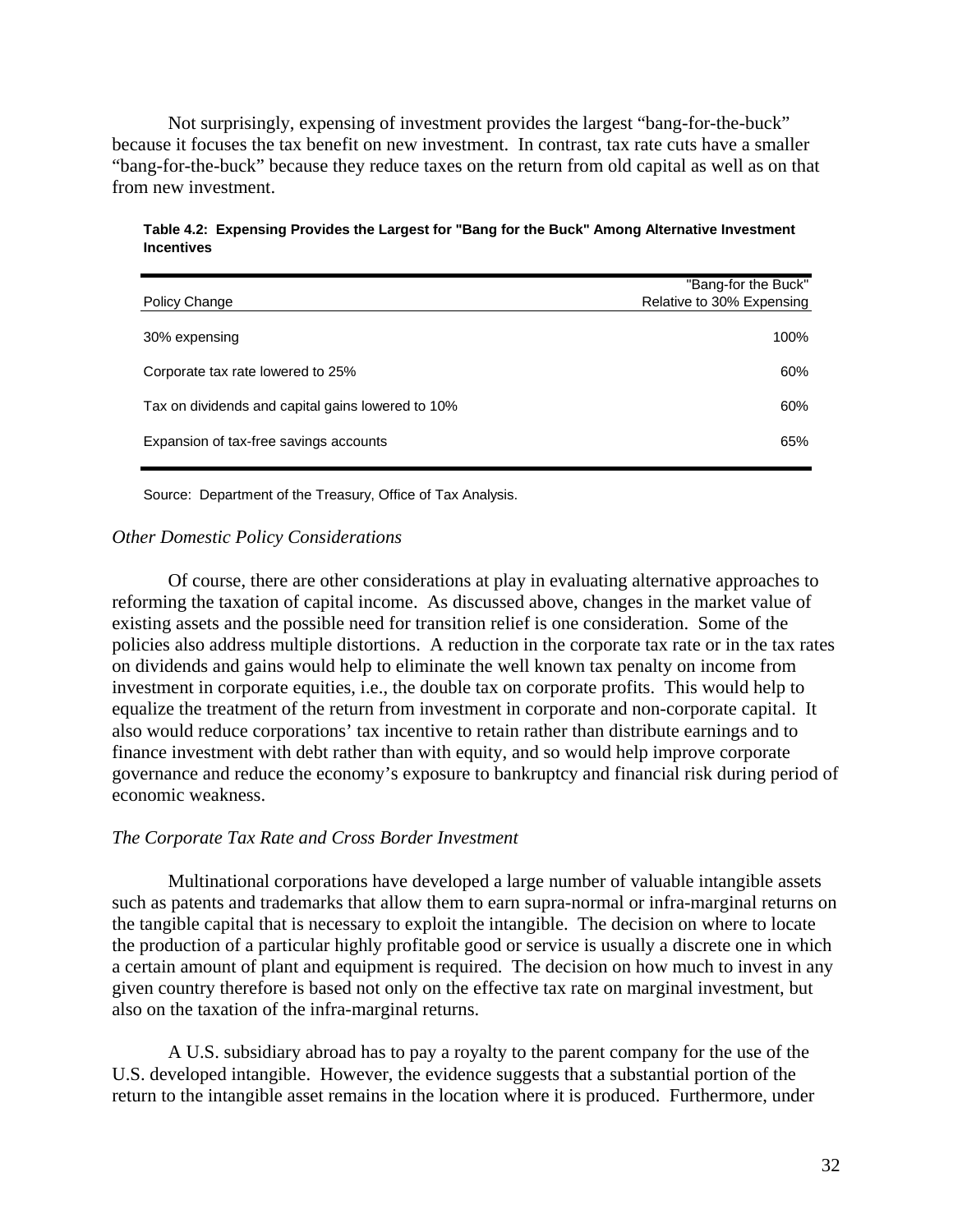Not surprisingly, expensing of investment provides the largest "bang-for-the-buck" because it focuses the tax benefit on new investment. In contrast, tax rate cuts have a smaller "bang-for-the-buck" because they reduce taxes on the return from old capital as well as on that from new investment.

**Table 4.2: Expensing Provides the Largest for "Bang for the Buck" Among Alternative Investment Incentives**

| Policy Change | "Bang-for the Buck" Relative to 30% Expensing |
|---|---|
| 30% expensing | 100% |
| Corporate tax rate lowered to 25% | 60% |
| Tax on dividends and capital gains lowered to 10% | 60% |
| Expansion of tax-free savings accounts | 65% |

Source: Department of the Treasury, Office of Tax Analysis.

*Other Domestic Policy Considerations*

Of course, there are other considerations at play in evaluating alternative approaches to reforming the taxation of capital income. As discussed above, changes in the market value of existing assets and the possible need for transition relief is one consideration. Some of the policies also address multiple distortions. A reduction in the corporate tax rate or in the tax rates on dividends and gains would help to eliminate the well known tax penalty on income from investment in corporate equities, i.e., the double tax on corporate profits. This would help to equalize the treatment of the return from investment in corporate and non-corporate capital. It also would reduce corporations' tax incentive to retain rather than distribute earnings and to finance investment with debt rather than with equity, and so would help improve corporate governance and reduce the economy's exposure to bankruptcy and financial risk during period of economic weakness.

*The Corporate Tax Rate and Cross Border Investment*

Multinational corporations have developed a large number of valuable intangible assets such as patents and trademarks that allow them to earn supra-normal or infra-marginal returns on the tangible capital that is necessary to exploit the intangible. The decision on where to locate the production of a particular highly profitable good or service is usually a discrete one in which a certain amount of plant and equipment is required. The decision on how much to invest in any given country therefore is based not only on the effective tax rate on marginal investment, but also on the taxation of the infra-marginal returns.

A U.S. subsidiary abroad has to pay a royalty to the parent company for the use of the U.S. developed intangible. However, the evidence suggests that a substantial portion of the return to the intangible asset remains in the location where it is produced. Furthermore, under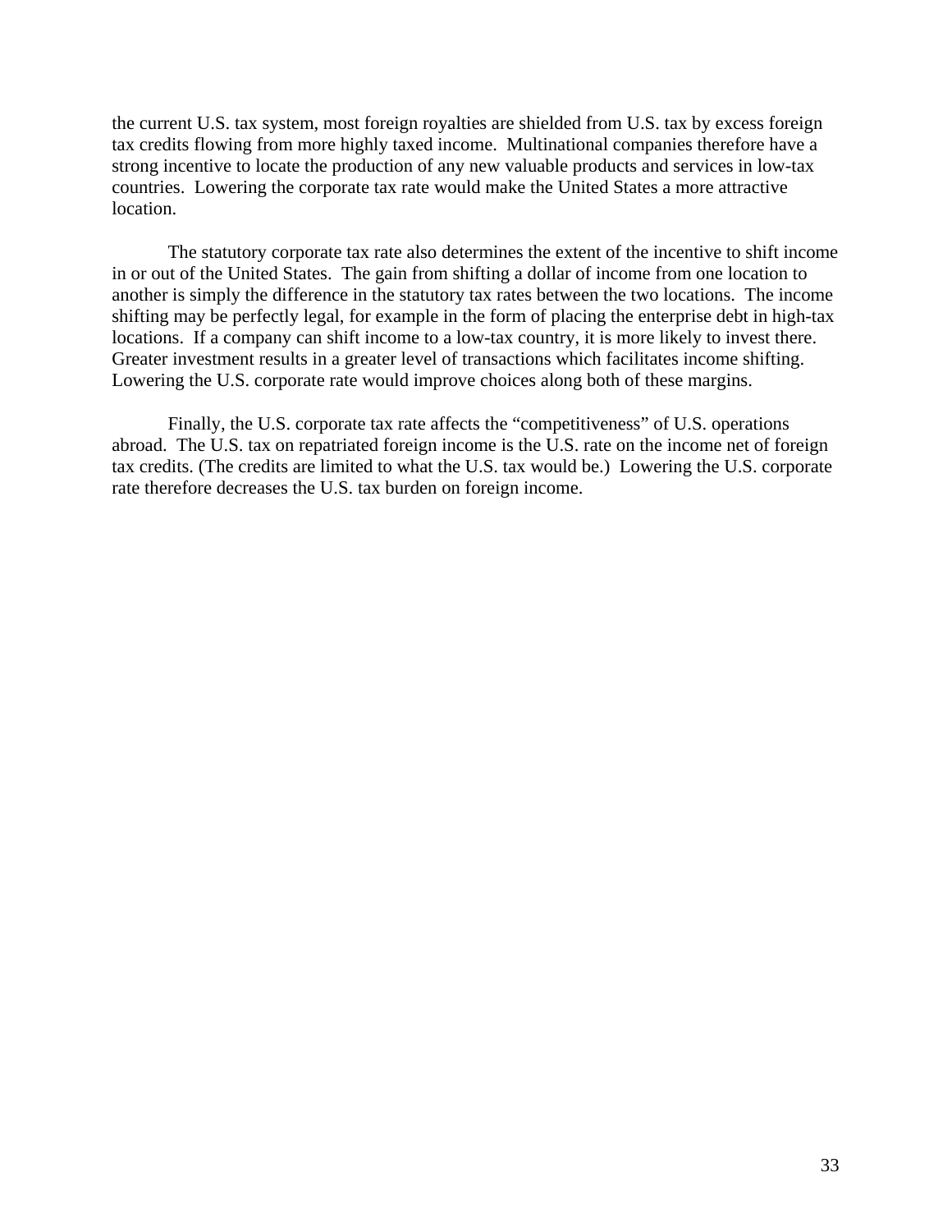the current U.S. tax system, most foreign royalties are shielded from U.S. tax by excess foreign tax credits flowing from more highly taxed income. Multinational companies therefore have a strong incentive to locate the production of any new valuable products and services in low-tax countries. Lowering the corporate tax rate would make the United States a more attractive location.

The statutory corporate tax rate also determines the extent of the incentive to shift income in or out of the United States. The gain from shifting a dollar of income from one location to another is simply the difference in the statutory tax rates between the two locations. The income shifting may be perfectly legal, for example in the form of placing the enterprise debt in high-tax locations. If a company can shift income to a low-tax country, it is more likely to invest there. Greater investment results in a greater level of transactions which facilitates income shifting. Lowering the U.S. corporate rate would improve choices along both of these margins.

Finally, the U.S. corporate tax rate affects the "competitiveness" of U.S. operations abroad. The U.S. tax on repatriated foreign income is the U.S. rate on the income net of foreign tax credits. (The credits are limited to what the U.S. tax would be.) Lowering the U.S. corporate rate therefore decreases the U.S. tax burden on foreign income.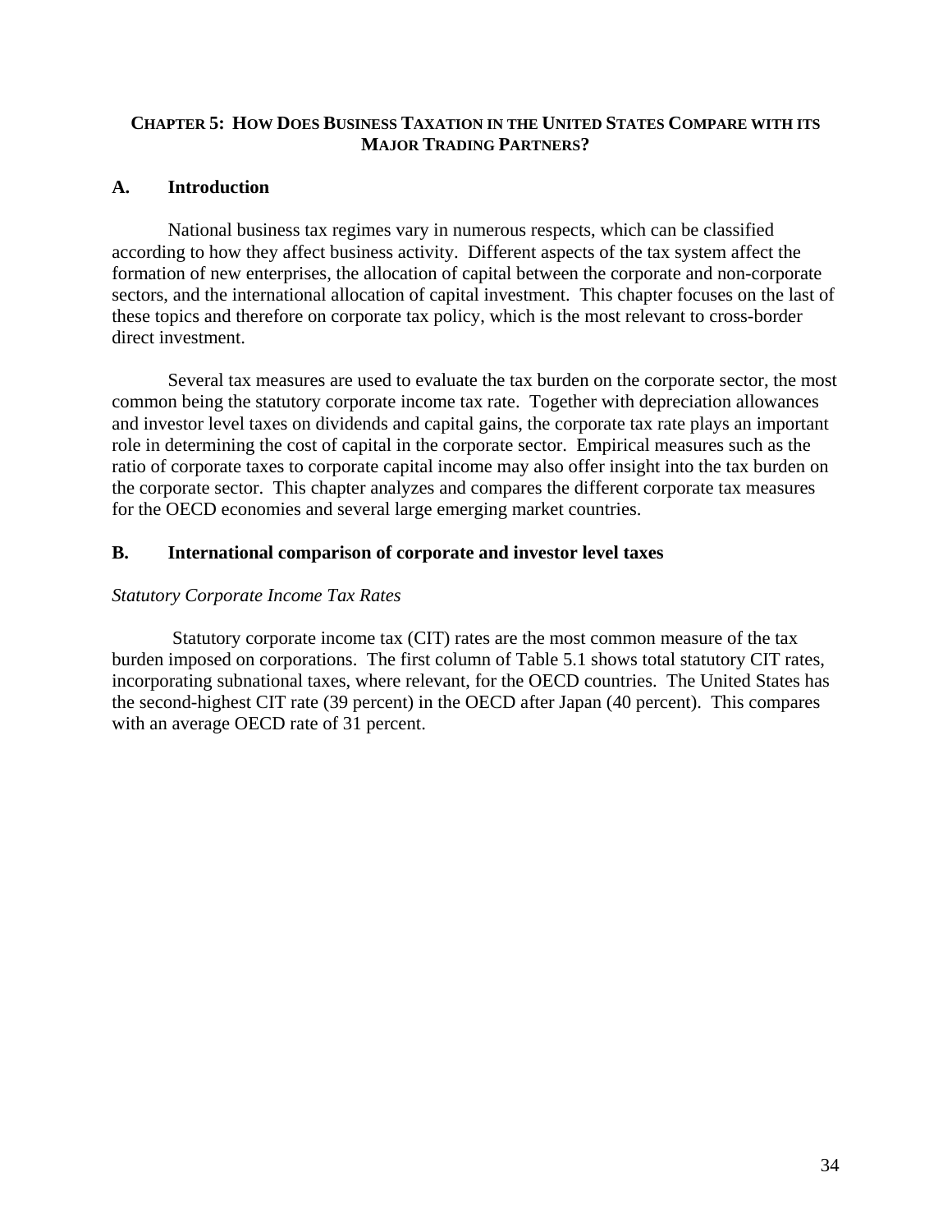## CHAPTER 5: HOW DOES BUSINESS TAXATION IN THE UNITED STATES COMPARE WITH ITS MAJOR TRADING PARTNERS?

### A. Introduction

National business tax regimes vary in numerous respects, which can be classified according to how they affect business activity. Different aspects of the tax system affect the formation of new enterprises, the allocation of capital between the corporate and non-corporate sectors, and the international allocation of capital investment. This chapter focuses on the last of these topics and therefore on corporate tax policy, which is the most relevant to cross-border direct investment.

Several tax measures are used to evaluate the tax burden on the corporate sector, the most common being the statutory corporate income tax rate. Together with depreciation allowances and investor level taxes on dividends and capital gains, the corporate tax rate plays an important role in determining the cost of capital in the corporate sector. Empirical measures such as the ratio of corporate taxes to corporate capital income may also offer insight into the tax burden on the corporate sector. This chapter analyzes and compares the different corporate tax measures for the OECD economies and several large emerging market countries.

### B. International comparison of corporate and investor level taxes

*Statutory Corporate Income Tax Rates*

Statutory corporate income tax (CIT) rates are the most common measure of the tax burden imposed on corporations. The first column of Table 5.1 shows total statutory CIT rates, incorporating subnational taxes, where relevant, for the OECD countries. The United States has the second-highest CIT rate (39 percent) in the OECD after Japan (40 percent). This compares with an average OECD rate of 31 percent.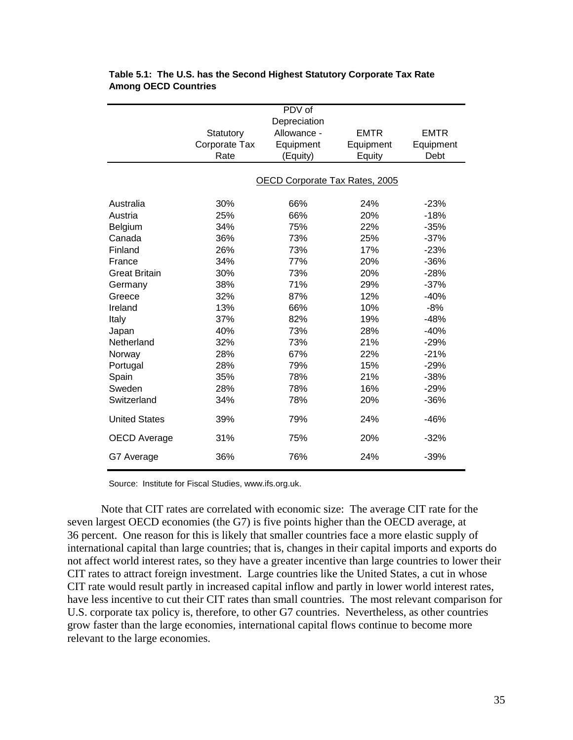**Table 5.1: The U.S. has the Second Highest Statutory Corporate Tax Rate Among OECD Countries**

| | Statutory Corporate Tax Rate | PDV of Depreciation Allowance - Equipment (Equity) | EMTR Equipment Equity | EMTR Equipment Debt |
|---|---|---|---|---|
| | OECD Corporate Tax Rates, 2005 | | | |
| Australia | 30% | 66% | 24% | -23% |
| Austria | 25% | 66% | 20% | -18% |
| Belgium | 34% | 75% | 22% | -35% |
| Canada | 36% | 73% | 25% | -37% |
| Finland | 26% | 73% | 17% | -23% |
| France | 34% | 77% | 20% | -36% |
| Great Britain | 30% | 73% | 20% | -28% |
| Germany | 38% | 71% | 29% | -37% |
| Greece | 32% | 87% | 12% | -40% |
| Ireland | 13% | 66% | 10% | -8% |
| Italy | 37% | 82% | 19% | -48% |
| Japan | 40% | 73% | 28% | -40% |
| Netherland | 32% | 73% | 21% | -29% |
| Norway | 28% | 67% | 22% | -21% |
| Portugal | 28% | 79% | 15% | -29% |
| Spain | 35% | 78% | 21% | -38% |
| Sweden | 28% | 78% | 16% | -29% |
| Switzerland | 34% | 78% | 20% | -36% |
| United States | 39% | 79% | 24% | -46% |
| OECD Average | 31% | 75% | 20% | -32% |
| G7 Average | 36% | 76% | 24% | -39% |

Source: Institute for Fiscal Studies, www.ifs.org.uk.

Note that CIT rates are correlated with economic size: The average CIT rate for the seven largest OECD economies (the G7) is five points higher than the OECD average, at 36 percent. One reason for this is likely that smaller countries face a more elastic supply of international capital than large countries; that is, changes in their capital imports and exports do not affect world interest rates, so they have a greater incentive than large countries to lower their CIT rates to attract foreign investment. Large countries like the United States, a cut in whose CIT rate would result partly in increased capital inflow and partly in lower world interest rates, have less incentive to cut their CIT rates than small countries. The most relevant comparison for U.S. corporate tax policy is, therefore, to other G7 countries. Nevertheless, as other countries grow faster than the large economies, international capital flows continue to become more relevant to the large economies.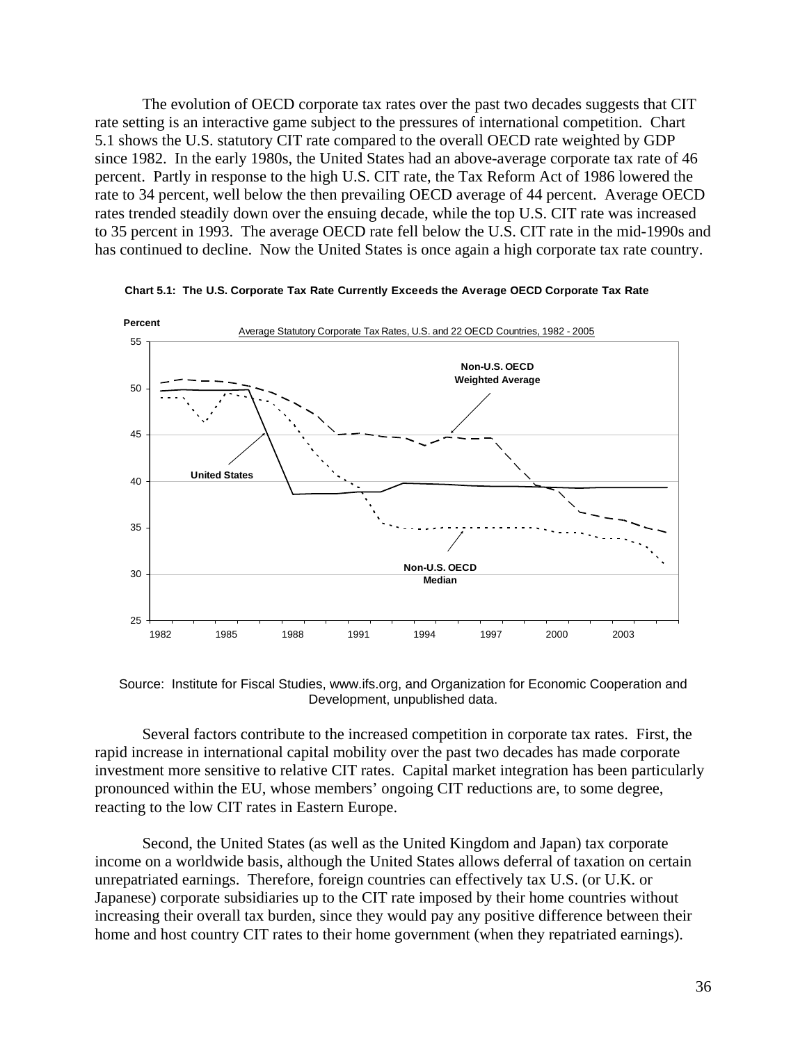The evolution of OECD corporate tax rates over the past two decades suggests that CIT rate setting is an interactive game subject to the pressures of international competition. Chart 5.1 shows the U.S. statutory CIT rate compared to the overall OECD rate weighted by GDP since 1982. In the early 1980s, the United States had an above-average corporate tax rate of 46 percent. Partly in response to the high U.S. CIT rate, the Tax Reform Act of 1986 lowered the rate to 34 percent, well below the then prevailing OECD average of 44 percent. Average OECD rates trended steadily down over the ensuing decade, while the top U.S. CIT rate was increased to 35 percent in 1993. The average OECD rate fell below the U.S. CIT rate in the mid-1990s and has continued to decline. Now the United States is once again a high corporate tax rate country.

**Chart 5.1: The U.S. Corporate Tax Rate Currently Exceeds the Average OECD Corporate Tax Rate**

Source: Institute for Fiscal Studies, www.ifs.org, and Organization for Economic Cooperation and Development, unpublished data.

Several factors contribute to the increased competition in corporate tax rates. First, the rapid increase in international capital mobility over the past two decades has made corporate investment more sensitive to relative CIT rates. Capital market integration has been particularly pronounced within the EU, whose members' ongoing CIT reductions are, to some degree, reacting to the low CIT rates in Eastern Europe.

Second, the United States (as well as the United Kingdom and Japan) tax corporate income on a worldwide basis, although the United States allows deferral of taxation on certain unrepatriated earnings. Therefore, foreign countries can effectively tax U.S. (or U.K. or Japanese) corporate subsidiaries up to the CIT rate imposed by their home countries without increasing their overall tax burden, since they would pay any positive difference between their home and host country CIT rates to their home government (when they repatriated earnings).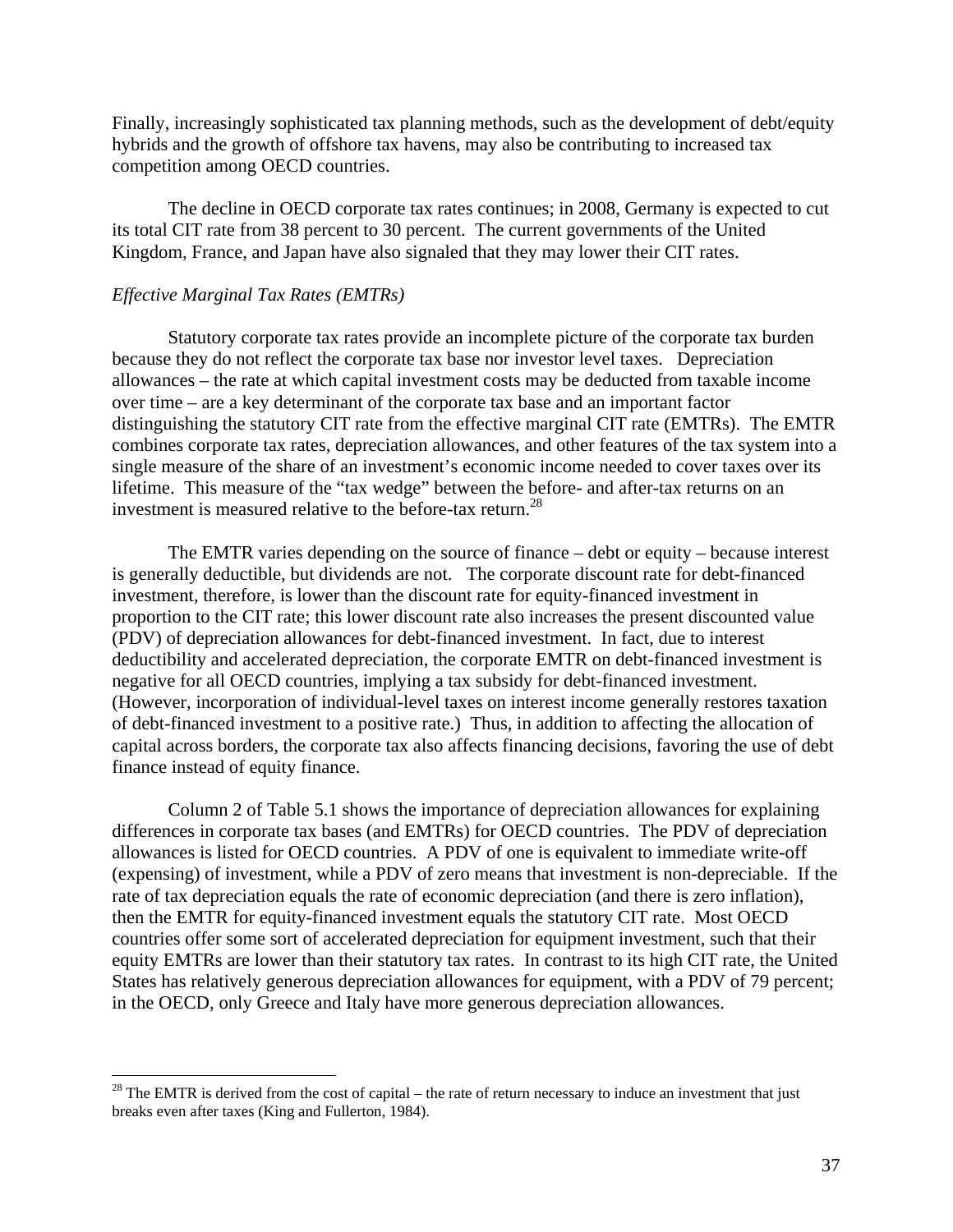Finally, increasingly sophisticated tax planning methods, such as the development of debt/equity hybrids and the growth of offshore tax havens, may also be contributing to increased tax competition among OECD countries.

The decline in OECD corporate tax rates continues; in 2008, Germany is expected to cut its total CIT rate from 38 percent to 30 percent. The current governments of the United Kingdom, France, and Japan have also signaled that they may lower their CIT rates.

*Effective Marginal Tax Rates (EMTRs)*

Statutory corporate tax rates provide an incomplete picture of the corporate tax burden because they do not reflect the corporate tax base nor investor level taxes. Depreciation allowances – the rate at which capital investment costs may be deducted from taxable income over time – are a key determinant of the corporate tax base and an important factor distinguishing the statutory CIT rate from the effective marginal CIT rate (EMTRs). The EMTR combines corporate tax rates, depreciation allowances, and other features of the tax system into a single measure of the share of an investment's economic income needed to cover taxes over its lifetime. This measure of the "tax wedge" between the before- and after-tax returns on an investment is measured relative to the before-tax return.[28]

The EMTR varies depending on the source of finance – debt or equity – because interest is generally deductible, but dividends are not. The corporate discount rate for debt-financed investment, therefore, is lower than the discount rate for equity-financed investment in proportion to the CIT rate; this lower discount rate also increases the present discounted value (PDV) of depreciation allowances for debt-financed investment. In fact, due to interest deductibility and accelerated depreciation, the corporate EMTR on debt-financed investment is negative for all OECD countries, implying a tax subsidy for debt-financed investment. (However, incorporation of individual-level taxes on interest income generally restores taxation of debt-financed investment to a positive rate.) Thus, in addition to affecting the allocation of capital across borders, the corporate tax also affects financing decisions, favoring the use of debt finance instead of equity finance.

Column 2 of Table 5.1 shows the importance of depreciation allowances for explaining differences in corporate tax bases (and EMTRs) for OECD countries. The PDV of depreciation allowances is listed for OECD countries. A PDV of one is equivalent to immediate write-off (expensing) of investment, while a PDV of zero means that investment is non-depreciable. If the rate of tax depreciation equals the rate of economic depreciation (and there is zero inflation), then the EMTR for equity-financed investment equals the statutory CIT rate. Most OECD countries offer some sort of accelerated depreciation for equipment investment, such that their equity EMTRs are lower than their statutory tax rates. In contrast to its high CIT rate, the United States has relatively generous depreciation allowances for equipment, with a PDV of 79 percent; in the OECD, only Greece and Italy have more generous depreciation allowances.

[28] The EMTR is derived from the cost of capital – the rate of return necessary to induce an investment that just breaks even after taxes (King and Fullerton, 1984).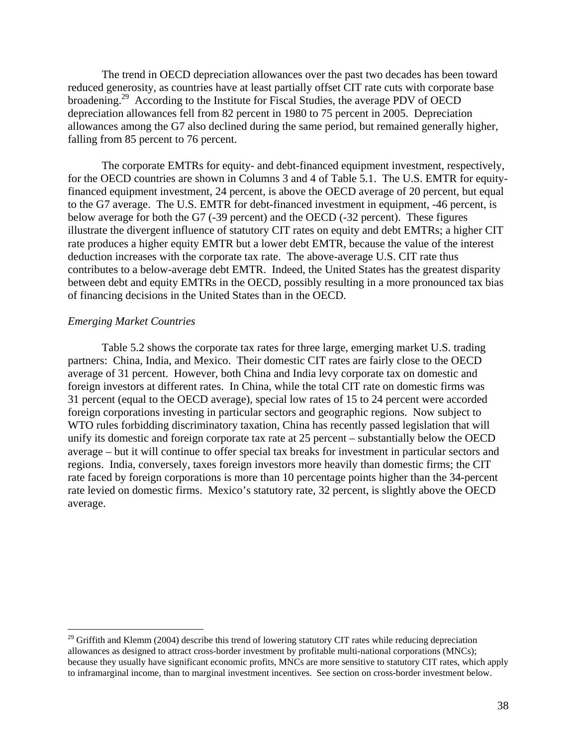The trend in OECD depreciation allowances over the past two decades has been toward reduced generosity, as countries have at least partially offset CIT rate cuts with corporate base broadening.[29] According to the Institute for Fiscal Studies, the average PDV of OECD depreciation allowances fell from 82 percent in 1980 to 75 percent in 2005. Depreciation allowances among the G7 also declined during the same period, but remained generally higher, falling from 85 percent to 76 percent.

The corporate EMTRs for equity- and debt-financed equipment investment, respectively, for the OECD countries are shown in Columns 3 and 4 of Table 5.1. The U.S. EMTR for equity-financed equipment investment, 24 percent, is above the OECD average of 20 percent, but equal to the G7 average. The U.S. EMTR for debt-financed investment in equipment, -46 percent, is below average for both the G7 (-39 percent) and the OECD (-32 percent). These figures illustrate the divergent influence of statutory CIT rates on equity and debt EMTRs; a higher CIT rate produces a higher equity EMTR but a lower debt EMTR, because the value of the interest deduction increases with the corporate tax rate. The above-average U.S. CIT rate thus contributes to a below-average debt EMTR. Indeed, the United States has the greatest disparity between debt and equity EMTRs in the OECD, possibly resulting in a more pronounced tax bias of financing decisions in the United States than in the OECD.

*Emerging Market Countries*

Table 5.2 shows the corporate tax rates for three large, emerging market U.S. trading partners: China, India, and Mexico. Their domestic CIT rates are fairly close to the OECD average of 31 percent. However, both China and India levy corporate tax on domestic and foreign investors at different rates. In China, while the total CIT rate on domestic firms was 31 percent (equal to the OECD average), special low rates of 15 to 24 percent were accorded foreign corporations investing in particular sectors and geographic regions. Now subject to WTO rules forbidding discriminatory taxation, China has recently passed legislation that will unify its domestic and foreign corporate tax rate at 25 percent – substantially below the OECD average – but it will continue to offer special tax breaks for investment in particular sectors and regions. India, conversely, taxes foreign investors more heavily than domestic firms; the CIT rate faced by foreign corporations is more than 10 percentage points higher than the 34-percent rate levied on domestic firms. Mexico's statutory rate, 32 percent, is slightly above the OECD average.

[29] Griffith and Klemm (2004) describe this trend of lowering statutory CIT rates while reducing depreciation allowances as designed to attract cross-border investment by profitable multi-national corporations (MNCs); because they usually have significant economic profits, MNCs are more sensitive to statutory CIT rates, which apply to inframarginal income, than to marginal investment incentives. See section on cross-border investment below.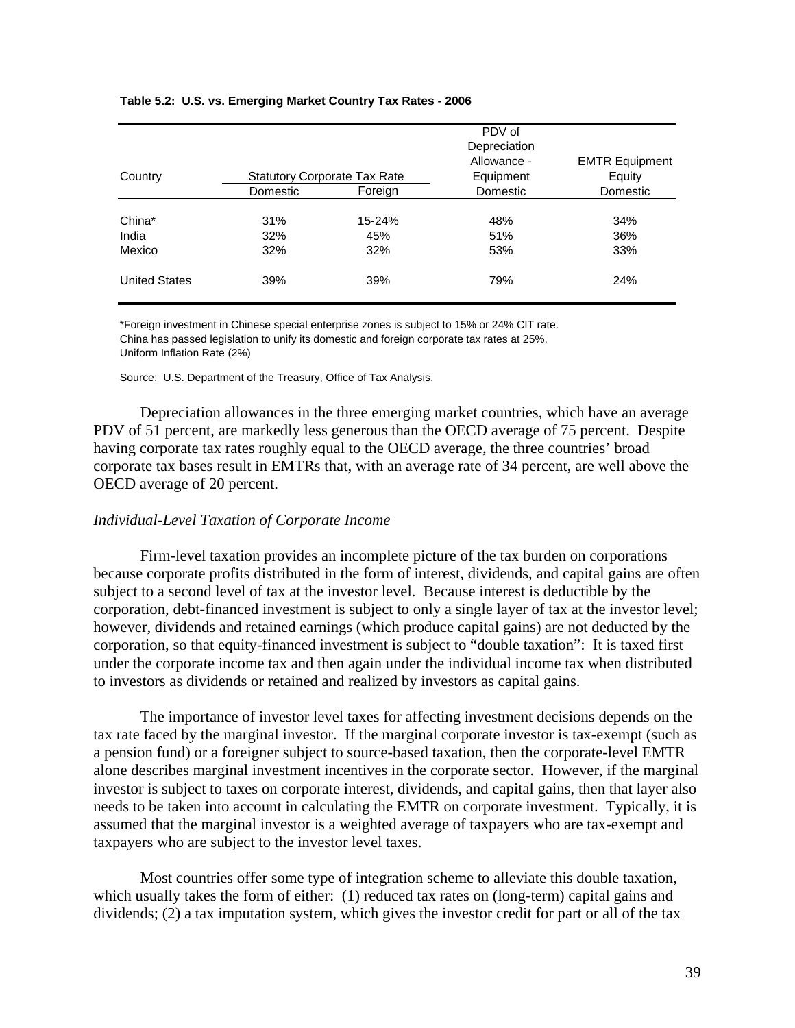**Table 5.2: U.S. vs. Emerging Market Country Tax Rates - 2006**

| Country | Statutory Corporate Tax Rate | | PDV of Depreciation Allowance - Equipment | EMTR Equipment Equity |
|---|---|---|---|---|
| | Domestic | Foreign | Domestic | Domestic |
| China* | 31% | 15-24% | 48% | 34% |
| India | 32% | 45% | 51% | 36% |
| Mexico | 32% | 32% | 53% | 33% |
| United States | 39% | 39% | 79% | 24% |

*Foreign investment in Chinese special enterprise zones is subject to 15% or 24% CIT rate.
China has passed legislation to unify its domestic and foreign corporate tax rates at 25%.
Uniform Inflation Rate (2%)

Source: U.S. Department of the Treasury, Office of Tax Analysis.

Depreciation allowances in the three emerging market countries, which have an average PDV of 51 percent, are markedly less generous than the OECD average of 75 percent. Despite having corporate tax rates roughly equal to the OECD average, the three countries' broad corporate tax bases result in EMTRs that, with an average rate of 34 percent, are well above the OECD average of 20 percent.

*Individual-Level Taxation of Corporate Income*

Firm-level taxation provides an incomplete picture of the tax burden on corporations because corporate profits distributed in the form of interest, dividends, and capital gains are often subject to a second level of tax at the investor level. Because interest is deductible by the corporation, debt-financed investment is subject to only a single layer of tax at the investor level; however, dividends and retained earnings (which produce capital gains) are not deducted by the corporation, so that equity-financed investment is subject to "double taxation": It is taxed first under the corporate income tax and then again under the individual income tax when distributed to investors as dividends or retained and realized by investors as capital gains.

The importance of investor level taxes for affecting investment decisions depends on the tax rate faced by the marginal investor. If the marginal corporate investor is tax-exempt (such as a pension fund) or a foreigner subject to source-based taxation, then the corporate-level EMTR alone describes marginal investment incentives in the corporate sector. However, if the marginal investor is subject to taxes on corporate interest, dividends, and capital gains, then that layer also needs to be taken into account in calculating the EMTR on corporate investment. Typically, it is assumed that the marginal investor is a weighted average of taxpayers who are tax-exempt and taxpayers who are subject to the investor level taxes.

Most countries offer some type of integration scheme to alleviate this double taxation, which usually takes the form of either: (1) reduced tax rates on (long-term) capital gains and dividends; (2) a tax imputation system, which gives the investor credit for part or all of the tax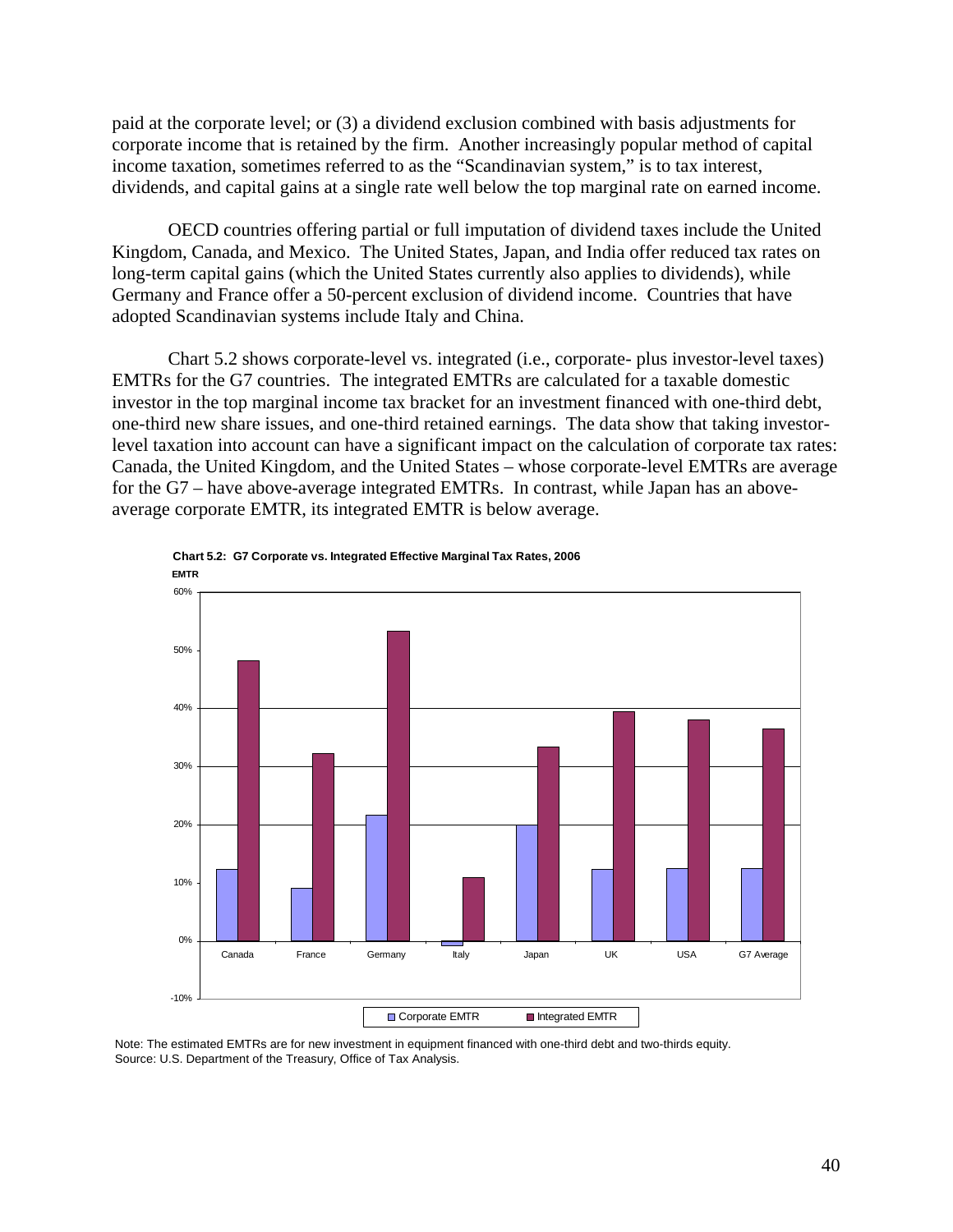paid at the corporate level; or (3) a dividend exclusion combined with basis adjustments for corporate income that is retained by the firm. Another increasingly popular method of capital income taxation, sometimes referred to as the "Scandinavian system," is to tax interest, dividends, and capital gains at a single rate well below the top marginal rate on earned income.

OECD countries offering partial or full imputation of dividend taxes include the United Kingdom, Canada, and Mexico. The United States, Japan, and India offer reduced tax rates on long-term capital gains (which the United States currently also applies to dividends), while Germany and France offer a 50-percent exclusion of dividend income. Countries that have adopted Scandinavian systems include Italy and China.

Chart 5.2 shows corporate-level vs. integrated (i.e., corporate- plus investor-level taxes) EMTRs for the G7 countries. The integrated EMTRs are calculated for a taxable domestic investor in the top marginal income tax bracket for an investment financed with one-third debt, one-third new share issues, and one-third retained earnings. The data show that taking investor-level taxation into account can have a significant impact on the calculation of corporate tax rates: Canada, the United Kingdom, and the United States – whose corporate-level EMTRs are average for the G7 – have above-average integrated EMTRs. In contrast, while Japan has an above-average corporate EMTR, its integrated EMTR is below average.

**Chart 5.2: G7 Corporate vs. Integrated Effective Marginal Tax Rates, 2006**

Note: The estimated EMTRs are for new investment in equipment financed with one-third debt and two-thirds equity.
Source: U.S. Department of the Treasury, Office of Tax Analysis.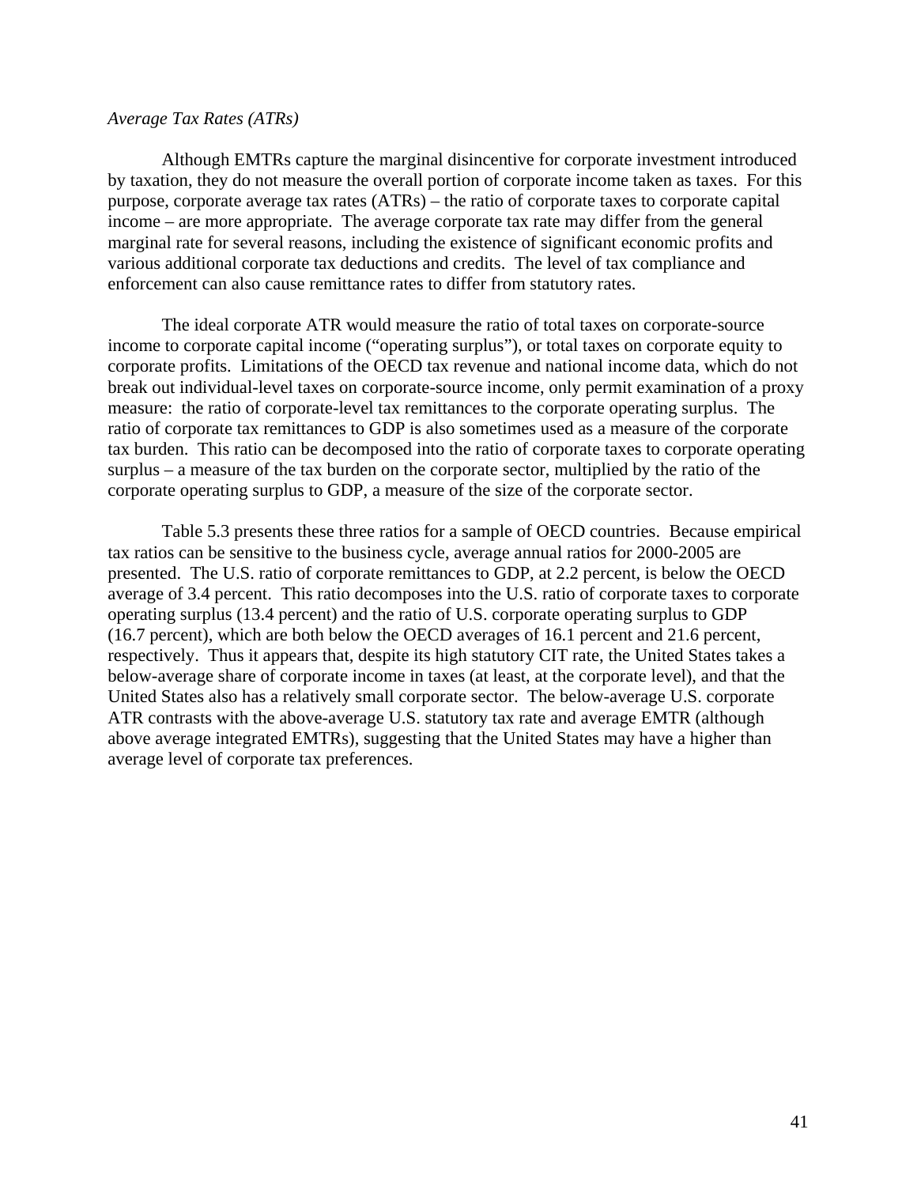*Average Tax Rates (ATRs)*

Although EMTRs capture the marginal disincentive for corporate investment introduced by taxation, they do not measure the overall portion of corporate income taken as taxes. For this purpose, corporate average tax rates (ATRs) – the ratio of corporate taxes to corporate capital income – are more appropriate. The average corporate tax rate may differ from the general marginal rate for several reasons, including the existence of significant economic profits and various additional corporate tax deductions and credits. The level of tax compliance and enforcement can also cause remittance rates to differ from statutory rates.

The ideal corporate ATR would measure the ratio of total taxes on corporate-source income to corporate capital income ("operating surplus"), or total taxes on corporate equity to corporate profits. Limitations of the OECD tax revenue and national income data, which do not break out individual-level taxes on corporate-source income, only permit examination of a proxy measure: the ratio of corporate-level tax remittances to the corporate operating surplus. The ratio of corporate tax remittances to GDP is also sometimes used as a measure of the corporate tax burden. This ratio can be decomposed into the ratio of corporate taxes to corporate operating surplus – a measure of the tax burden on the corporate sector, multiplied by the ratio of the corporate operating surplus to GDP, a measure of the size of the corporate sector.

Table 5.3 presents these three ratios for a sample of OECD countries. Because empirical tax ratios can be sensitive to the business cycle, average annual ratios for 2000-2005 are presented. The U.S. ratio of corporate remittances to GDP, at 2.2 percent, is below the OECD average of 3.4 percent. This ratio decomposes into the U.S. ratio of corporate taxes to corporate operating surplus (13.4 percent) and the ratio of U.S. corporate operating surplus to GDP (16.7 percent), which are both below the OECD averages of 16.1 percent and 21.6 percent, respectively. Thus it appears that, despite its high statutory CIT rate, the United States takes a below-average share of corporate income in taxes (at least, at the corporate level), and that the United States also has a relatively small corporate sector. The below-average U.S. corporate ATR contrasts with the above-average U.S. statutory tax rate and average EMTR (although above average integrated EMTRs), suggesting that the United States may have a higher than average level of corporate tax preferences.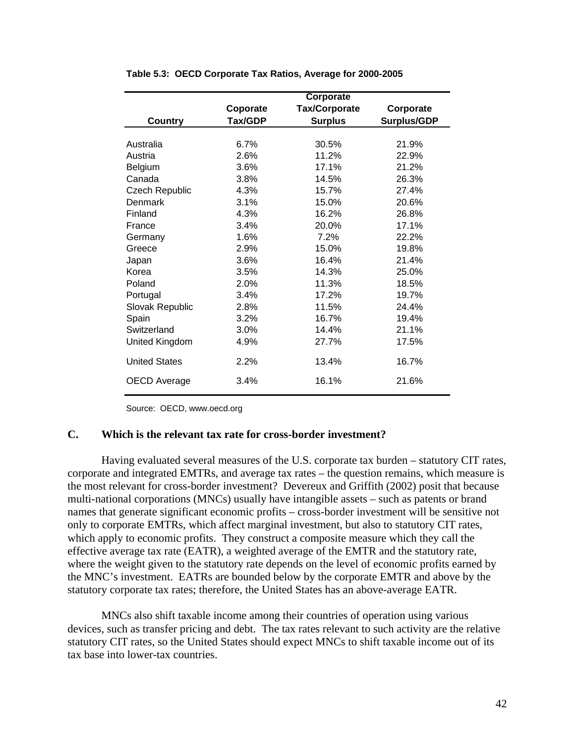**Table 5.3: OECD Corporate Tax Ratios, Average for 2000-2005**

| Country | Coporate Tax/GDP | Corporate Tax/Corporate Surplus | Corporate Surplus/GDP |
|---|---|---|---|
| Australia | 6.7% | 30.5% | 21.9% |
| Austria | 2.6% | 11.2% | 22.9% |
| Belgium | 3.6% | 17.1% | 21.2% |
| Canada | 3.8% | 14.5% | 26.3% |
| Czech Republic | 4.3% | 15.7% | 27.4% |
| Denmark | 3.1% | 15.0% | 20.6% |
| Finland | 4.3% | 16.2% | 26.8% |
| France | 3.4% | 20.0% | 17.1% |
| Germany | 1.6% | 7.2% | 22.2% |
| Greece | 2.9% | 15.0% | 19.8% |
| Japan | 3.6% | 16.4% | 21.4% |
| Korea | 3.5% | 14.3% | 25.0% |
| Poland | 2.0% | 11.3% | 18.5% |
| Portugal | 3.4% | 17.2% | 19.7% |
| Slovak Republic | 2.8% | 11.5% | 24.4% |
| Spain | 3.2% | 16.7% | 19.4% |
| Switzerland | 3.0% | 14.4% | 21.1% |
| United Kingdom | 4.9% | 27.7% | 17.5% |
| United States | 2.2% | 13.4% | 16.7% |
| OECD Average | 3.4% | 16.1% | 21.6% |

Source: OECD, www.oecd.org

## C. Which is the relevant tax rate for cross-border investment?

Having evaluated several measures of the U.S. corporate tax burden – statutory CIT rates, corporate and integrated EMTRs, and average tax rates – the question remains, which measure is the most relevant for cross-border investment? Devereux and Griffith (2002) posit that because multi-national corporations (MNCs) usually have intangible assets – such as patents or brand names that generate significant economic profits – cross-border investment will be sensitive not only to corporate EMTRs, which affect marginal investment, but also to statutory CIT rates, which apply to economic profits. They construct a composite measure which they call the effective average tax rate (EATR), a weighted average of the EMTR and the statutory rate, where the weight given to the statutory rate depends on the level of economic profits earned by the MNC's investment. EATRs are bounded below by the corporate EMTR and above by the statutory corporate tax rates; therefore, the United States has an above-average EATR.

MNCs also shift taxable income among their countries of operation using various devices, such as transfer pricing and debt. The tax rates relevant to such activity are the relative statutory CIT rates, so the United States should expect MNCs to shift taxable income out of its tax base into lower-tax countries.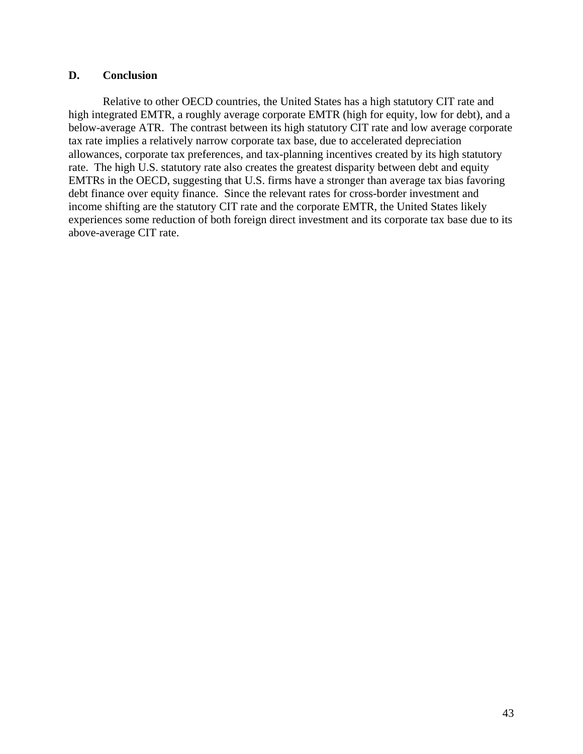### D. Conclusion

Relative to other OECD countries, the United States has a high statutory CIT rate and high integrated EMTR, a roughly average corporate EMTR (high for equity, low for debt), and a below-average ATR. The contrast between its high statutory CIT rate and low average corporate tax rate implies a relatively narrow corporate tax base, due to accelerated depreciation allowances, corporate tax preferences, and tax-planning incentives created by its high statutory rate. The high U.S. statutory rate also creates the greatest disparity between debt and equity EMTRs in the OECD, suggesting that U.S. firms have a stronger than average tax bias favoring debt finance over equity finance. Since the relevant rates for cross-border investment and income shifting are the statutory CIT rate and the corporate EMTR, the United States likely experiences some reduction of both foreign direct investment and its corporate tax base due to its above-average CIT rate.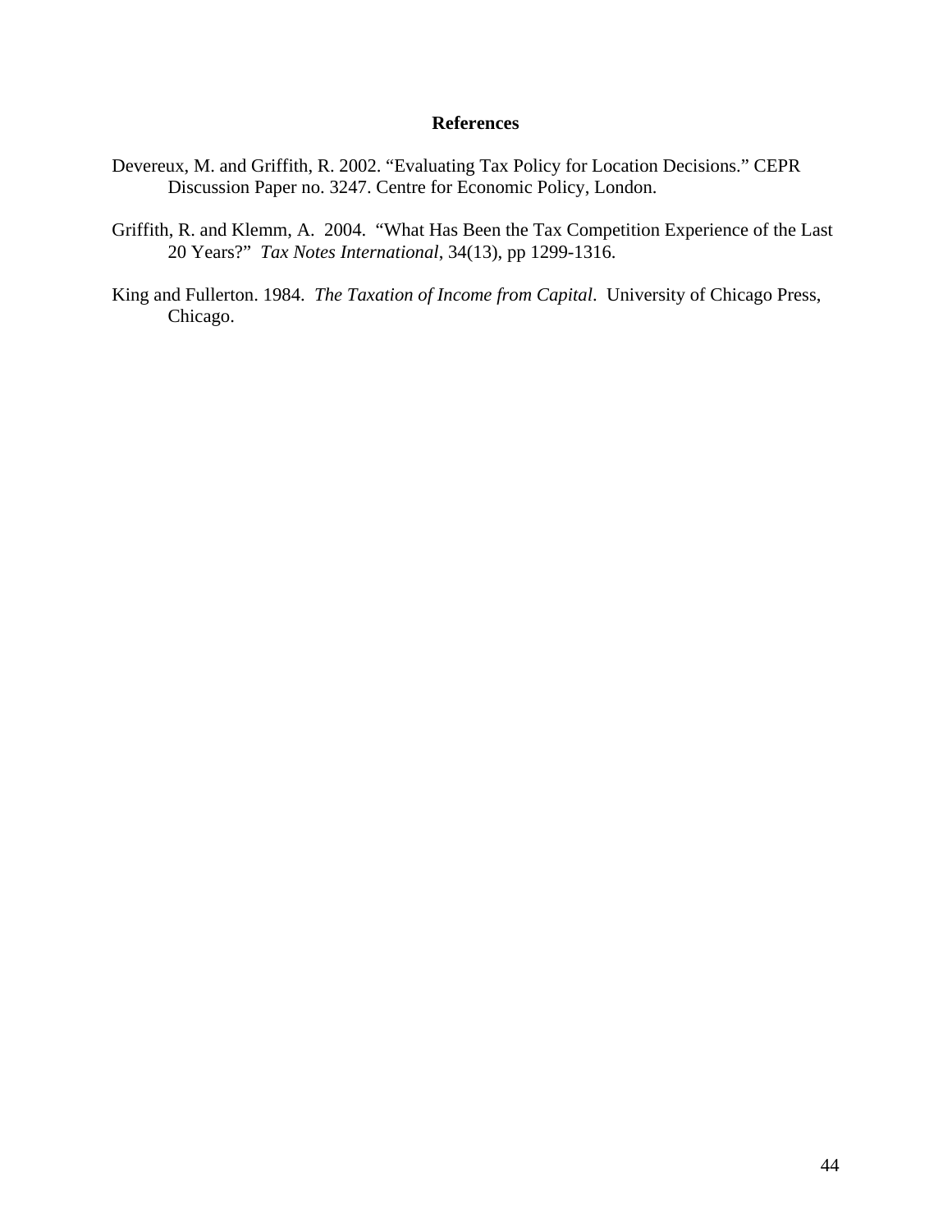## References

Devereux, M. and Griffith, R. 2002. "Evaluating Tax Policy for Location Decisions." CEPR Discussion Paper no. 3247. Centre for Economic Policy, London.

Griffith, R. and Klemm, A. 2004. "What Has Been the Tax Competition Experience of the Last 20 Years?" *Tax Notes International*, 34(13), pp 1299-1316.

King and Fullerton. 1984. *The Taxation of Income from Capital*. University of Chicago Press, Chicago.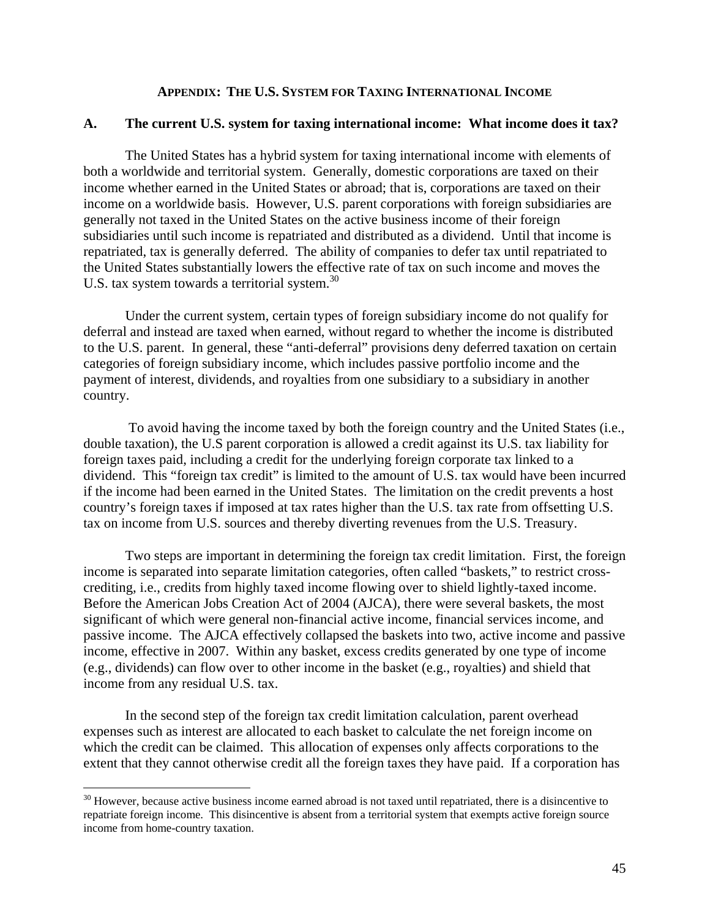## APPENDIX: THE U.S. SYSTEM FOR TAXING INTERNATIONAL INCOME

### A. The current U.S. system for taxing international income: What income does it tax?

The United States has a hybrid system for taxing international income with elements of both a worldwide and territorial system. Generally, domestic corporations are taxed on their income whether earned in the United States or abroad; that is, corporations are taxed on their income on a worldwide basis. However, U.S. parent corporations with foreign subsidiaries are generally not taxed in the United States on the active business income of their foreign subsidiaries until such income is repatriated and distributed as a dividend. Until that income is repatriated, tax is generally deferred. The ability of companies to defer tax until repatriated to the United States substantially lowers the effective rate of tax on such income and moves the U.S. tax system towards a territorial system.[30]

Under the current system, certain types of foreign subsidiary income do not qualify for deferral and instead are taxed when earned, without regard to whether the income is distributed to the U.S. parent. In general, these "anti-deferral" provisions deny deferred taxation on certain categories of foreign subsidiary income, which includes passive portfolio income and the payment of interest, dividends, and royalties from one subsidiary to a subsidiary in another country.

To avoid having the income taxed by both the foreign country and the United States (i.e., double taxation), the U.S parent corporation is allowed a credit against its U.S. tax liability for foreign taxes paid, including a credit for the underlying foreign corporate tax linked to a dividend. This "foreign tax credit" is limited to the amount of U.S. tax would have been incurred if the income had been earned in the United States. The limitation on the credit prevents a host country's foreign taxes if imposed at tax rates higher than the U.S. tax rate from offsetting U.S. tax on income from U.S. sources and thereby diverting revenues from the U.S. Treasury.

Two steps are important in determining the foreign tax credit limitation. First, the foreign income is separated into separate limitation categories, often called "baskets," to restrict cross-crediting, i.e., credits from highly taxed income flowing over to shield lightly-taxed income. Before the American Jobs Creation Act of 2004 (AJCA), there were several baskets, the most significant of which were general non-financial active income, financial services income, and passive income. The AJCA effectively collapsed the baskets into two, active income and passive income, effective in 2007. Within any basket, excess credits generated by one type of income (e.g., dividends) can flow over to other income in the basket (e.g., royalties) and shield that income from any residual U.S. tax.

In the second step of the foreign tax credit limitation calculation, parent overhead expenses such as interest are allocated to each basket to calculate the net foreign income on which the credit can be claimed. This allocation of expenses only affects corporations to the extent that they cannot otherwise credit all the foreign taxes they have paid. If a corporation has

---

[30] However, because active business income earned abroad is not taxed until repatriated, there is a disincentive to repatriate foreign income. This disincentive is absent from a territorial system that exempts active foreign source income from home-country taxation.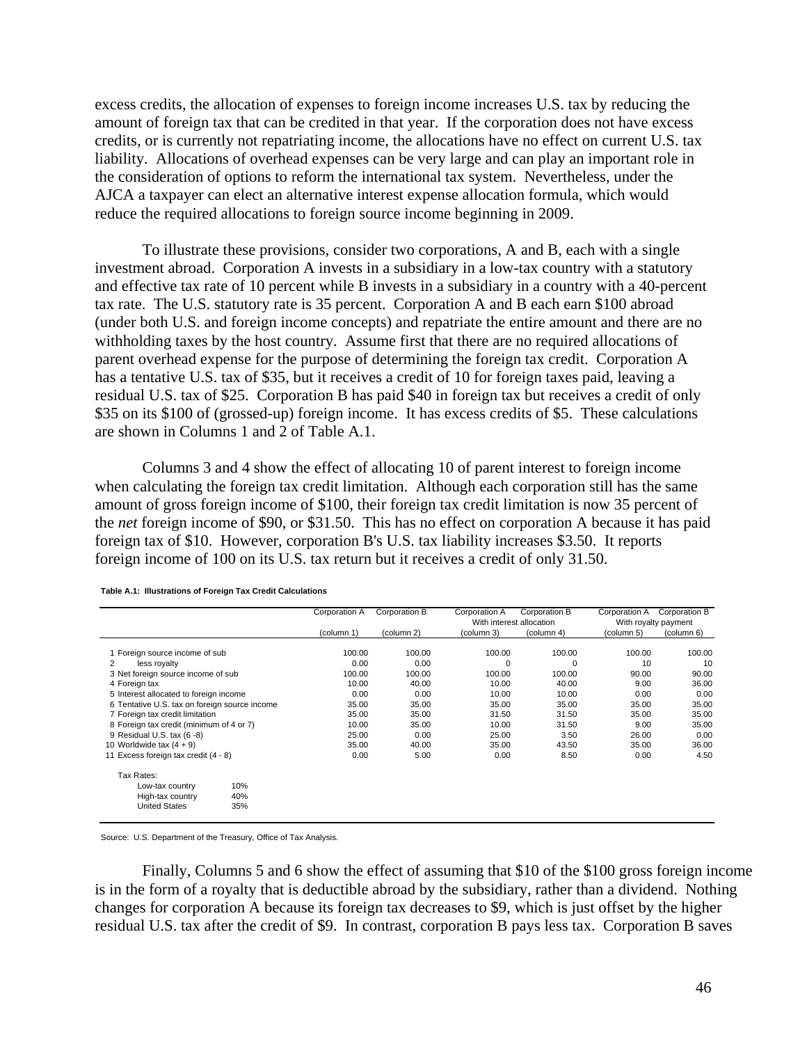excess credits, the allocation of expenses to foreign income increases U.S. tax by reducing the amount of foreign tax that can be credited in that year. If the corporation does not have excess credits, or is currently not repatriating income, the allocations have no effect on current U.S. tax liability. Allocations of overhead expenses can be very large and can play an important role in the consideration of options to reform the international tax system. Nevertheless, under the AJCA a taxpayer can elect an alternative interest expense allocation formula, which would reduce the required allocations to foreign source income beginning in 2009.

To illustrate these provisions, consider two corporations, A and B, each with a single investment abroad. Corporation A invests in a subsidiary in a low-tax country with a statutory and effective tax rate of 10 percent while B invests in a subsidiary in a country with a 40-percent tax rate. The U.S. statutory rate is 35 percent. Corporation A and B each earn \$100 abroad (under both U.S. and foreign income concepts) and repatriate the entire amount and there are no withholding taxes by the host country. Assume first that there are no required allocations of parent overhead expense for the purpose of determining the foreign tax credit. Corporation A has a tentative U.S. tax of \$35, but it receives a credit of 10 for foreign taxes paid, leaving a residual U.S. tax of \$25. Corporation B has paid \$40 in foreign tax but receives a credit of only \$35 on its \$100 of (grossed-up) foreign income. It has excess credits of \$5. These calculations are shown in Columns 1 and 2 of Table A.1.

Columns 3 and 4 show the effect of allocating 10 of parent interest to foreign income when calculating the foreign tax credit limitation. Although each corporation still has the same amount of gross foreign income of \$100, their foreign tax credit limitation is now 35 percent of the *net* foreign income of \$90, or \$31.50. This has no effect on corporation A because it has paid foreign tax of \$10. However, corporation B's U.S. tax liability increases \$3.50. It reports foreign income of 100 on its U.S. tax return but it receives a credit of only 31.50.

**Table A.1: Illustrations of Foreign Tax Credit Calculations**

| | Corporation A | Corporation B | Corporation A | Corporation B | Corporation A | Corporation B |
|---|---|---|---|---|---|---|
| | | | With interest allocation | | With royalty payment | |
| | (column 1) | (column 2) | (column 3) | (column 4) | (column 5) | (column 6) |
| 1 Foreign source income of sub | 100.00 | 100.00 | 100.00 | 100.00 | 100.00 | 100.00 |
| 2 less royalty | 0.00 | 0.00 | 0 | 0 | 10 | 10 |
| 3 Net foreign source income of sub | 100.00 | 100.00 | 100.00 | 100.00 | 90.00 | 90.00 |
| 4 Foreign tax | 10.00 | 40.00 | 10.00 | 40.00 | 9.00 | 36.00 |
| 5 Interest allocated to foreign income | 0.00 | 0.00 | 10.00 | 10.00 | 0.00 | 0.00 |
| 6 Tentative U.S. tax on foreign source income | 35.00 | 35.00 | 35.00 | 35.00 | 35.00 | 35.00 |
| 7 Foreign tax credit limitation | 35.00 | 35.00 | 31.50 | 31.50 | 35.00 | 35.00 |
| 8 Foreign tax credit (minimum of 4 or 7) | 10.00 | 35.00 | 10.00 | 31.50 | 9.00 | 35.00 |
| 9 Residual U.S. tax (6 -8) | 25.00 | 0.00 | 25.00 | 3.50 | 26.00 | 0.00 |
| 10 Worldwide tax (4 + 9) | 35.00 | 40.00 | 35.00 | 43.50 | 35.00 | 36.00 |
| 11 Excess foreign tax credit (4 - 8) | 0.00 | 5.00 | 0.00 | 8.50 | 0.00 | 4.50 |

| Tax Rates: | |
|---|---|
| Low-tax country | 10% |
| High-tax country | 40% |
| United States | 35% |

Source: U.S. Department of the Treasury, Office of Tax Analysis.

Finally, Columns 5 and 6 show the effect of assuming that \$10 of the \$100 gross foreign income is in the form of a royalty that is deductible abroad by the subsidiary, rather than a dividend. Nothing changes for corporation A because its foreign tax decreases to \$9, which is just offset by the higher residual U.S. tax after the credit of \$9. In contrast, corporation B pays less tax. Corporation B saves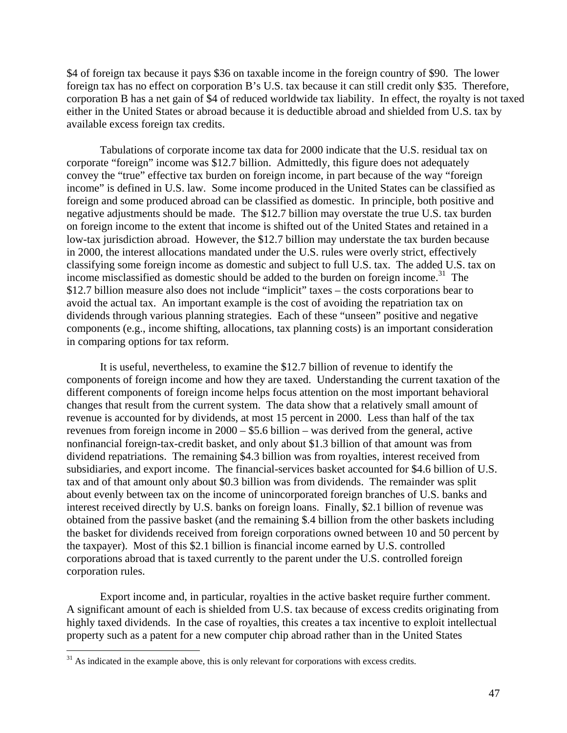$4 of foreign tax because it pays $36 on taxable income in the foreign country of $90. The lower foreign tax has no effect on corporation B's U.S. tax because it can still credit only $35. Therefore, corporation B has a net gain of $4 of reduced worldwide tax liability. In effect, the royalty is not taxed either in the United States or abroad because it is deductible abroad and shielded from U.S. tax by available excess foreign tax credits.

Tabulations of corporate income tax data for 2000 indicate that the U.S. residual tax on corporate "foreign" income was $12.7 billion. Admittedly, this figure does not adequately convey the "true" effective tax burden on foreign income, in part because of the way "foreign income" is defined in U.S. law. Some income produced in the United States can be classified as foreign and some produced abroad can be classified as domestic. In principle, both positive and negative adjustments should be made. The $12.7 billion may overstate the true U.S. tax burden on foreign income to the extent that income is shifted out of the United States and retained in a low-tax jurisdiction abroad. However, the $12.7 billion may understate the tax burden because in 2000, the interest allocations mandated under the U.S. rules were overly strict, effectively classifying some foreign income as domestic and subject to full U.S. tax. The added U.S. tax on income misclassified as domestic should be added to the burden on foreign income.[31] The $12.7 billion measure also does not include "implicit" taxes – the costs corporations bear to avoid the actual tax. An important example is the cost of avoiding the repatriation tax on dividends through various planning strategies. Each of these "unseen" positive and negative components (e.g., income shifting, allocations, tax planning costs) is an important consideration in comparing options for tax reform.

It is useful, nevertheless, to examine the $12.7 billion of revenue to identify the components of foreign income and how they are taxed. Understanding the current taxation of the different components of foreign income helps focus attention on the most important behavioral changes that result from the current system. The data show that a relatively small amount of revenue is accounted for by dividends, at most 15 percent in 2000. Less than half of the tax revenues from foreign income in 2000 – $5.6 billion – was derived from the general, active nonfinancial foreign-tax-credit basket, and only about $1.3 billion of that amount was from dividend repatriations. The remaining $4.3 billion was from royalties, interest received from subsidiaries, and export income. The financial-services basket accounted for $4.6 billion of U.S. tax and of that amount only about $0.3 billion was from dividends. The remainder was split about evenly between tax on the income of unincorporated foreign branches of U.S. banks and interest received directly by U.S. banks on foreign loans. Finally, $2.1 billion of revenue was obtained from the passive basket (and the remaining $.4 billion from the other baskets including the basket for dividends received from foreign corporations owned between 10 and 50 percent by the taxpayer). Most of this $2.1 billion is financial income earned by U.S. controlled corporations abroad that is taxed currently to the parent under the U.S. controlled foreign corporation rules.

Export income and, in particular, royalties in the active basket require further comment. A significant amount of each is shielded from U.S. tax because of excess credits originating from highly taxed dividends. In the case of royalties, this creates a tax incentive to exploit intellectual property such as a patent for a new computer chip abroad rather than in the United States

[31] As indicated in the example above, this is only relevant for corporations with excess credits.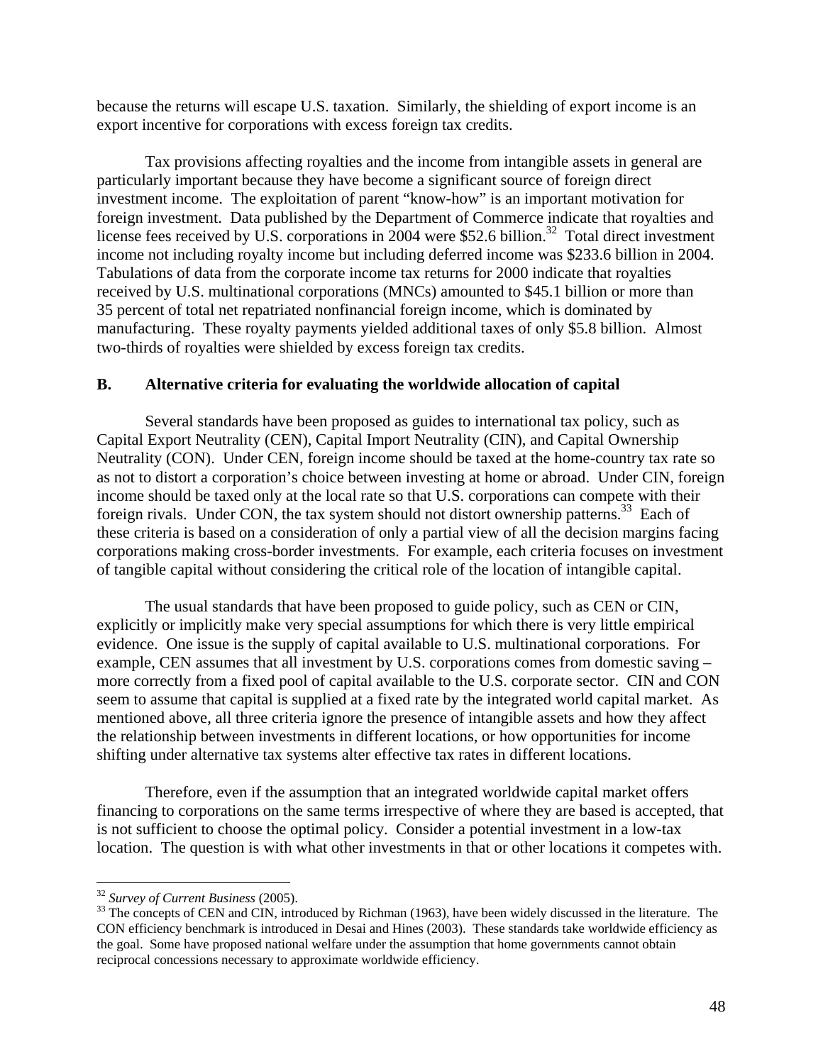because the returns will escape U.S. taxation. Similarly, the shielding of export income is an export incentive for corporations with excess foreign tax credits.

Tax provisions affecting royalties and the income from intangible assets in general are particularly important because they have become a significant source of foreign direct investment income. The exploitation of parent "know-how" is an important motivation for foreign investment. Data published by the Department of Commerce indicate that royalties and license fees received by U.S. corporations in 2004 were $52.6 billion.[32] Total direct investment income not including royalty income but including deferred income was $233.6 billion in 2004. Tabulations of data from the corporate income tax returns for 2000 indicate that royalties received by U.S. multinational corporations (MNCs) amounted to $45.1 billion or more than 35 percent of total net repatriated nonfinancial foreign income, which is dominated by manufacturing. These royalty payments yielded additional taxes of only $5.8 billion. Almost two-thirds of royalties were shielded by excess foreign tax credits.

### B. Alternative criteria for evaluating the worldwide allocation of capital

Several standards have been proposed as guides to international tax policy, such as Capital Export Neutrality (CEN), Capital Import Neutrality (CIN), and Capital Ownership Neutrality (CON). Under CEN, foreign income should be taxed at the home-country tax rate so as not to distort a corporation's choice between investing at home or abroad. Under CIN, foreign income should be taxed only at the local rate so that U.S. corporations can compete with their foreign rivals. Under CON, the tax system should not distort ownership patterns.[33] Each of these criteria is based on a consideration of only a partial view of all the decision margins facing corporations making cross-border investments. For example, each criteria focuses on investment of tangible capital without considering the critical role of the location of intangible capital.

The usual standards that have been proposed to guide policy, such as CEN or CIN, explicitly or implicitly make very special assumptions for which there is very little empirical evidence. One issue is the supply of capital available to U.S. multinational corporations. For example, CEN assumes that all investment by U.S. corporations comes from domestic saving – more correctly from a fixed pool of capital available to the U.S. corporate sector. CIN and CON seem to assume that capital is supplied at a fixed rate by the integrated world capital market. As mentioned above, all three criteria ignore the presence of intangible assets and how they affect the relationship between investments in different locations, or how opportunities for income shifting under alternative tax systems alter effective tax rates in different locations.

Therefore, even if the assumption that an integrated worldwide capital market offers financing to corporations on the same terms irrespective of where they are based is accepted, that is not sufficient to choose the optimal policy. Consider a potential investment in a low-tax location. The question is with what other investments in that or other locations it competes with.

---

[32] *Survey of Current Business* (2005).

[33] The concepts of CEN and CIN, introduced by Richman (1963), have been widely discussed in the literature. The CON efficiency benchmark is introduced in Desai and Hines (2003). These standards take worldwide efficiency as the goal. Some have proposed national welfare under the assumption that home governments cannot obtain reciprocal concessions necessary to approximate worldwide efficiency.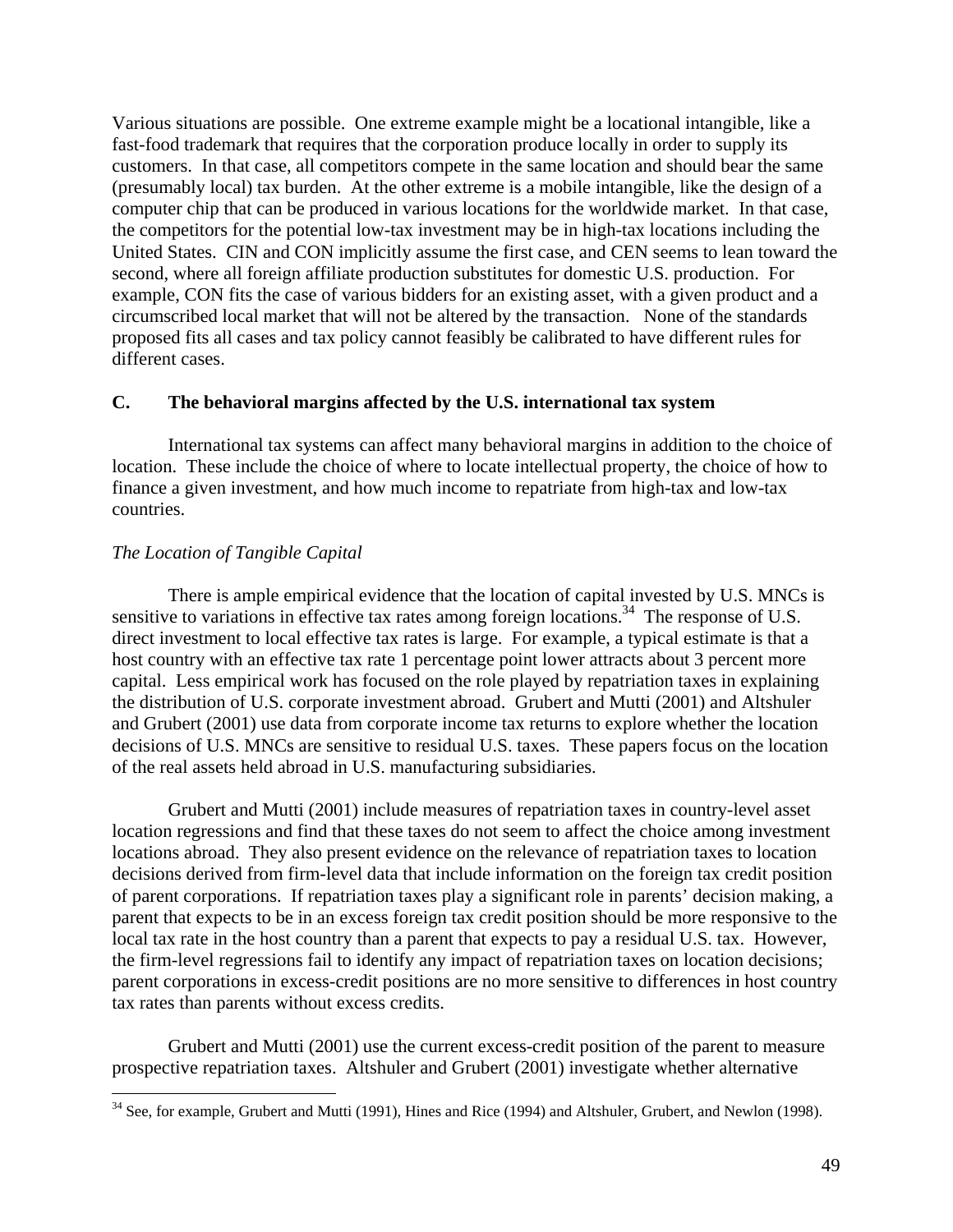Various situations are possible. One extreme example might be a locational intangible, like a fast-food trademark that requires that the corporation produce locally in order to supply its customers. In that case, all competitors compete in the same location and should bear the same (presumably local) tax burden. At the other extreme is a mobile intangible, like the design of a computer chip that can be produced in various locations for the worldwide market. In that case, the competitors for the potential low-tax investment may be in high-tax locations including the United States. CIN and CON implicitly assume the first case, and CEN seems to lean toward the second, where all foreign affiliate production substitutes for domestic U.S. production. For example, CON fits the case of various bidders for an existing asset, with a given product and a circumscribed local market that will not be altered by the transaction. None of the standards proposed fits all cases and tax policy cannot feasibly be calibrated to have different rules for different cases.

### C. The behavioral margins affected by the U.S. international tax system

International tax systems can affect many behavioral margins in addition to the choice of location. These include the choice of where to locate intellectual property, the choice of how to finance a given investment, and how much income to repatriate from high-tax and low-tax countries.

*The Location of Tangible Capital*

There is ample empirical evidence that the location of capital invested by U.S. MNCs is sensitive to variations in effective tax rates among foreign locations.[34] The response of U.S. direct investment to local effective tax rates is large. For example, a typical estimate is that a host country with an effective tax rate 1 percentage point lower attracts about 3 percent more capital. Less empirical work has focused on the role played by repatriation taxes in explaining the distribution of U.S. corporate investment abroad. Grubert and Mutti (2001) and Altshuler and Grubert (2001) use data from corporate income tax returns to explore whether the location decisions of U.S. MNCs are sensitive to residual U.S. taxes. These papers focus on the location of the real assets held abroad in U.S. manufacturing subsidiaries.

Grubert and Mutti (2001) include measures of repatriation taxes in country-level asset location regressions and find that these taxes do not seem to affect the choice among investment locations abroad. They also present evidence on the relevance of repatriation taxes to location decisions derived from firm-level data that include information on the foreign tax credit position of parent corporations. If repatriation taxes play a significant role in parents' decision making, a parent that expects to be in an excess foreign tax credit position should be more responsive to the local tax rate in the host country than a parent that expects to pay a residual U.S. tax. However, the firm-level regressions fail to identify any impact of repatriation taxes on location decisions; parent corporations in excess-credit positions are no more sensitive to differences in host country tax rates than parents without excess credits.

Grubert and Mutti (2001) use the current excess-credit position of the parent to measure prospective repatriation taxes. Altshuler and Grubert (2001) investigate whether alternative

[34] See, for example, Grubert and Mutti (1991), Hines and Rice (1994) and Altshuler, Grubert, and Newlon (1998).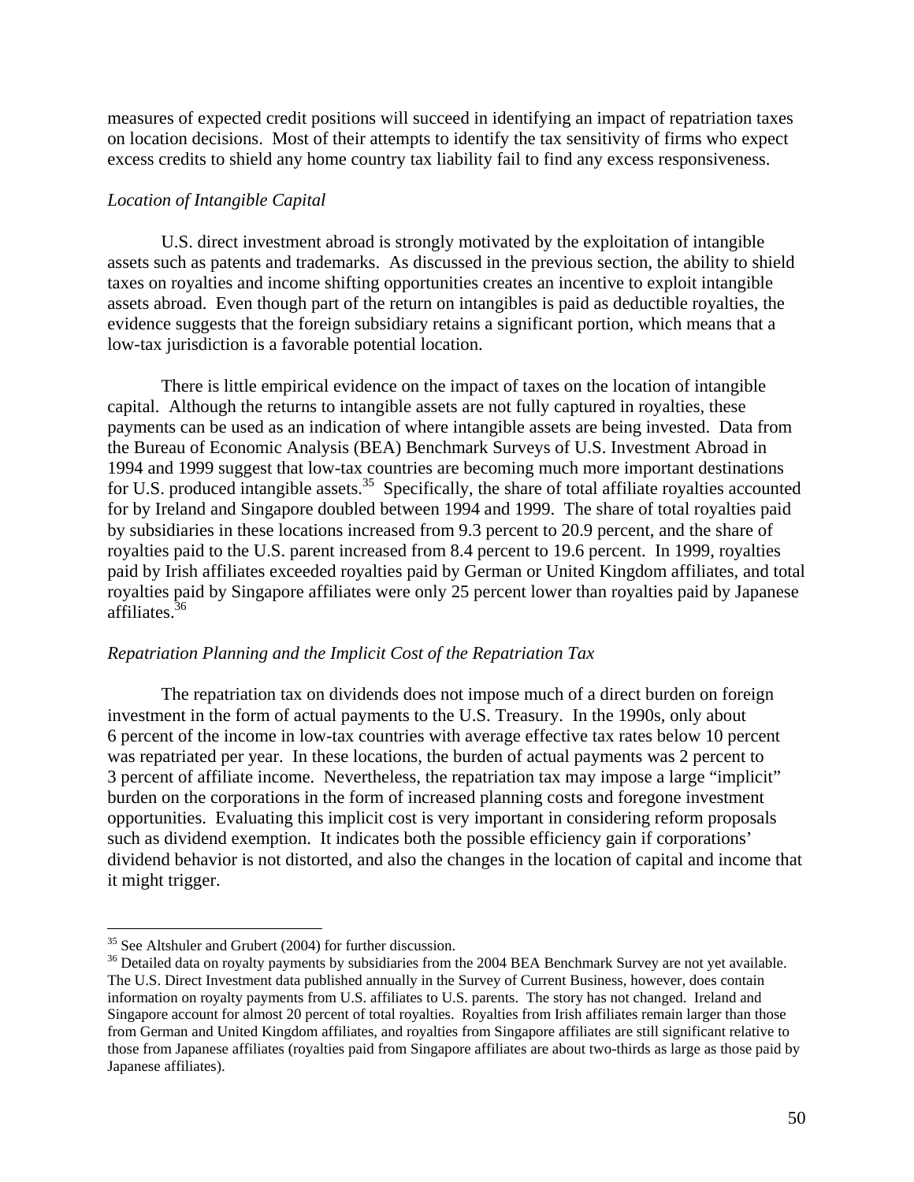measures of expected credit positions will succeed in identifying an impact of repatriation taxes on location decisions. Most of their attempts to identify the tax sensitivity of firms who expect excess credits to shield any home country tax liability fail to find any excess responsiveness.

*Location of Intangible Capital*

U.S. direct investment abroad is strongly motivated by the exploitation of intangible assets such as patents and trademarks. As discussed in the previous section, the ability to shield taxes on royalties and income shifting opportunities creates an incentive to exploit intangible assets abroad. Even though part of the return on intangibles is paid as deductible royalties, the evidence suggests that the foreign subsidiary retains a significant portion, which means that a low-tax jurisdiction is a favorable potential location.

There is little empirical evidence on the impact of taxes on the location of intangible capital. Although the returns to intangible assets are not fully captured in royalties, these payments can be used as an indication of where intangible assets are being invested. Data from the Bureau of Economic Analysis (BEA) Benchmark Surveys of U.S. Investment Abroad in 1994 and 1999 suggest that low-tax countries are becoming much more important destinations for U.S. produced intangible assets.[35] Specifically, the share of total affiliate royalties accounted for by Ireland and Singapore doubled between 1994 and 1999. The share of total royalties paid by subsidiaries in these locations increased from 9.3 percent to 20.9 percent, and the share of royalties paid to the U.S. parent increased from 8.4 percent to 19.6 percent. In 1999, royalties paid by Irish affiliates exceeded royalties paid by German or United Kingdom affiliates, and total royalties paid by Singapore affiliates were only 25 percent lower than royalties paid by Japanese affiliates.[36]

*Repatriation Planning and the Implicit Cost of the Repatriation Tax*

The repatriation tax on dividends does not impose much of a direct burden on foreign investment in the form of actual payments to the U.S. Treasury. In the 1990s, only about 6 percent of the income in low-tax countries with average effective tax rates below 10 percent was repatriated per year. In these locations, the burden of actual payments was 2 percent to 3 percent of affiliate income. Nevertheless, the repatriation tax may impose a large "implicit" burden on the corporations in the form of increased planning costs and foregone investment opportunities. Evaluating this implicit cost is very important in considering reform proposals such as dividend exemption. It indicates both the possible efficiency gain if corporations' dividend behavior is not distorted, and also the changes in the location of capital and income that it might trigger.

---

[35] See Altshuler and Grubert (2004) for further discussion.

[36] Detailed data on royalty payments by subsidiaries from the 2004 BEA Benchmark Survey are not yet available. The U.S. Direct Investment data published annually in the Survey of Current Business, however, does contain information on royalty payments from U.S. affiliates to U.S. parents. The story has not changed. Ireland and Singapore account for almost 20 percent of total royalties. Royalties from Irish affiliates remain larger than those from German and United Kingdom affiliates, and royalties from Singapore affiliates are still significant relative to those from Japanese affiliates (royalties paid from Singapore affiliates are about two-thirds as large as those paid by Japanese affiliates).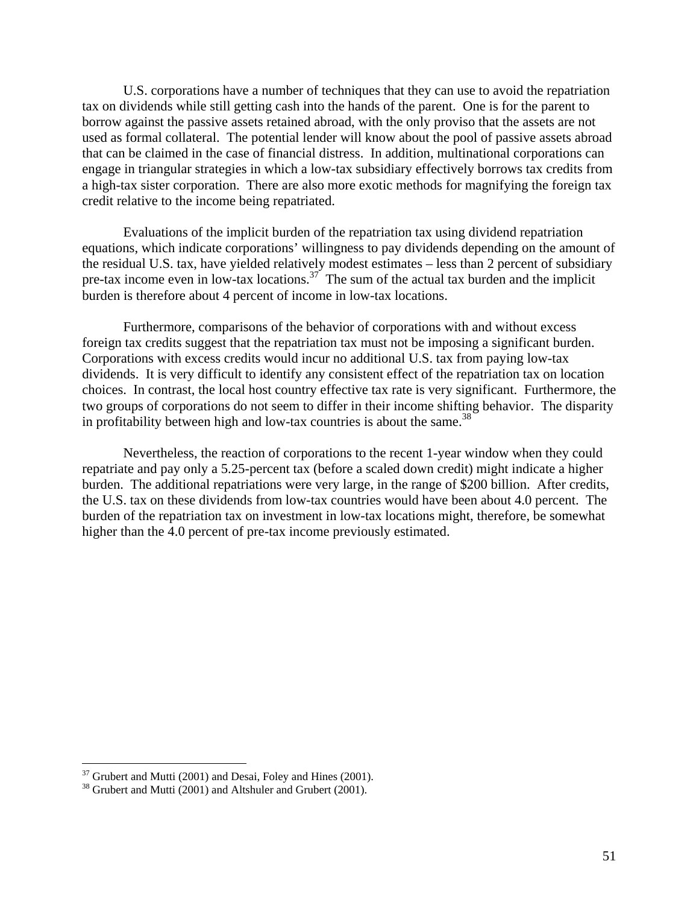U.S. corporations have a number of techniques that they can use to avoid the repatriation tax on dividends while still getting cash into the hands of the parent. One is for the parent to borrow against the passive assets retained abroad, with the only proviso that the assets are not used as formal collateral. The potential lender will know about the pool of passive assets abroad that can be claimed in the case of financial distress. In addition, multinational corporations can engage in triangular strategies in which a low-tax subsidiary effectively borrows tax credits from a high-tax sister corporation. There are also more exotic methods for magnifying the foreign tax credit relative to the income being repatriated.

Evaluations of the implicit burden of the repatriation tax using dividend repatriation equations, which indicate corporations' willingness to pay dividends depending on the amount of the residual U.S. tax, have yielded relatively modest estimates – less than 2 percent of subsidiary pre-tax income even in low-tax locations.[37] The sum of the actual tax burden and the implicit burden is therefore about 4 percent of income in low-tax locations.

Furthermore, comparisons of the behavior of corporations with and without excess foreign tax credits suggest that the repatriation tax must not be imposing a significant burden. Corporations with excess credits would incur no additional U.S. tax from paying low-tax dividends. It is very difficult to identify any consistent effect of the repatriation tax on location choices. In contrast, the local host country effective tax rate is very significant. Furthermore, the two groups of corporations do not seem to differ in their income shifting behavior. The disparity in profitability between high and low-tax countries is about the same.[38]

Nevertheless, the reaction of corporations to the recent 1-year window when they could repatriate and pay only a 5.25-percent tax (before a scaled down credit) might indicate a higher burden. The additional repatriations were very large, in the range of $200 billion. After credits, the U.S. tax on these dividends from low-tax countries would have been about 4.0 percent. The burden of the repatriation tax on investment in low-tax locations might, therefore, be somewhat higher than the 4.0 percent of pre-tax income previously estimated.

---

[37] Grubert and Mutti (2001) and Desai, Foley and Hines (2001).

[38] Grubert and Mutti (2001) and Altshuler and Grubert (2001).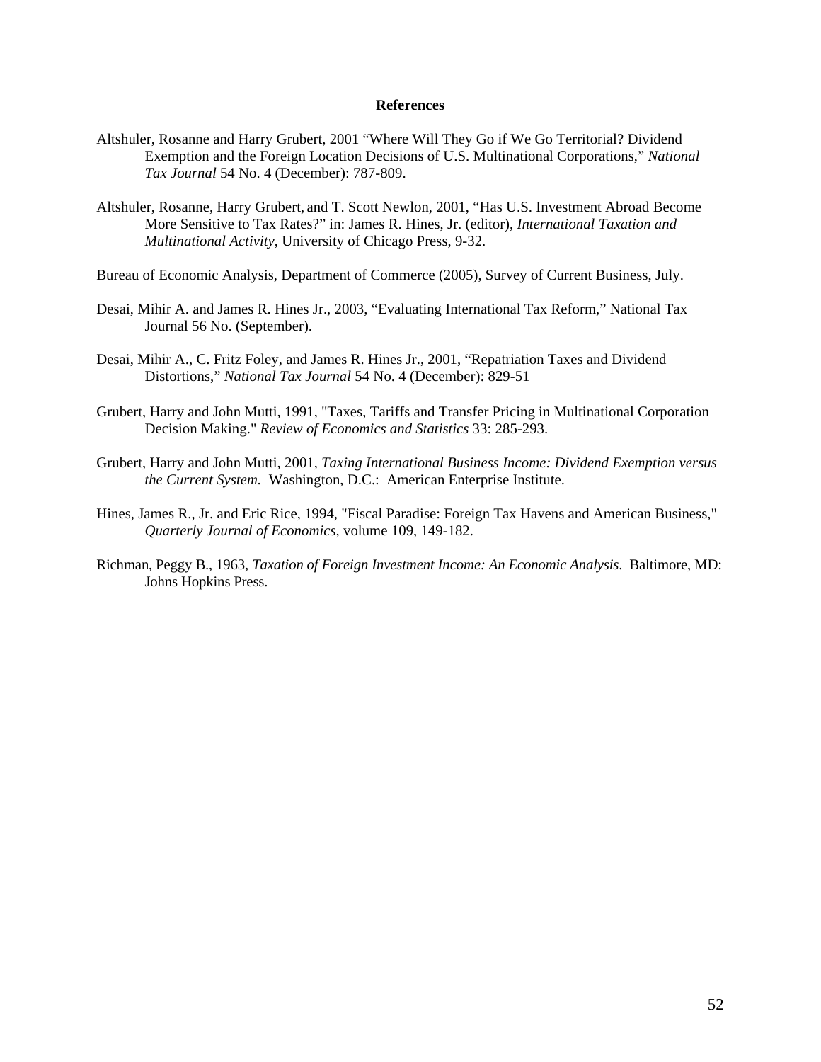## References

Altshuler, Rosanne and Harry Grubert, 2001 “Where Will They Go if We Go Territorial? Dividend Exemption and the Foreign Location Decisions of U.S. Multinational Corporations,” *National Tax Journal* 54 No. 4 (December): 787-809.

Altshuler, Rosanne, Harry Grubert, and T. Scott Newlon, 2001, “Has U.S. Investment Abroad Become More Sensitive to Tax Rates?” in: James R. Hines, Jr. (editor), *International Taxation and Multinational Activity*, University of Chicago Press, 9-32.

Bureau of Economic Analysis, Department of Commerce (2005), Survey of Current Business, July.

Desai, Mihir A. and James R. Hines Jr., 2003, “Evaluating International Tax Reform,” National Tax Journal 56 No. (September).

Desai, Mihir A., C. Fritz Foley, and James R. Hines Jr., 2001, “Repatriation Taxes and Dividend Distortions,” *National Tax Journal* 54 No. 4 (December): 829-51

Grubert, Harry and John Mutti, 1991, "Taxes, Tariffs and Transfer Pricing in Multinational Corporation Decision Making." *Review of Economics and Statistics* 33: 285-293.

Grubert, Harry and John Mutti, 2001, *Taxing International Business Income: Dividend Exemption versus the Current System.* Washington, D.C.: American Enterprise Institute.

Hines, James R., Jr. and Eric Rice, 1994, "Fiscal Paradise: Foreign Tax Havens and American Business," *Quarterly Journal of Economics,* volume 109, 149-182.

Richman, Peggy B., 1963, *Taxation of Foreign Investment Income: An Economic Analysis*. Baltimore, MD: Johns Hopkins Press.